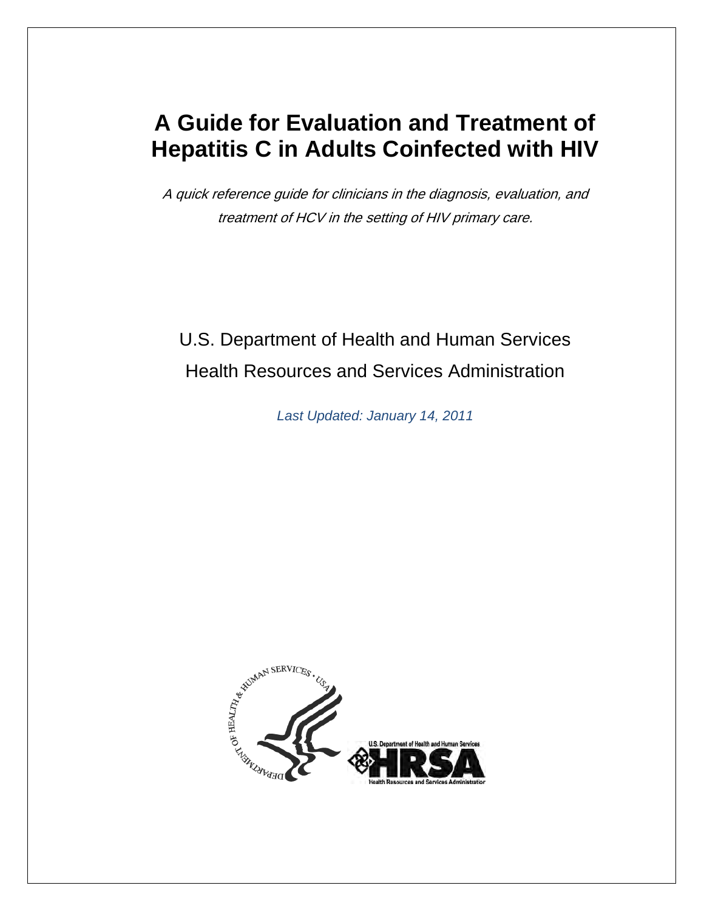# A Guide for Evaluation and Treatment of Hepatitis C in Adults Coinfected with HIV

*A quick reference guide for clinicians in the diagnosis, evaluation, and treatment of HCV in the setting of HIV primary care.*

U.S. Department of Health and Human Services

Health Resources and Services Administration

*Last Updated: January 14, 2011*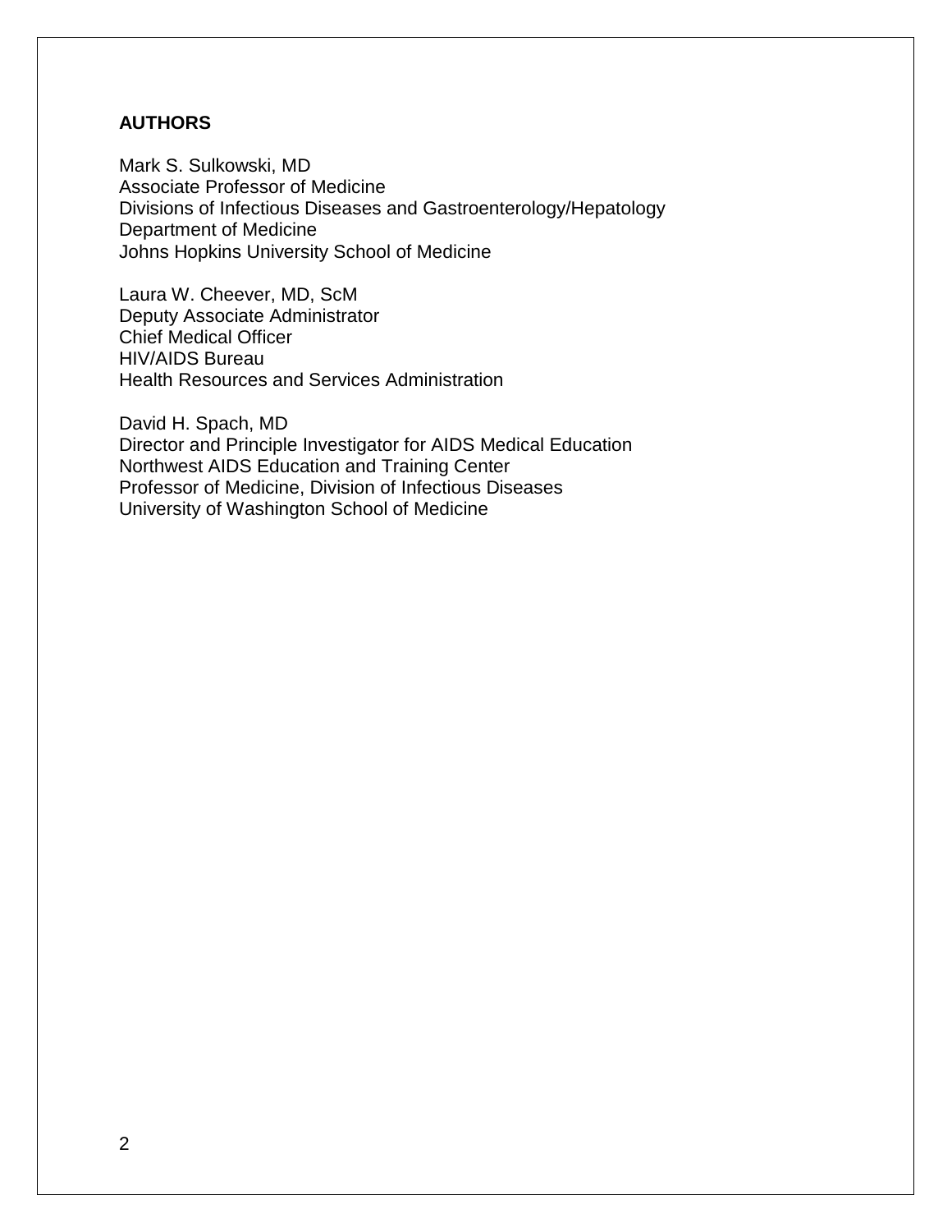## AUTHORS

Mark S. Sulkowski, MD
Associate Professor of Medicine
Divisions of Infectious Diseases and Gastroenterology/Hepatology
Department of Medicine
Johns Hopkins University School of Medicine

Laura W. Cheever, MD, ScM
Deputy Associate Administrator
Chief Medical Officer
HIV/AIDS Bureau
Health Resources and Services Administration

David H. Spach, MD
Director and Principle Investigator for AIDS Medical Education
Northwest AIDS Education and Training Center
Professor of Medicine, Division of Infectious Diseases
University of Washington School of Medicine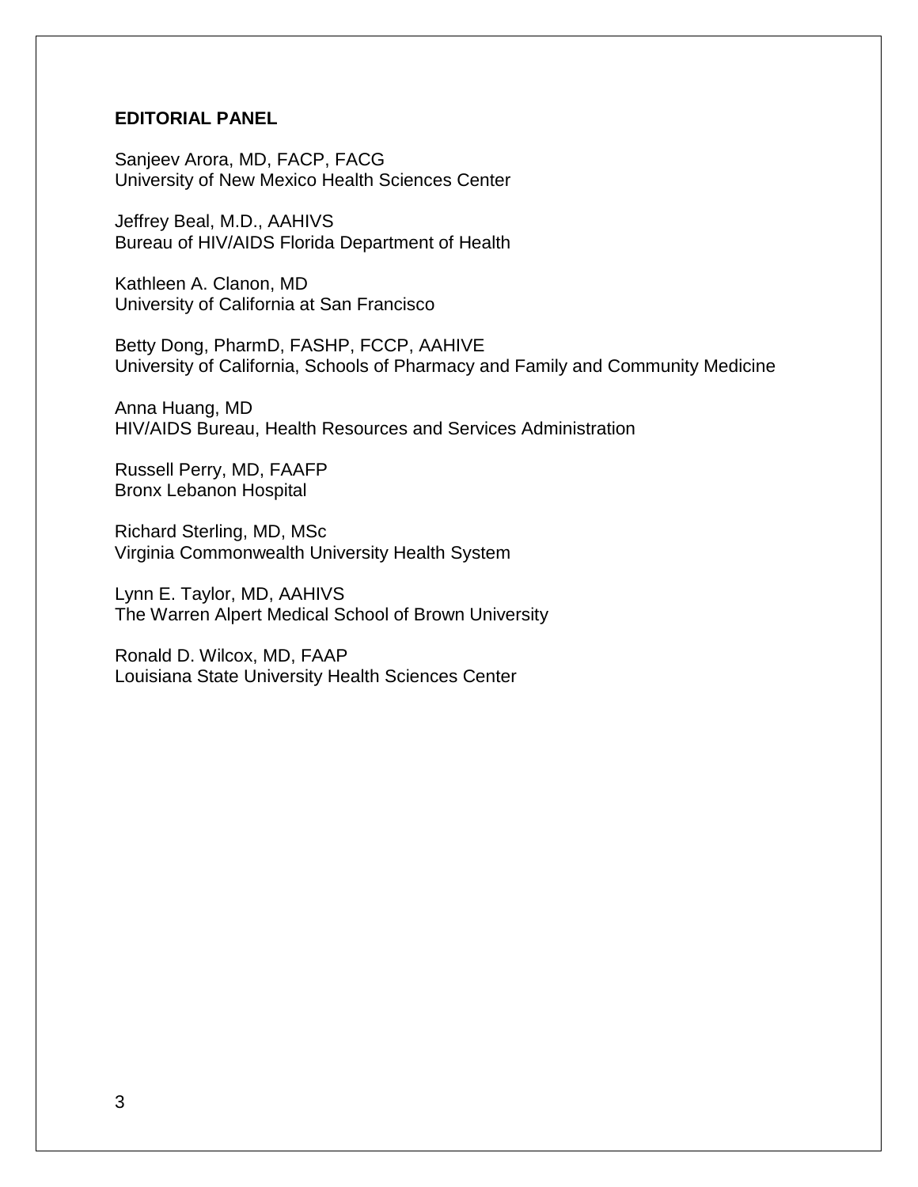**EDITORIAL PANEL**

Sanjeev Arora, MD, FACP, FACG
University of New Mexico Health Sciences Center

Jeffrey Beal, M.D., AAHIVS
Bureau of HIV/AIDS Florida Department of Health

Kathleen A. Clanon, MD
University of California at San Francisco

Betty Dong, PharmD, FASHP, FCCP, AAHIVE
University of California, Schools of Pharmacy and Family and Community Medicine

Anna Huang, MD
HIV/AIDS Bureau, Health Resources and Services Administration

Russell Perry, MD, FAAFP
Bronx Lebanon Hospital

Richard Sterling, MD, MSc
Virginia Commonwealth University Health System

Lynn E. Taylor, MD, AAHIVS
The Warren Alpert Medical School of Brown University

Ronald D. Wilcox, MD, FAAP
Louisiana State University Health Sciences Center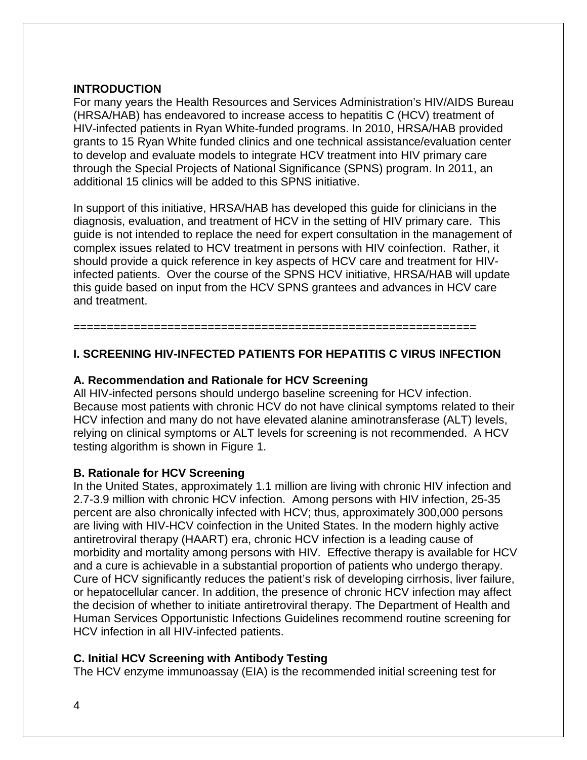## INTRODUCTION

For many years the Health Resources and Services Administration's HIV/AIDS Bureau (HRSA/HAB) has endeavored to increase access to hepatitis C (HCV) treatment of HIV-infected patients in Ryan White-funded programs. In 2010, HRSA/HAB provided grants to 15 Ryan White funded clinics and one technical assistance/evaluation center to develop and evaluate models to integrate HCV treatment into HIV primary care through the Special Projects of National Significance (SPNS) program. In 2011, an additional 15 clinics will be added to this SPNS initiative.

In support of this initiative, HRSA/HAB has developed this guide for clinicians in the diagnosis, evaluation, and treatment of HCV in the setting of HIV primary care. This guide is not intended to replace the need for expert consultation in the management of complex issues related to HCV treatment in persons with HIV coinfection. Rather, it should provide a quick reference in key aspects of HCV care and treatment for HIV-infected patients. Over the course of the SPNS HCV initiative, HRSA/HAB will update this guide based on input from the HCV SPNS grantees and advances in HCV care and treatment.

============================================================

## I. SCREENING HIV-INFECTED PATIENTS FOR HEPATITIS C VIRUS INFECTION

### A. Recommendation and Rationale for HCV Screening

All HIV-infected persons should undergo baseline screening for HCV infection. Because most patients with chronic HCV do not have clinical symptoms related to their HCV infection and many do not have elevated alanine aminotransferase (ALT) levels, relying on clinical symptoms or ALT levels for screening is not recommended. A HCV testing algorithm is shown in Figure 1.

### B. Rationale for HCV Screening

In the United States, approximately 1.1 million are living with chronic HIV infection and 2.7-3.9 million with chronic HCV infection. Among persons with HIV infection, 25-35 percent are also chronically infected with HCV; thus, approximately 300,000 persons are living with HIV-HCV coinfection in the United States. In the modern highly active antiretroviral therapy (HAART) era, chronic HCV infection is a leading cause of morbidity and mortality among persons with HIV. Effective therapy is available for HCV and a cure is achievable in a substantial proportion of patients who undergo therapy. Cure of HCV significantly reduces the patient's risk of developing cirrhosis, liver failure, or hepatocellular cancer. In addition, the presence of chronic HCV infection may affect the decision of whether to initiate antiretroviral therapy. The Department of Health and Human Services Opportunistic Infections Guidelines recommend routine screening for HCV infection in all HIV-infected patients.

### C. Initial HCV Screening with Antibody Testing

The HCV enzyme immunoassay (EIA) is the recommended initial screening test for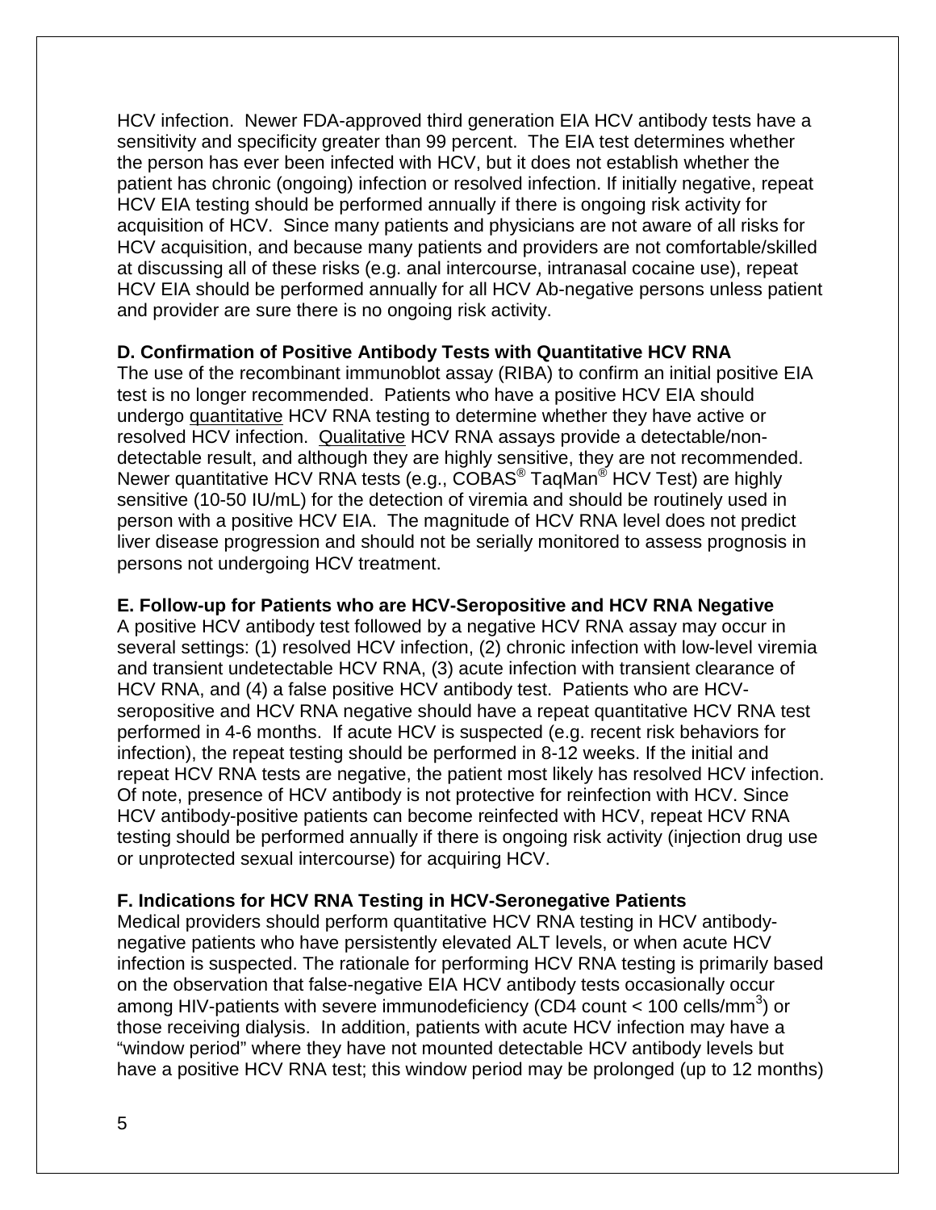HCV infection. Newer FDA-approved third generation EIA HCV antibody tests have a sensitivity and specificity greater than 99 percent. The EIA test determines whether the person has ever been infected with HCV, but it does not establish whether the patient has chronic (ongoing) infection or resolved infection. If initially negative, repeat HCV EIA testing should be performed annually if there is ongoing risk activity for acquisition of HCV. Since many patients and physicians are not aware of all risks for HCV acquisition, and because many patients and providers are not comfortable/skilled at discussing all of these risks (e.g. anal intercourse, intranasal cocaine use), repeat HCV EIA should be performed annually for all HCV Ab-negative persons unless patient and provider are sure there is no ongoing risk activity.

### D. Confirmation of Positive Antibody Tests with Quantitative HCV RNA

The use of the recombinant immunoblot assay (RIBA) to confirm an initial positive EIA test is no longer recommended. Patients who have a positive HCV EIA should undergo quantitative HCV RNA testing to determine whether they have active or resolved HCV infection. Qualitative HCV RNA assays provide a detectable/non-detectable result, and although they are highly sensitive, they are not recommended. Newer quantitative HCV RNA tests (e.g., COBAS® TaqMan® HCV Test) are highly sensitive (10-50 IU/mL) for the detection of viremia and should be routinely used in person with a positive HCV EIA. The magnitude of HCV RNA level does not predict liver disease progression and should not be serially monitored to assess prognosis in persons not undergoing HCV treatment.

### E. Follow-up for Patients who are HCV-Seropositive and HCV RNA Negative

A positive HCV antibody test followed by a negative HCV RNA assay may occur in several settings: (1) resolved HCV infection, (2) chronic infection with low-level viremia and transient undetectable HCV RNA, (3) acute infection with transient clearance of HCV RNA, and (4) a false positive HCV antibody test. Patients who are HCV-seropositive and HCV RNA negative should have a repeat quantitative HCV RNA test performed in 4-6 months. If acute HCV is suspected (e.g. recent risk behaviors for infection), the repeat testing should be performed in 8-12 weeks. If the initial and repeat HCV RNA tests are negative, the patient most likely has resolved HCV infection. Of note, presence of HCV antibody is not protective for reinfection with HCV. Since HCV antibody-positive patients can become reinfected with HCV, repeat HCV RNA testing should be performed annually if there is ongoing risk activity (injection drug use or unprotected sexual intercourse) for acquiring HCV.

### F. Indications for HCV RNA Testing in HCV-Seronegative Patients

Medical providers should perform quantitative HCV RNA testing in HCV antibody-negative patients who have persistently elevated ALT levels, or when acute HCV infection is suspected. The rationale for performing HCV RNA testing is primarily based on the observation that false-negative EIA HCV antibody tests occasionally occur among HIV-patients with severe immunodeficiency (CD4 count < 100 cells/$mm^3$) or those receiving dialysis. In addition, patients with acute HCV infection may have a "window period" where they have not mounted detectable HCV antibody levels but have a positive HCV RNA test; this window period may be prolonged (up to 12 months)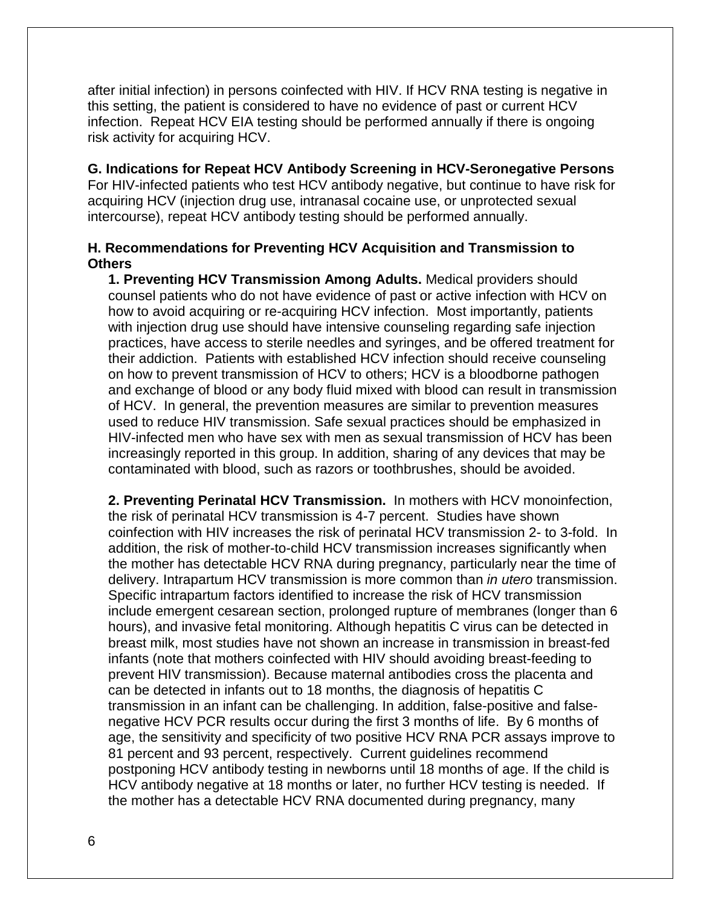after initial infection) in persons coinfected with HIV. If HCV RNA testing is negative in this setting, the patient is considered to have no evidence of past or current HCV infection. Repeat HCV EIA testing should be performed annually if there is ongoing risk activity for acquiring HCV.

**G. Indications for Repeat HCV Antibody Screening in HCV-Seronegative Persons**
For HIV-infected patients who test HCV antibody negative, but continue to have risk for acquiring HCV (injection drug use, intranasal cocaine use, or unprotected sexual intercourse), repeat HCV antibody testing should be performed annually.

**H. Recommendations for Preventing HCV Acquisition and Transmission to Others**

**1. Preventing HCV Transmission Among Adults.** Medical providers should counsel patients who do not have evidence of past or active infection with HCV on how to avoid acquiring or re-acquiring HCV infection. Most importantly, patients with injection drug use should have intensive counseling regarding safe injection practices, have access to sterile needles and syringes, and be offered treatment for their addiction. Patients with established HCV infection should receive counseling on how to prevent transmission of HCV to others; HCV is a bloodborne pathogen and exchange of blood or any body fluid mixed with blood can result in transmission of HCV. In general, the prevention measures are similar to prevention measures used to reduce HIV transmission. Safe sexual practices should be emphasized in HIV-infected men who have sex with men as sexual transmission of HCV has been increasingly reported in this group. In addition, sharing of any devices that may be contaminated with blood, such as razors or toothbrushes, should be avoided.

**2. Preventing Perinatal HCV Transmission.** In mothers with HCV monoinfection, the risk of perinatal HCV transmission is 4-7 percent. Studies have shown coinfection with HIV increases the risk of perinatal HCV transmission 2- to 3-fold. In addition, the risk of mother-to-child HCV transmission increases significantly when the mother has detectable HCV RNA during pregnancy, particularly near the time of delivery. Intrapartum HCV transmission is more common than *in utero* transmission. Specific intrapartum factors identified to increase the risk of HCV transmission include emergent cesarean section, prolonged rupture of membranes (longer than 6 hours), and invasive fetal monitoring. Although hepatitis C virus can be detected in breast milk, most studies have not shown an increase in transmission in breast-fed infants (note that mothers coinfected with HIV should avoiding breast-feeding to prevent HIV transmission). Because maternal antibodies cross the placenta and can be detected in infants out to 18 months, the diagnosis of hepatitis C transmission in an infant can be challenging. In addition, false-positive and false-negative HCV PCR results occur during the first 3 months of life. By 6 months of age, the sensitivity and specificity of two positive HCV RNA PCR assays improve to 81 percent and 93 percent, respectively. Current guidelines recommend postponing HCV antibody testing in newborns until 18 months of age. If the child is HCV antibody negative at 18 months or later, no further HCV testing is needed. If the mother has a detectable HCV RNA documented during pregnancy, many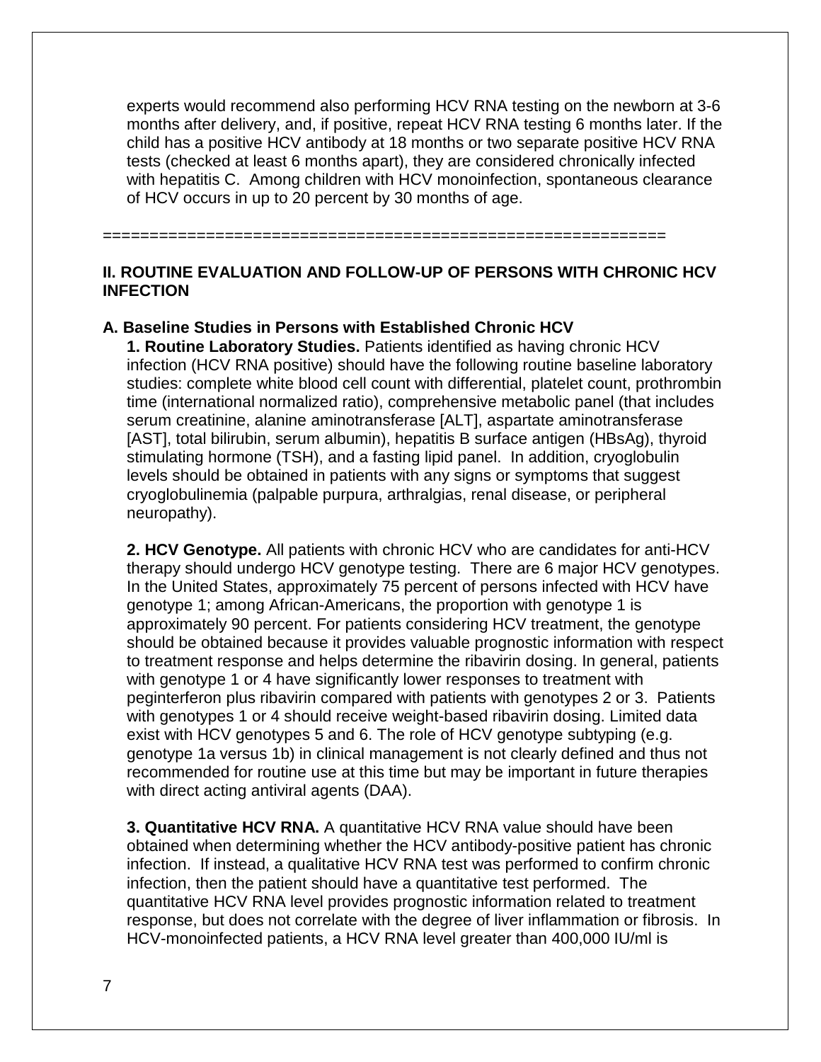experts would recommend also performing HCV RNA testing on the newborn at 3-6 months after delivery, and, if positive, repeat HCV RNA testing 6 months later. If the child has a positive HCV antibody at 18 months or two separate positive HCV RNA tests (checked at least 6 months apart), they are considered chronically infected with hepatitis C. Among children with HCV monoinfection, spontaneous clearance of HCV occurs in up to 20 percent by 30 months of age.

============================================================

## II. ROUTINE EVALUATION AND FOLLOW-UP OF PERSONS WITH CHRONIC HCV INFECTION

### A. Baseline Studies in Persons with Established Chronic HCV

**1. Routine Laboratory Studies.** Patients identified as having chronic HCV infection (HCV RNA positive) should have the following routine baseline laboratory studies: complete white blood cell count with differential, platelet count, prothrombin time (international normalized ratio), comprehensive metabolic panel (that includes serum creatinine, alanine aminotransferase [ALT], aspartate aminotransferase [AST], total bilirubin, serum albumin), hepatitis B surface antigen (HBsAg), thyroid stimulating hormone (TSH), and a fasting lipid panel. In addition, cryoglobulin levels should be obtained in patients with any signs or symptoms that suggest cryoglobulinemia (palpable purpura, arthralgias, renal disease, or peripheral neuropathy).

**2. HCV Genotype.** All patients with chronic HCV who are candidates for anti-HCV therapy should undergo HCV genotype testing. There are 6 major HCV genotypes. In the United States, approximately 75 percent of persons infected with HCV have genotype 1; among African-Americans, the proportion with genotype 1 is approximately 90 percent. For patients considering HCV treatment, the genotype should be obtained because it provides valuable prognostic information with respect to treatment response and helps determine the ribavirin dosing. In general, patients with genotype 1 or 4 have significantly lower responses to treatment with peginterferon plus ribavirin compared with patients with genotypes 2 or 3. Patients with genotypes 1 or 4 should receive weight-based ribavirin dosing. Limited data exist with HCV genotypes 5 and 6. The role of HCV genotype subtyping (e.g. genotype 1a versus 1b) in clinical management is not clearly defined and thus not recommended for routine use at this time but may be important in future therapies with direct acting antiviral agents (DAA).

**3. Quantitative HCV RNA.** A quantitative HCV RNA value should have been obtained when determining whether the HCV antibody-positive patient has chronic infection. If instead, a qualitative HCV RNA test was performed to confirm chronic infection, then the patient should have a quantitative test performed. The quantitative HCV RNA level provides prognostic information related to treatment response, but does not correlate with the degree of liver inflammation or fibrosis. In HCV-monoinfected patients, a HCV RNA level greater than 400,000 IU/ml is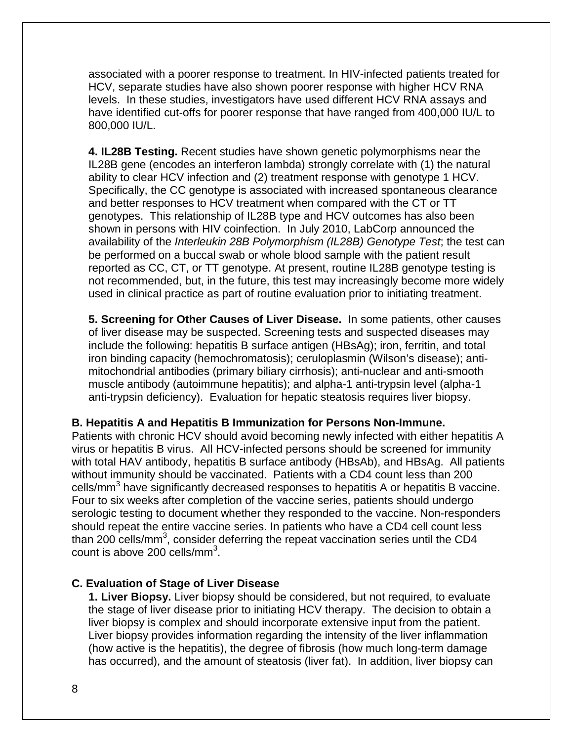associated with a poorer response to treatment. In HIV-infected patients treated for HCV, separate studies have also shown poorer response with higher HCV RNA levels. In these studies, investigators have used different HCV RNA assays and have identified cut-offs for poorer response that have ranged from 400,000 IU/L to 800,000 IU/L.

**4. IL28B Testing.** Recent studies have shown genetic polymorphisms near the IL28B gene (encodes an interferon lambda) strongly correlate with (1) the natural ability to clear HCV infection and (2) treatment response with genotype 1 HCV. Specifically, the CC genotype is associated with increased spontaneous clearance and better responses to HCV treatment when compared with the CT or TT genotypes. This relationship of IL28B type and HCV outcomes has also been shown in persons with HIV coinfection. In July 2010, LabCorp announced the availability of the *Interleukin 28B Polymorphism (IL28B) Genotype Test*; the test can be performed on a buccal swab or whole blood sample with the patient result reported as CC, CT, or TT genotype. At present, routine IL28B genotype testing is not recommended, but, in the future, this test may increasingly become more widely used in clinical practice as part of routine evaluation prior to initiating treatment.

**5. Screening for Other Causes of Liver Disease.** In some patients, other causes of liver disease may be suspected. Screening tests and suspected diseases may include the following: hepatitis B surface antigen (HBsAg); iron, ferritin, and total iron binding capacity (hemochromatosis); ceruloplasmin (Wilson's disease); anti-mitochondrial antibodies (primary biliary cirrhosis); anti-nuclear and anti-smooth muscle antibody (autoimmune hepatitis); and alpha-1 anti-trypsin level (alpha-1 anti-trypsin deficiency). Evaluation for hepatic steatosis requires liver biopsy.

**B. Hepatitis A and Hepatitis B Immunization for Persons Non-Immune.**

Patients with chronic HCV should avoid becoming newly infected with either hepatitis A virus or hepatitis B virus. All HCV-infected persons should be screened for immunity with total HAV antibody, hepatitis B surface antibody (HBsAb), and HBsAg. All patients without immunity should be vaccinated. Patients with a CD4 count less than 200 cells/mm$^3$ have significantly decreased responses to hepatitis A or hepatitis B vaccine. Four to six weeks after completion of the vaccine series, patients should undergo serologic testing to document whether they responded to the vaccine. Non-responders should repeat the entire vaccine series. In patients who have a CD4 cell count less than 200 cells/mm$^3$, consider deferring the repeat vaccination series until the CD4 count is above 200 cells/mm$^3$.

**C. Evaluation of Stage of Liver Disease**

**1. Liver Biopsy.** Liver biopsy should be considered, but not required, to evaluate the stage of liver disease prior to initiating HCV therapy. The decision to obtain a liver biopsy is complex and should incorporate extensive input from the patient. Liver biopsy provides information regarding the intensity of the liver inflammation (how active is the hepatitis), the degree of fibrosis (how much long-term damage has occurred), and the amount of steatosis (liver fat). In addition, liver biopsy can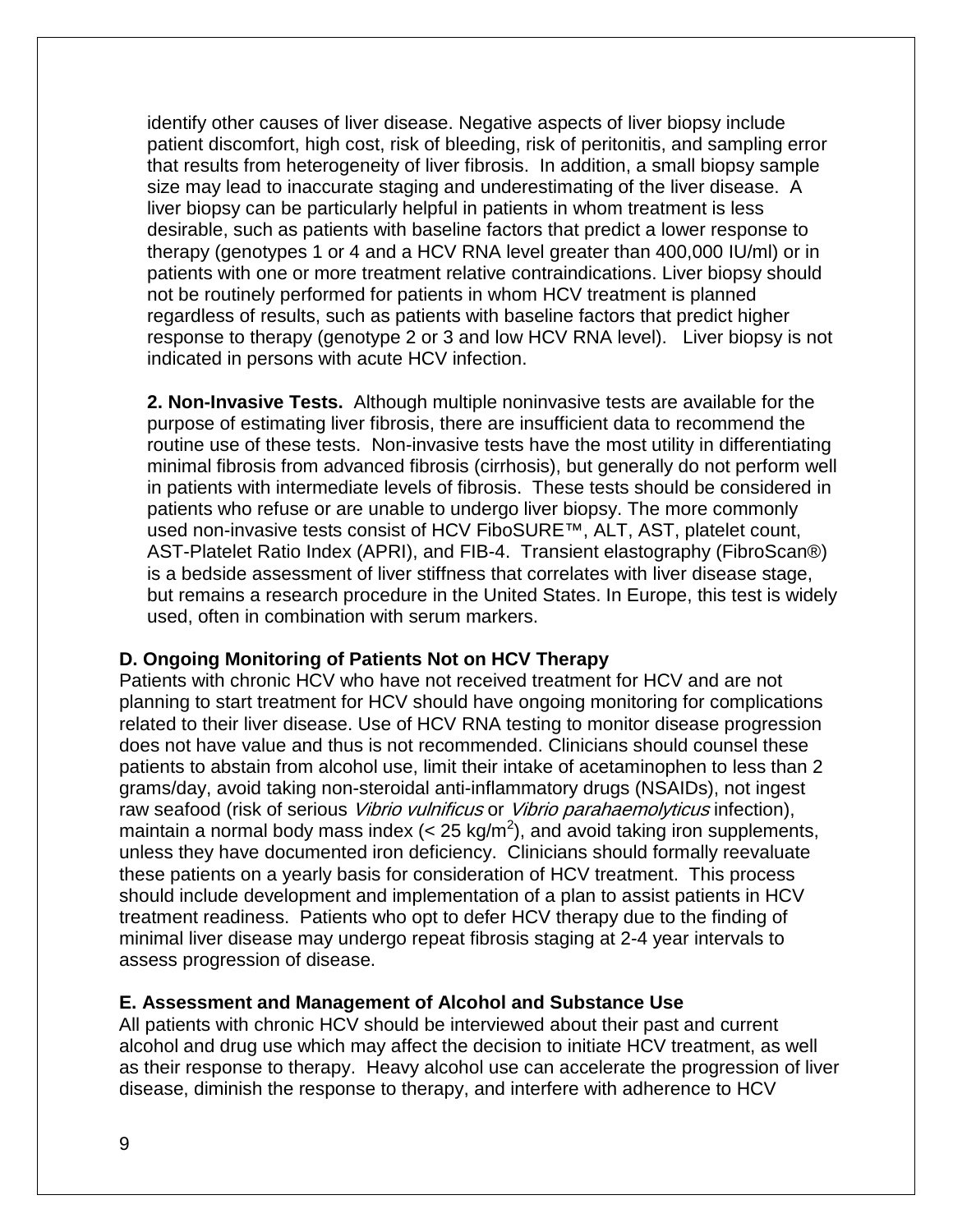identify other causes of liver disease. Negative aspects of liver biopsy include patient discomfort, high cost, risk of bleeding, risk of peritonitis, and sampling error that results from heterogeneity of liver fibrosis. In addition, a small biopsy sample size may lead to inaccurate staging and underestimating of the liver disease. A liver biopsy can be particularly helpful in patients in whom treatment is less desirable, such as patients with baseline factors that predict a lower response to therapy (genotypes 1 or 4 and a HCV RNA level greater than 400,000 IU/ml) or in patients with one or more treatment relative contraindications. Liver biopsy should not be routinely performed for patients in whom HCV treatment is planned regardless of results, such as patients with baseline factors that predict higher response to therapy (genotype 2 or 3 and low HCV RNA level). Liver biopsy is not indicated in persons with acute HCV infection.

**2. Non-Invasive Tests.** Although multiple noninvasive tests are available for the purpose of estimating liver fibrosis, there are insufficient data to recommend the routine use of these tests. Non-invasive tests have the most utility in differentiating minimal fibrosis from advanced fibrosis (cirrhosis), but generally do not perform well in patients with intermediate levels of fibrosis. These tests should be considered in patients who refuse or are unable to undergo liver biopsy. The more commonly used non-invasive tests consist of HCV FiboSURE™, ALT, AST, platelet count, AST-Platelet Ratio Index (APRI), and FIB-4. Transient elastography (FibroScan®) is a bedside assessment of liver stiffness that correlates with liver disease stage, but remains a research procedure in the United States. In Europe, this test is widely used, often in combination with serum markers.

### D. Ongoing Monitoring of Patients Not on HCV Therapy

Patients with chronic HCV who have not received treatment for HCV and are not planning to start treatment for HCV should have ongoing monitoring for complications related to their liver disease. Use of HCV RNA testing to monitor disease progression does not have value and thus is not recommended. Clinicians should counsel these patients to abstain from alcohol use, limit their intake of acetaminophen to less than 2 grams/day, avoid taking non-steroidal anti-inflammatory drugs (NSAIDs), not ingest raw seafood (risk of serious *Vibrio vulnificus* or *Vibrio parahaemolyticus* infection), maintain a normal body mass index ($< 25$ kg/m$^2$), and avoid taking iron supplements, unless they have documented iron deficiency. Clinicians should formally reevaluate these patients on a yearly basis for consideration of HCV treatment. This process should include development and implementation of a plan to assist patients in HCV treatment readiness. Patients who opt to defer HCV therapy due to the finding of minimal liver disease may undergo repeat fibrosis staging at 2-4 year intervals to assess progression of disease.

### E. Assessment and Management of Alcohol and Substance Use

All patients with chronic HCV should be interviewed about their past and current alcohol and drug use which may affect the decision to initiate HCV treatment, as well as their response to therapy. Heavy alcohol use can accelerate the progression of liver disease, diminish the response to therapy, and interfere with adherence to HCV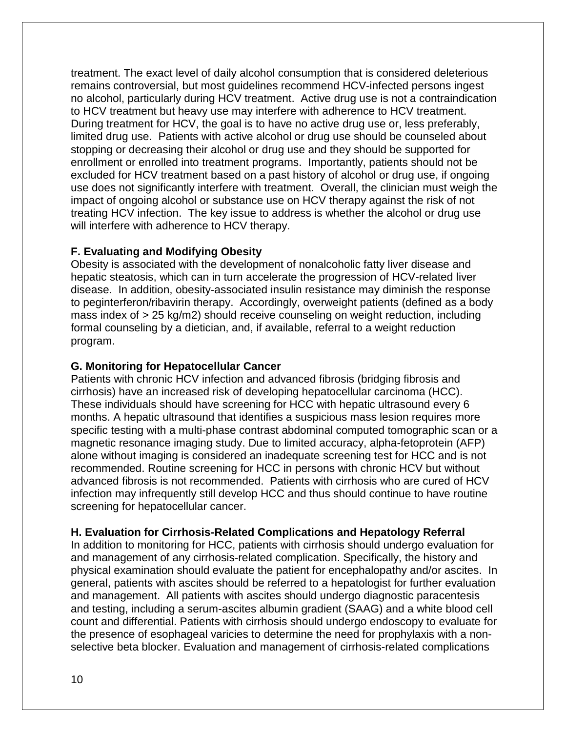treatment. The exact level of daily alcohol consumption that is considered deleterious remains controversial, but most guidelines recommend HCV-infected persons ingest no alcohol, particularly during HCV treatment. Active drug use is not a contraindication to HCV treatment but heavy use may interfere with adherence to HCV treatment. During treatment for HCV, the goal is to have no active drug use or, less preferably, limited drug use. Patients with active alcohol or drug use should be counseled about stopping or decreasing their alcohol or drug use and they should be supported for enrollment or enrolled into treatment programs. Importantly, patients should not be excluded for HCV treatment based on a past history of alcohol or drug use, if ongoing use does not significantly interfere with treatment. Overall, the clinician must weigh the impact of ongoing alcohol or substance use on HCV therapy against the risk of not treating HCV infection. The key issue to address is whether the alcohol or drug use will interfere with adherence to HCV therapy.

**F. Evaluating and Modifying Obesity**

Obesity is associated with the development of nonalcoholic fatty liver disease and hepatic steatosis, which can in turn accelerate the progression of HCV-related liver disease. In addition, obesity-associated insulin resistance may diminish the response to peginterferon/ribavirin therapy. Accordingly, overweight patients (defined as a body mass index of > 25 kg/m2) should receive counseling on weight reduction, including formal counseling by a dietician, and, if available, referral to a weight reduction program.

**G. Monitoring for Hepatocellular Cancer**

Patients with chronic HCV infection and advanced fibrosis (bridging fibrosis and cirrhosis) have an increased risk of developing hepatocellular carcinoma (HCC). These individuals should have screening for HCC with hepatic ultrasound every 6 months. A hepatic ultrasound that identifies a suspicious mass lesion requires more specific testing with a multi-phase contrast abdominal computed tomographic scan or a magnetic resonance imaging study. Due to limited accuracy, alpha-fetoprotein (AFP) alone without imaging is considered an inadequate screening test for HCC and is not recommended. Routine screening for HCC in persons with chronic HCV but without advanced fibrosis is not recommended. Patients with cirrhosis who are cured of HCV infection may infrequently still develop HCC and thus should continue to have routine screening for hepatocellular cancer.

**H. Evaluation for Cirrhosis-Related Complications and Hepatology Referral**

In addition to monitoring for HCC, patients with cirrhosis should undergo evaluation for and management of any cirrhosis-related complication. Specifically, the history and physical examination should evaluate the patient for encephalopathy and/or ascites. In general, patients with ascites should be referred to a hepatologist for further evaluation and management. All patients with ascites should undergo diagnostic paracentesis and testing, including a serum-ascites albumin gradient (SAAG) and a white blood cell count and differential. Patients with cirrhosis should undergo endoscopy to evaluate for the presence of esophageal varicies to determine the need for prophylaxis with a non-selective beta blocker. Evaluation and management of cirrhosis-related complications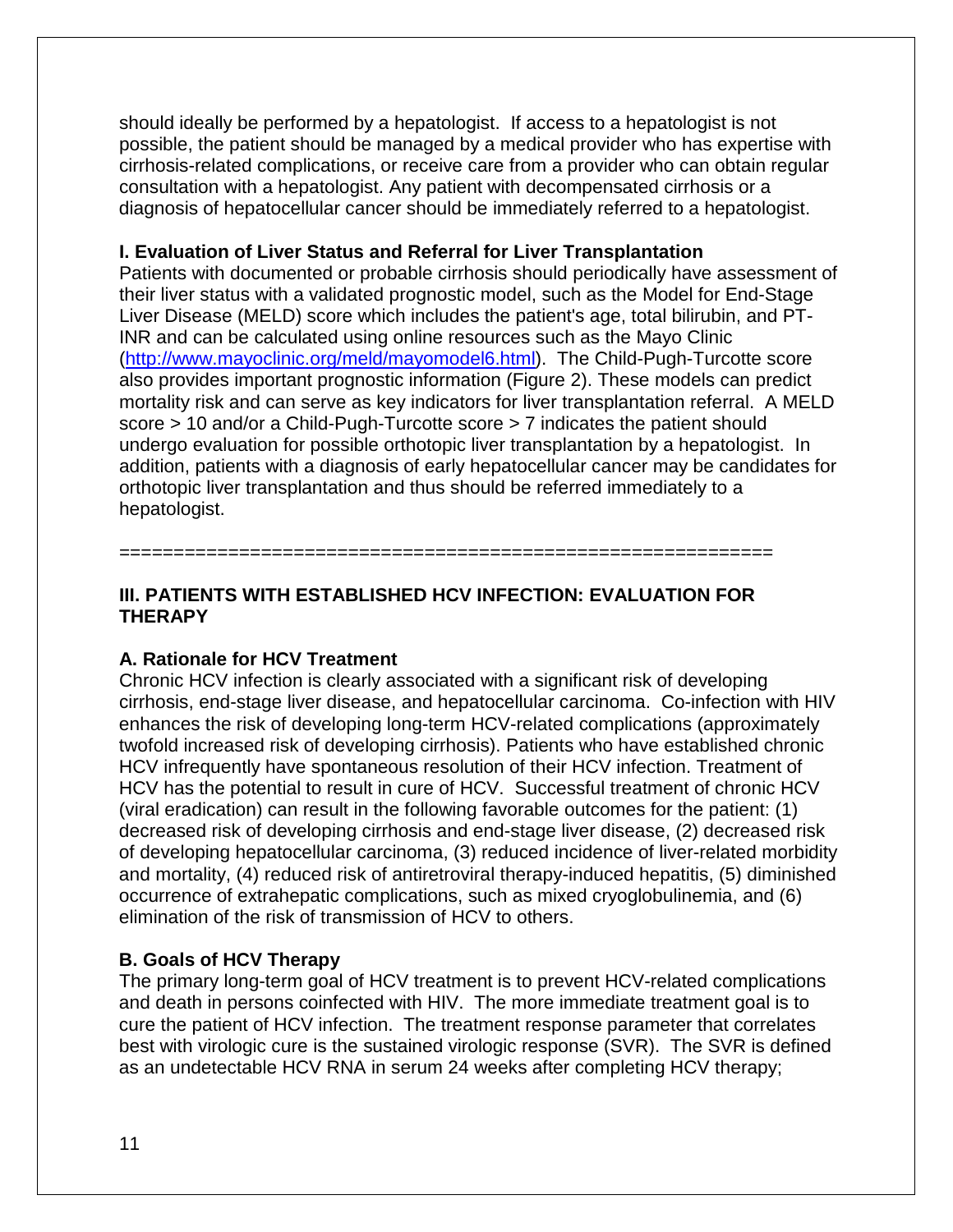should ideally be performed by a hepatologist. If access to a hepatologist is not possible, the patient should be managed by a medical provider who has expertise with cirrhosis-related complications, or receive care from a provider who can obtain regular consultation with a hepatologist. Any patient with decompensated cirrhosis or a diagnosis of hepatocellular cancer should be immediately referred to a hepatologist.

### I. Evaluation of Liver Status and Referral for Liver Transplantation

Patients with documented or probable cirrhosis should periodically have assessment of their liver status with a validated prognostic model, such as the Model for End-Stage Liver Disease (MELD) score which includes the patient's age, total bilirubin, and PT-INR and can be calculated using online resources such as the Mayo Clinic (http://www.mayoclinic.org/meld/mayomodel6.html). The Child-Pugh-Turcotte score also provides important prognostic information (Figure 2). These models can predict mortality risk and can serve as key indicators for liver transplantation referral. A MELD score > 10 and/or a Child-Pugh-Turcotte score > 7 indicates the patient should undergo evaluation for possible orthotopic liver transplantation by a hepatologist. In addition, patients with a diagnosis of early hepatocellular cancer may be candidates for orthotopic liver transplantation and thus should be referred immediately to a hepatologist.

==========================================================

## III. PATIENTS WITH ESTABLISHED HCV INFECTION: EVALUATION FOR THERAPY

### A. Rationale for HCV Treatment

Chronic HCV infection is clearly associated with a significant risk of developing cirrhosis, end-stage liver disease, and hepatocellular carcinoma. Co-infection with HIV enhances the risk of developing long-term HCV-related complications (approximately twofold increased risk of developing cirrhosis). Patients who have established chronic HCV infrequently have spontaneous resolution of their HCV infection. Treatment of HCV has the potential to result in cure of HCV. Successful treatment of chronic HCV (viral eradication) can result in the following favorable outcomes for the patient: (1) decreased risk of developing cirrhosis and end-stage liver disease, (2) decreased risk of developing hepatocellular carcinoma, (3) reduced incidence of liver-related morbidity and mortality, (4) reduced risk of antiretroviral therapy-induced hepatitis, (5) diminished occurrence of extrahepatic complications, such as mixed cryoglobulinemia, and (6) elimination of the risk of transmission of HCV to others.

### B. Goals of HCV Therapy

The primary long-term goal of HCV treatment is to prevent HCV-related complications and death in persons coinfected with HIV. The more immediate treatment goal is to cure the patient of HCV infection. The treatment response parameter that correlates best with virologic cure is the sustained virologic response (SVR). The SVR is defined as an undetectable HCV RNA in serum 24 weeks after completing HCV therapy;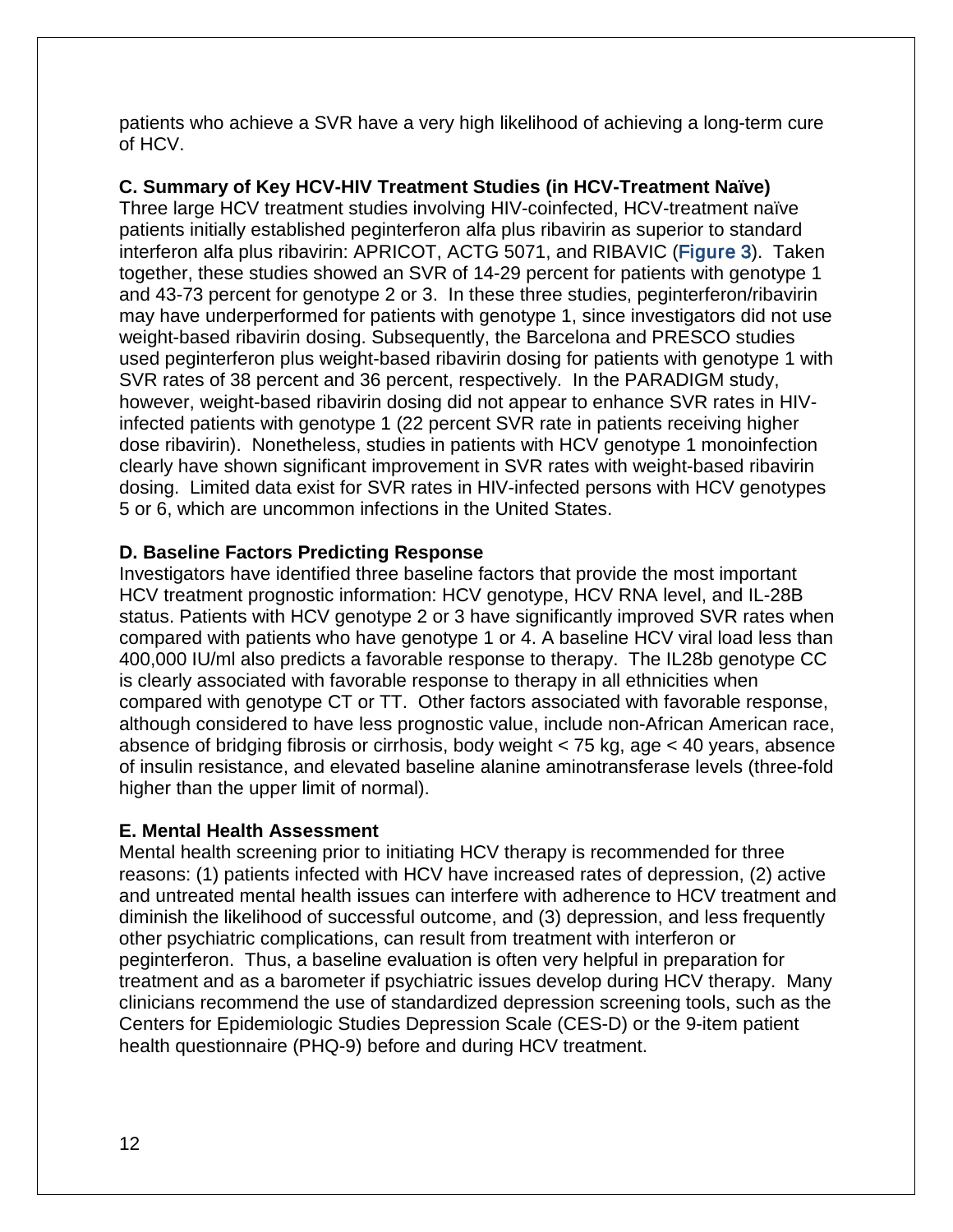patients who achieve a SVR have a very high likelihood of achieving a long-term cure of HCV.

### C. Summary of Key HCV-HIV Treatment Studies (in HCV-Treatment Naïve)

Three large HCV treatment studies involving HIV-coinfected, HCV-treatment naïve patients initially established peginterferon alfa plus ribavirin as superior to standard interferon alfa plus ribavirin: APRICOT, ACTG 5071, and RIBAVIC (Figure 3). Taken together, these studies showed an SVR of 14-29 percent for patients with genotype 1 and 43-73 percent for genotype 2 or 3. In these three studies, peginterferon/ribavirin may have underperformed for patients with genotype 1, since investigators did not use weight-based ribavirin dosing. Subsequently, the Barcelona and PRESCO studies used peginterferon plus weight-based ribavirin dosing for patients with genotype 1 with SVR rates of 38 percent and 36 percent, respectively. In the PARADIGM study, however, weight-based ribavirin dosing did not appear to enhance SVR rates in HIV-infected patients with genotype 1 (22 percent SVR rate in patients receiving higher dose ribavirin). Nonetheless, studies in patients with HCV genotype 1 monoinfection clearly have shown significant improvement in SVR rates with weight-based ribavirin dosing. Limited data exist for SVR rates in HIV-infected persons with HCV genotypes 5 or 6, which are uncommon infections in the United States.

### D. Baseline Factors Predicting Response

Investigators have identified three baseline factors that provide the most important HCV treatment prognostic information: HCV genotype, HCV RNA level, and IL-28B status. Patients with HCV genotype 2 or 3 have significantly improved SVR rates when compared with patients who have genotype 1 or 4. A baseline HCV viral load less than 400,000 IU/ml also predicts a favorable response to therapy. The IL28b genotype CC is clearly associated with favorable response to therapy in all ethnicities when compared with genotype CT or TT. Other factors associated with favorable response, although considered to have less prognostic value, include non-African American race, absence of bridging fibrosis or cirrhosis, body weight < 75 kg, age < 40 years, absence of insulin resistance, and elevated baseline alanine aminotransferase levels (three-fold higher than the upper limit of normal).

### E. Mental Health Assessment

Mental health screening prior to initiating HCV therapy is recommended for three reasons: (1) patients infected with HCV have increased rates of depression, (2) active and untreated mental health issues can interfere with adherence to HCV treatment and diminish the likelihood of successful outcome, and (3) depression, and less frequently other psychiatric complications, can result from treatment with interferon or peginterferon. Thus, a baseline evaluation is often very helpful in preparation for treatment and as a barometer if psychiatric issues develop during HCV therapy. Many clinicians recommend the use of standardized depression screening tools, such as the Centers for Epidemiologic Studies Depression Scale (CES-D) or the 9-item patient health questionnaire (PHQ-9) before and during HCV treatment.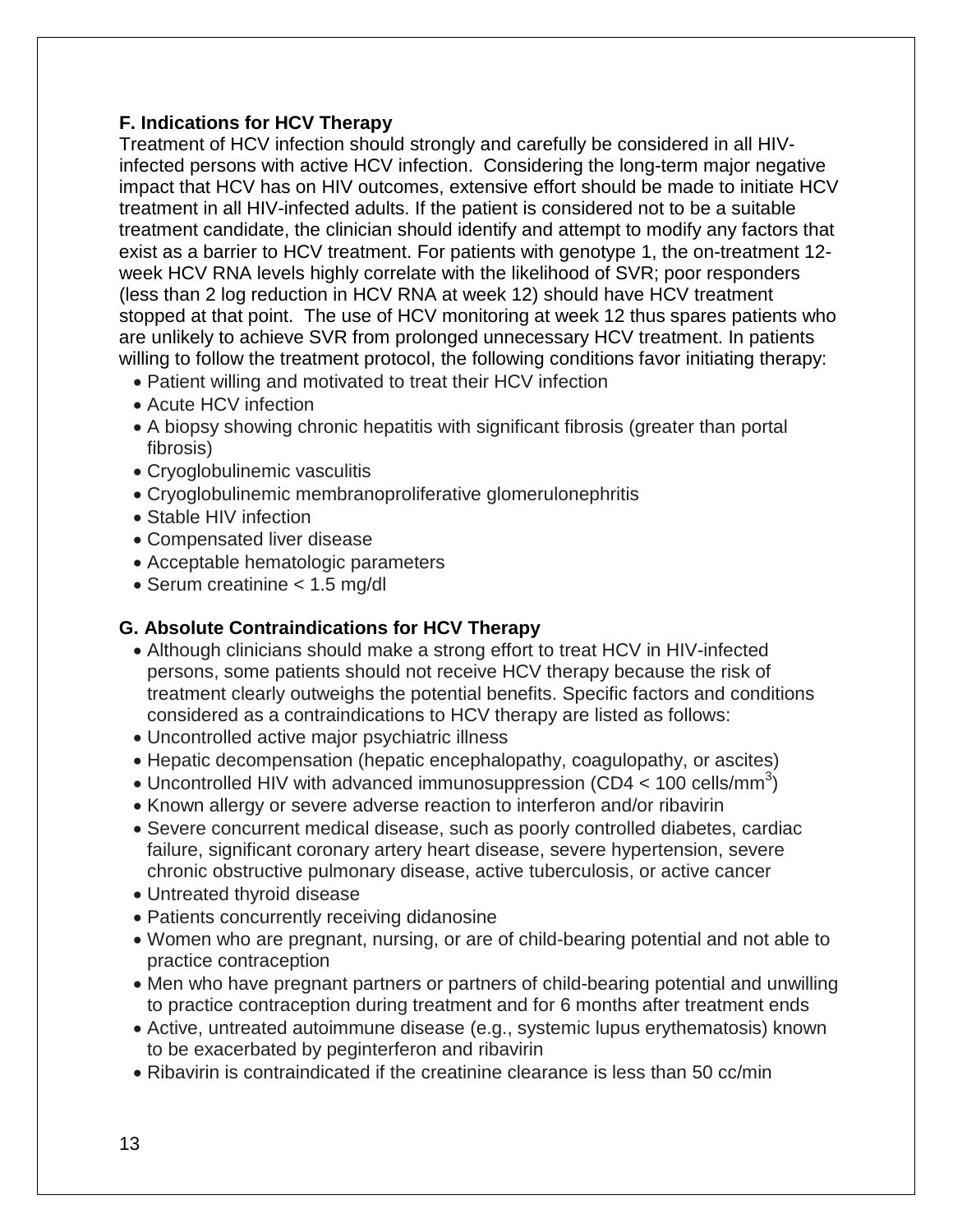### F. Indications for HCV Therapy

Treatment of HCV infection should strongly and carefully be considered in all HIV-infected persons with active HCV infection. Considering the long-term major negative impact that HCV has on HIV outcomes, extensive effort should be made to initiate HCV treatment in all HIV-infected adults. If the patient is considered not to be a suitable treatment candidate, the clinician should identify and attempt to modify any factors that exist as a barrier to HCV treatment. For patients with genotype 1, the on-treatment 12-week HCV RNA levels highly correlate with the likelihood of SVR; poor responders (less than 2 log reduction in HCV RNA at week 12) should have HCV treatment stopped at that point. The use of HCV monitoring at week 12 thus spares patients who are unlikely to achieve SVR from prolonged unnecessary HCV treatment. In patients willing to follow the treatment protocol, the following conditions favor initiating therapy:

- Patient willing and motivated to treat their HCV infection
- Acute HCV infection
- A biopsy showing chronic hepatitis with significant fibrosis (greater than portal fibrosis)
- Cryoglobulinemic vasculitis
- Cryoglobulinemic membranoproliferative glomerulonephritis
- Stable HIV infection
- Compensated liver disease
- Acceptable hematologic parameters
- Serum creatinine < 1.5 mg/dl

### G. Absolute Contraindications for HCV Therapy

- Although clinicians should make a strong effort to treat HCV in HIV-infected persons, some patients should not receive HCV therapy because the risk of treatment clearly outweighs the potential benefits. Specific factors and conditions considered as a contraindications to HCV therapy are listed as follows:
- Uncontrolled active major psychiatric illness
- Hepatic decompensation (hepatic encephalopathy, coagulopathy, or ascites)
- Uncontrolled HIV with advanced immunosuppression (CD4 < 100 cells/$mm^3$)
- Known allergy or severe adverse reaction to interferon and/or ribavirin
- Severe concurrent medical disease, such as poorly controlled diabetes, cardiac failure, significant coronary artery heart disease, severe hypertension, severe chronic obstructive pulmonary disease, active tuberculosis, or active cancer
- Untreated thyroid disease
- Patients concurrently receiving didanosine
- Women who are pregnant, nursing, or are of child-bearing potential and not able to practice contraception
- Men who have pregnant partners or partners of child-bearing potential and unwilling to practice contraception during treatment and for 6 months after treatment ends
- Active, untreated autoimmune disease (e.g., systemic lupus erythematosis) known to be exacerbated by peginterferon and ribavirin
- Ribavirin is contraindicated if the creatinine clearance is less than 50 cc/min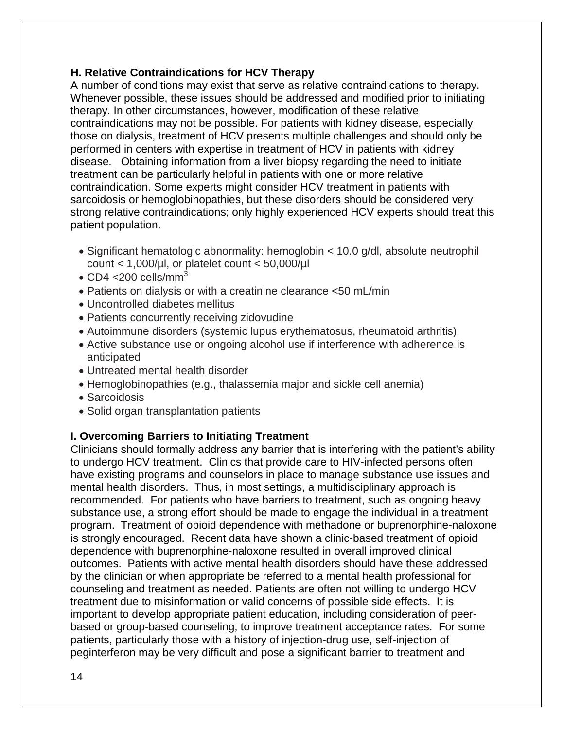### H. Relative Contraindications for HCV Therapy

A number of conditions may exist that serve as relative contraindications to therapy. Whenever possible, these issues should be addressed and modified prior to initiating therapy. In other circumstances, however, modification of these relative contraindications may not be possible. For patients with kidney disease, especially those on dialysis, treatment of HCV presents multiple challenges and should only be performed in centers with expertise in treatment of HCV in patients with kidney disease. Obtaining information from a liver biopsy regarding the need to initiate treatment can be particularly helpful in patients with one or more relative contraindication. Some experts might consider HCV treatment in patients with sarcoidosis or hemoglobinopathies, but these disorders should be considered very strong relative contraindications; only highly experienced HCV experts should treat this patient population.

- Significant hematologic abnormality: hemoglobin < 10.0 g/dl, absolute neutrophil count < 1,000/µl, or platelet count < 50,000/µl
- CD4 <200 cells/mm$^3$
- Patients on dialysis or with a creatinine clearance <50 mL/min
- Uncontrolled diabetes mellitus
- Patients concurrently receiving zidovudine
- Autoimmune disorders (systemic lupus erythematosus, rheumatoid arthritis)
- Active substance use or ongoing alcohol use if interference with adherence is anticipated
- Untreated mental health disorder
- Hemoglobinopathies (e.g., thalassemia major and sickle cell anemia)
- Sarcoidosis
- Solid organ transplantation patients

### I. Overcoming Barriers to Initiating Treatment

Clinicians should formally address any barrier that is interfering with the patient's ability to undergo HCV treatment. Clinics that provide care to HIV-infected persons often have existing programs and counselors in place to manage substance use issues and mental health disorders. Thus, in most settings, a multidisciplinary approach is recommended. For patients who have barriers to treatment, such as ongoing heavy substance use, a strong effort should be made to engage the individual in a treatment program. Treatment of opioid dependence with methadone or buprenorphine-naloxone is strongly encouraged. Recent data have shown a clinic-based treatment of opioid dependence with buprenorphine-naloxone resulted in overall improved clinical outcomes. Patients with active mental health disorders should have these addressed by the clinician or when appropriate be referred to a mental health professional for counseling and treatment as needed. Patients are often not willing to undergo HCV treatment due to misinformation or valid concerns of possible side effects. It is important to develop appropriate patient education, including consideration of peer-based or group-based counseling, to improve treatment acceptance rates. For some patients, particularly those with a history of injection-drug use, self-injection of peginterferon may be very difficult and pose a significant barrier to treatment and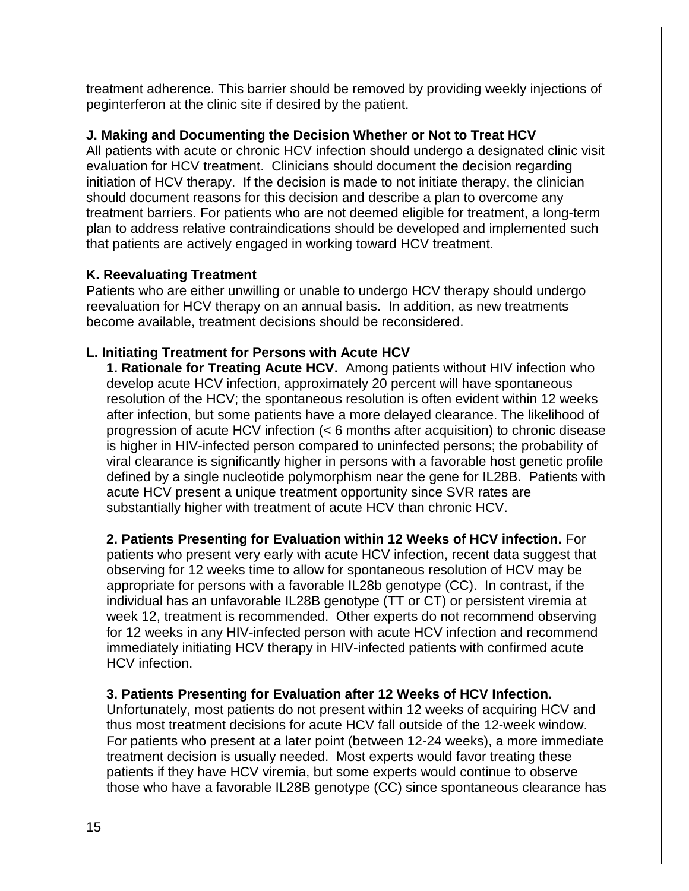treatment adherence. This barrier should be removed by providing weekly injections of peginterferon at the clinic site if desired by the patient.

### J. Making and Documenting the Decision Whether or Not to Treat HCV

All patients with acute or chronic HCV infection should undergo a designated clinic visit evaluation for HCV treatment. Clinicians should document the decision regarding initiation of HCV therapy. If the decision is made to not initiate therapy, the clinician should document reasons for this decision and describe a plan to overcome any treatment barriers. For patients who are not deemed eligible for treatment, a long-term plan to address relative contraindications should be developed and implemented such that patients are actively engaged in working toward HCV treatment.

### K. Reevaluating Treatment

Patients who are either unwilling or unable to undergo HCV therapy should undergo reevaluation for HCV therapy on an annual basis. In addition, as new treatments become available, treatment decisions should be reconsidered.

### L. Initiating Treatment for Persons with Acute HCV

**1. Rationale for Treating Acute HCV.** Among patients without HIV infection who develop acute HCV infection, approximately 20 percent will have spontaneous resolution of the HCV; the spontaneous resolution is often evident within 12 weeks after infection, but some patients have a more delayed clearance. The likelihood of progression of acute HCV infection (< 6 months after acquisition) to chronic disease is higher in HIV-infected person compared to uninfected persons; the probability of viral clearance is significantly higher in persons with a favorable host genetic profile defined by a single nucleotide polymorphism near the gene for IL28B. Patients with acute HCV present a unique treatment opportunity since SVR rates are substantially higher with treatment of acute HCV than chronic HCV.

**2. Patients Presenting for Evaluation within 12 Weeks of HCV infection.** For patients who present very early with acute HCV infection, recent data suggest that observing for 12 weeks time to allow for spontaneous resolution of HCV may be appropriate for persons with a favorable IL28b genotype (CC). In contrast, if the individual has an unfavorable IL28B genotype (TT or CT) or persistent viremia at week 12, treatment is recommended. Other experts do not recommend observing for 12 weeks in any HIV-infected person with acute HCV infection and recommend immediately initiating HCV therapy in HIV-infected patients with confirmed acute HCV infection.

**3. Patients Presenting for Evaluation after 12 Weeks of HCV Infection.** Unfortunately, most patients do not present within 12 weeks of acquiring HCV and thus most treatment decisions for acute HCV fall outside of the 12-week window. For patients who present at a later point (between 12-24 weeks), a more immediate treatment decision is usually needed. Most experts would favor treating these patients if they have HCV viremia, but some experts would continue to observe those who have a favorable IL28B genotype (CC) since spontaneous clearance has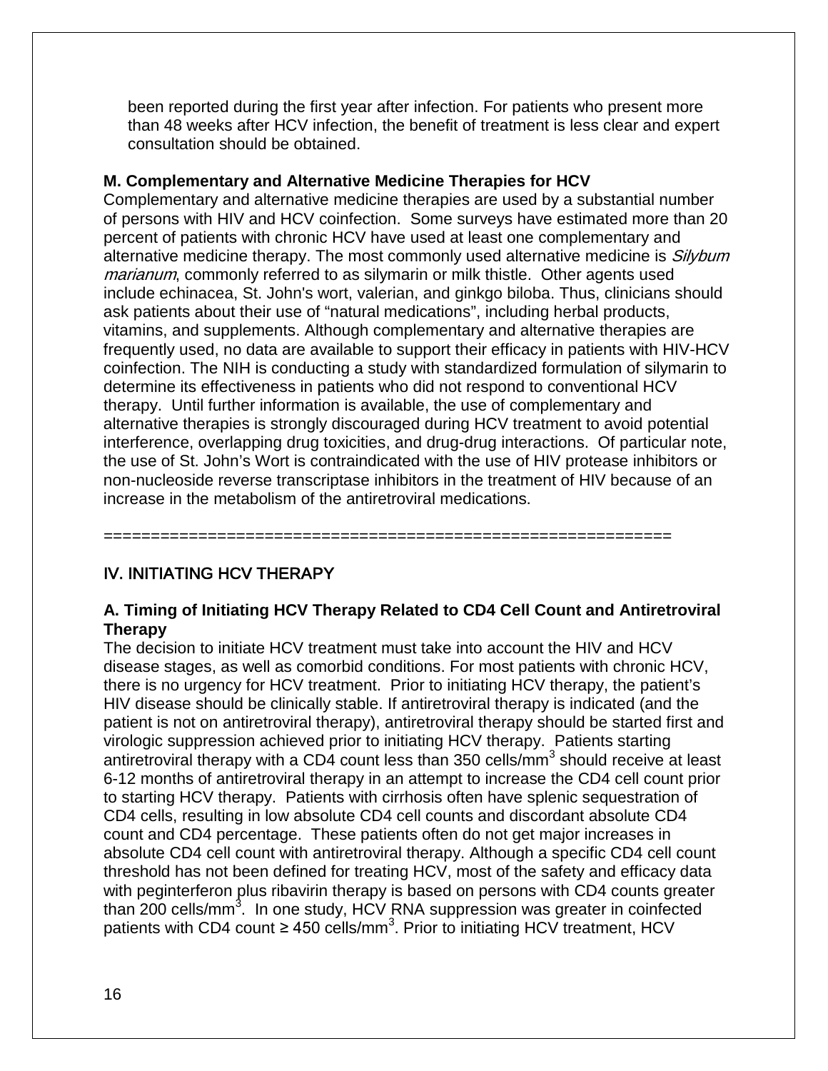been reported during the first year after infection. For patients who present more than 48 weeks after HCV infection, the benefit of treatment is less clear and expert consultation should be obtained.

### M. Complementary and Alternative Medicine Therapies for HCV

Complementary and alternative medicine therapies are used by a substantial number of persons with HIV and HCV coinfection. Some surveys have estimated more than 20 percent of patients with chronic HCV have used at least one complementary and alternative medicine therapy. The most commonly used alternative medicine is *Silybum marianum*, commonly referred to as silymarin or milk thistle. Other agents used include echinacea, St. John's wort, valerian, and ginkgo biloba. Thus, clinicians should ask patients about their use of "natural medications", including herbal products, vitamins, and supplements. Although complementary and alternative therapies are frequently used, no data are available to support their efficacy in patients with HIV-HCV coinfection. The NIH is conducting a study with standardized formulation of silymarin to determine its effectiveness in patients who did not respond to conventional HCV therapy. Until further information is available, the use of complementary and alternative therapies is strongly discouraged during HCV treatment to avoid potential interference, overlapping drug toxicities, and drug-drug interactions. Of particular note, the use of St. John's Wort is contraindicated with the use of HIV protease inhibitors or non-nucleoside reverse transcriptase inhibitors in the treatment of HIV because of an increase in the metabolism of the antiretroviral medications.

============================================================

## IV. INITIATING HCV THERAPY

### A. Timing of Initiating HCV Therapy Related to CD4 Cell Count and Antiretroviral Therapy

The decision to initiate HCV treatment must take into account the HIV and HCV disease stages, as well as comorbid conditions. For most patients with chronic HCV, there is no urgency for HCV treatment. Prior to initiating HCV therapy, the patient's HIV disease should be clinically stable. If antiretroviral therapy is indicated (and the patient is not on antiretroviral therapy), antiretroviral therapy should be started first and virologic suppression achieved prior to initiating HCV therapy. Patients starting antiretroviral therapy with a CD4 count less than 350 cells/mm$^3$ should receive at least 6-12 months of antiretroviral therapy in an attempt to increase the CD4 cell count prior to starting HCV therapy. Patients with cirrhosis often have splenic sequestration of CD4 cells, resulting in low absolute CD4 cell counts and discordant absolute CD4 count and CD4 percentage. These patients often do not get major increases in absolute CD4 cell count with antiretroviral therapy. Although a specific CD4 cell count threshold has not been defined for treating HCV, most of the safety and efficacy data with peginterferon plus ribavirin therapy is based on persons with CD4 counts greater than 200 cells/mm$^3$. In one study, HCV RNA suppression was greater in coinfected patients with CD4 count ≥ 450 cells/mm$^3$. Prior to initiating HCV treatment, HCV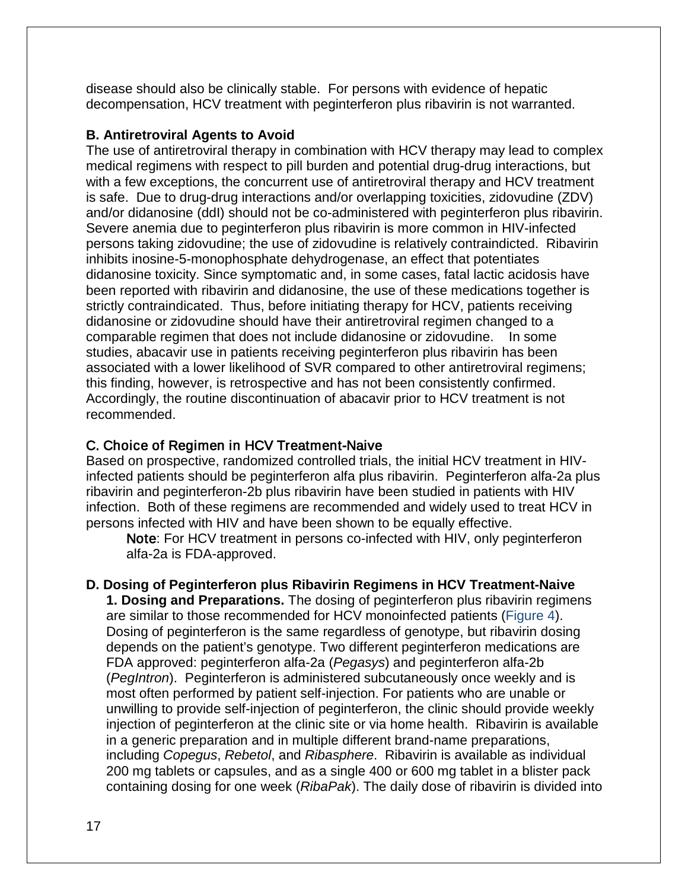disease should also be clinically stable. For persons with evidence of hepatic decompensation, HCV treatment with peginterferon plus ribavirin is not warranted.

### B. Antiretroviral Agents to Avoid

The use of antiretroviral therapy in combination with HCV therapy may lead to complex medical regimens with respect to pill burden and potential drug-drug interactions, but with a few exceptions, the concurrent use of antiretroviral therapy and HCV treatment is safe. Due to drug-drug interactions and/or overlapping toxicities, zidovudine (ZDV) and/or didanosine (ddI) should not be co-administered with peginterferon plus ribavirin. Severe anemia due to peginterferon plus ribavirin is more common in HIV-infected persons taking zidovudine; the use of zidovudine is relatively contraindicted. Ribavirin inhibits inosine-5-monophosphate dehydrogenase, an effect that potentiates didanosine toxicity. Since symptomatic and, in some cases, fatal lactic acidosis have been reported with ribavirin and didanosine, the use of these medications together is strictly contraindicated. Thus, before initiating therapy for HCV, patients receiving didanosine or zidovudine should have their antiretroviral regimen changed to a comparable regimen that does not include didanosine or zidovudine. In some studies, abacavir use in patients receiving peginterferon plus ribavirin has been associated with a lower likelihood of SVR compared to other antiretroviral regimens; this finding, however, is retrospective and has not been consistently confirmed. Accordingly, the routine discontinuation of abacavir prior to HCV treatment is not recommended.

### C. Choice of Regimen in HCV Treatment-Naive

Based on prospective, randomized controlled trials, the initial HCV treatment in HIV-infected patients should be peginterferon alfa plus ribavirin. Peginterferon alfa-2a plus ribavirin and peginterferon-2b plus ribavirin have been studied in patients with HIV infection. Both of these regimens are recommended and widely used to treat HCV in persons infected with HIV and have been shown to be equally effective.

> **Note**: For HCV treatment in persons co-infected with HIV, only peginterferon alfa-2a is FDA-approved.

### D. Dosing of Peginterferon plus Ribavirin Regimens in HCV Treatment-Naive

**1. Dosing and Preparations.** The dosing of peginterferon plus ribavirin regimens are similar to those recommended for HCV monoinfected patients (Figure 4). Dosing of peginterferon is the same regardless of genotype, but ribavirin dosing depends on the patient's genotype. Two different peginterferon medications are FDA approved: peginterferon alfa-2a (*Pegasys*) and peginterferon alfa-2b (*PegIntron*). Peginterferon is administered subcutaneously once weekly and is most often performed by patient self-injection. For patients who are unable or unwilling to provide self-injection of peginterferon, the clinic should provide weekly injection of peginterferon at the clinic site or via home health. Ribavirin is available in a generic preparation and in multiple different brand-name preparations, including *Copegus*, *Rebetol*, and *Ribasphere*. Ribavirin is available as individual 200 mg tablets or capsules, and as a single 400 or 600 mg tablet in a blister pack containing dosing for one week (*RibaPak*). The daily dose of ribavirin is divided into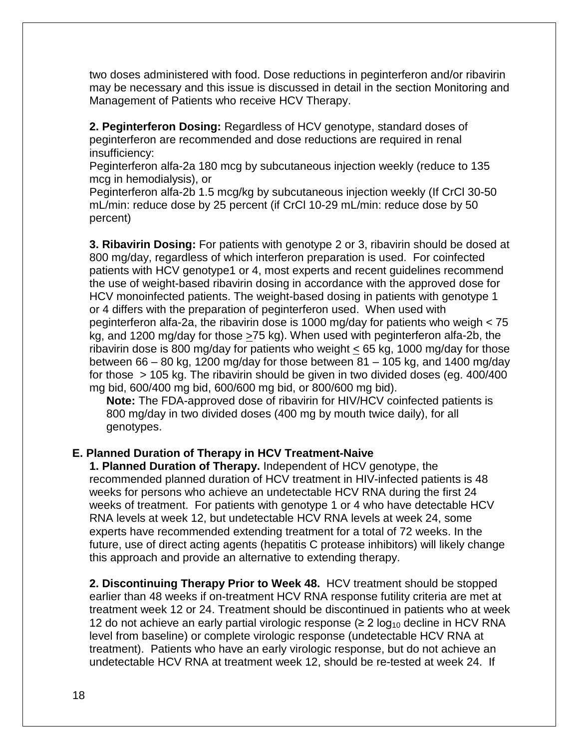two doses administered with food. Dose reductions in peginterferon and/or ribavirin may be necessary and this issue is discussed in detail in the section Monitoring and Management of Patients who receive HCV Therapy.

**2. Peginterferon Dosing:** Regardless of HCV genotype, standard doses of peginterferon are recommended and dose reductions are required in renal insufficiency:

Peginterferon alfa-2a 180 mcg by subcutaneous injection weekly (reduce to 135 mcg in hemodialysis), or

Peginterferon alfa-2b 1.5 mcg/kg by subcutaneous injection weekly (If CrCl 30-50 mL/min: reduce dose by 25 percent (if CrCl 10-29 mL/min: reduce dose by 50 percent)

**3. Ribavirin Dosing:** For patients with genotype 2 or 3, ribavirin should be dosed at 800 mg/day, regardless of which interferon preparation is used. For coinfected patients with HCV genotype1 or 4, most experts and recent guidelines recommend the use of weight-based ribavirin dosing in accordance with the approved dose for HCV monoinfected patients. The weight-based dosing in patients with genotype 1 or 4 differs with the preparation of peginterferon used. When used with peginterferon alfa-2a, the ribavirin dose is 1000 mg/day for patients who weigh < 75 kg, and 1200 mg/day for those ≥75 kg). When used with peginterferon alfa-2b, the ribavirin dose is 800 mg/day for patients who weight ≤ 65 kg, 1000 mg/day for those between 66 – 80 kg, 1200 mg/day for those between 81 – 105 kg, and 1400 mg/day for those > 105 kg. The ribavirin should be given in two divided doses (eg. 400/400 mg bid, 600/400 mg bid, 600/600 mg bid, or 800/600 mg bid).

**Note:** The FDA-approved dose of ribavirin for HIV/HCV coinfected patients is 800 mg/day in two divided doses (400 mg by mouth twice daily), for all genotypes.

### E. Planned Duration of Therapy in HCV Treatment-Naive

**1. Planned Duration of Therapy.** Independent of HCV genotype, the recommended planned duration of HCV treatment in HIV-infected patients is 48 weeks for persons who achieve an undetectable HCV RNA during the first 24 weeks of treatment. For patients with genotype 1 or 4 who have detectable HCV RNA levels at week 12, but undetectable HCV RNA levels at week 24, some experts have recommended extending treatment for a total of 72 weeks. In the future, use of direct acting agents (hepatitis C protease inhibitors) will likely change this approach and provide an alternative to extending therapy.

**2. Discontinuing Therapy Prior to Week 48.** HCV treatment should be stopped earlier than 48 weeks if on-treatment HCV RNA response futility criteria are met at treatment week 12 or 24. Treatment should be discontinued in patients who at week 12 do not achieve an early partial virologic response (≥ 2 $\log_{10}$ decline in HCV RNA level from baseline) or complete virologic response (undetectable HCV RNA at treatment). Patients who have an early virologic response, but do not achieve an undetectable HCV RNA at treatment week 12, should be re-tested at week 24. If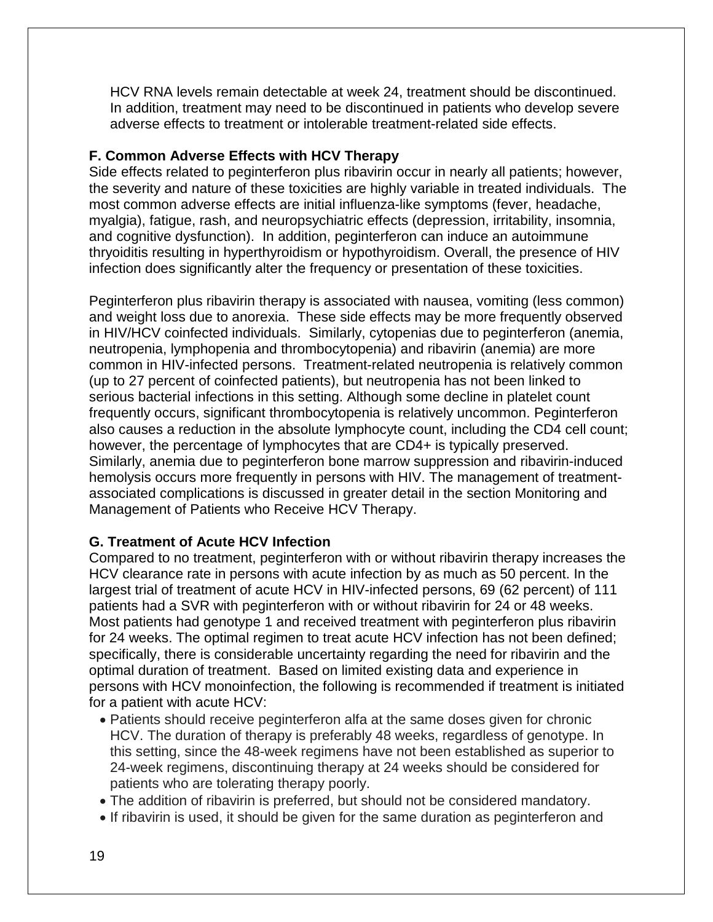HCV RNA levels remain detectable at week 24, treatment should be discontinued. In addition, treatment may need to be discontinued in patients who develop severe adverse effects to treatment or intolerable treatment-related side effects.

### F. Common Adverse Effects with HCV Therapy

Side effects related to peginterferon plus ribavirin occur in nearly all patients; however, the severity and nature of these toxicities are highly variable in treated individuals. The most common adverse effects are initial influenza-like symptoms (fever, headache, myalgia), fatigue, rash, and neuropsychiatric effects (depression, irritability, insomnia, and cognitive dysfunction). In addition, peginterferon can induce an autoimmune thryoiditis resulting in hyperthyroidism or hypothyroidism. Overall, the presence of HIV infection does significantly alter the frequency or presentation of these toxicities.

Peginterferon plus ribavirin therapy is associated with nausea, vomiting (less common) and weight loss due to anorexia. These side effects may be more frequently observed in HIV/HCV coinfected individuals. Similarly, cytopenias due to peginterferon (anemia, neutropenia, lymphopenia and thrombocytopenia) and ribavirin (anemia) are more common in HIV-infected persons. Treatment-related neutropenia is relatively common (up to 27 percent of coinfected patients), but neutropenia has not been linked to serious bacterial infections in this setting. Although some decline in platelet count frequently occurs, significant thrombocytopenia is relatively uncommon. Peginterferon also causes a reduction in the absolute lymphocyte count, including the CD4 cell count; however, the percentage of lymphocytes that are CD4+ is typically preserved. Similarly, anemia due to peginterferon bone marrow suppression and ribavirin-induced hemolysis occurs more frequently in persons with HIV. The management of treatment-associated complications is discussed in greater detail in the section Monitoring and Management of Patients who Receive HCV Therapy.

### G. Treatment of Acute HCV Infection

Compared to no treatment, peginterferon with or without ribavirin therapy increases the HCV clearance rate in persons with acute infection by as much as 50 percent. In the largest trial of treatment of acute HCV in HIV-infected persons, 69 (62 percent) of 111 patients had a SVR with peginterferon with or without ribavirin for 24 or 48 weeks. Most patients had genotype 1 and received treatment with peginterferon plus ribavirin for 24 weeks. The optimal regimen to treat acute HCV infection has not been defined; specifically, there is considerable uncertainty regarding the need for ribavirin and the optimal duration of treatment. Based on limited existing data and experience in persons with HCV monoinfection, the following is recommended if treatment is initiated for a patient with acute HCV:

- Patients should receive peginterferon alfa at the same doses given for chronic HCV. The duration of therapy is preferably 48 weeks, regardless of genotype. In this setting, since the 48-week regimens have not been established as superior to 24-week regimens, discontinuing therapy at 24 weeks should be considered for patients who are tolerating therapy poorly.
- The addition of ribavirin is preferred, but should not be considered mandatory.
- If ribavirin is used, it should be given for the same duration as peginterferon and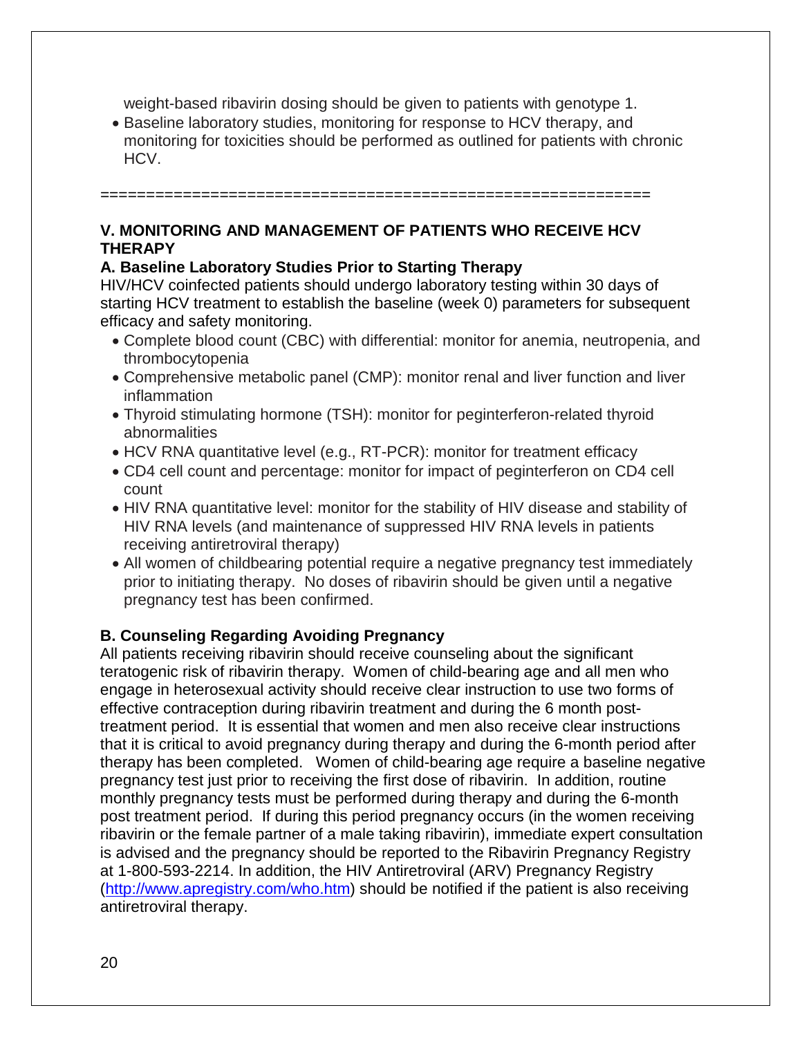weight-based ribavirin dosing should be given to patients with genotype 1.

- Baseline laboratory studies, monitoring for response to HCV therapy, and monitoring for toxicities should be performed as outlined for patients with chronic HCV.

==========================================================

## V. MONITORING AND MANAGEMENT OF PATIENTS WHO RECEIVE HCV THERAPY

### A. Baseline Laboratory Studies Prior to Starting Therapy

HIV/HCV coinfected patients should undergo laboratory testing within 30 days of starting HCV treatment to establish the baseline (week 0) parameters for subsequent efficacy and safety monitoring.

- Complete blood count (CBC) with differential: monitor for anemia, neutropenia, and thrombocytopenia
- Comprehensive metabolic panel (CMP): monitor renal and liver function and liver inflammation
- Thyroid stimulating hormone (TSH): monitor for peginterferon-related thyroid abnormalities
- HCV RNA quantitative level (e.g., RT-PCR): monitor for treatment efficacy
- CD4 cell count and percentage: monitor for impact of peginterferon on CD4 cell count
- HIV RNA quantitative level: monitor for the stability of HIV disease and stability of HIV RNA levels (and maintenance of suppressed HIV RNA levels in patients receiving antiretroviral therapy)
- All women of childbearing potential require a negative pregnancy test immediately prior to initiating therapy. No doses of ribavirin should be given until a negative pregnancy test has been confirmed.

### B. Counseling Regarding Avoiding Pregnancy

All patients receiving ribavirin should receive counseling about the significant teratogenic risk of ribavirin therapy. Women of child-bearing age and all men who engage in heterosexual activity should receive clear instruction to use two forms of effective contraception during ribavirin treatment and during the 6 month post-treatment period. It is essential that women and men also receive clear instructions that it is critical to avoid pregnancy during therapy and during the 6-month period after therapy has been completed. Women of child-bearing age require a baseline negative pregnancy test just prior to receiving the first dose of ribavirin. In addition, routine monthly pregnancy tests must be performed during therapy and during the 6-month post treatment period. If during this period pregnancy occurs (in the women receiving ribavirin or the female partner of a male taking ribavirin), immediate expert consultation is advised and the pregnancy should be reported to the Ribavirin Pregnancy Registry at 1-800-593-2214. In addition, the HIV Antiretroviral (ARV) Pregnancy Registry ([http://www.apregistry.com/who.htm](http://www.apregistry.com/who.htm)) should be notified if the patient is also receiving antiretroviral therapy.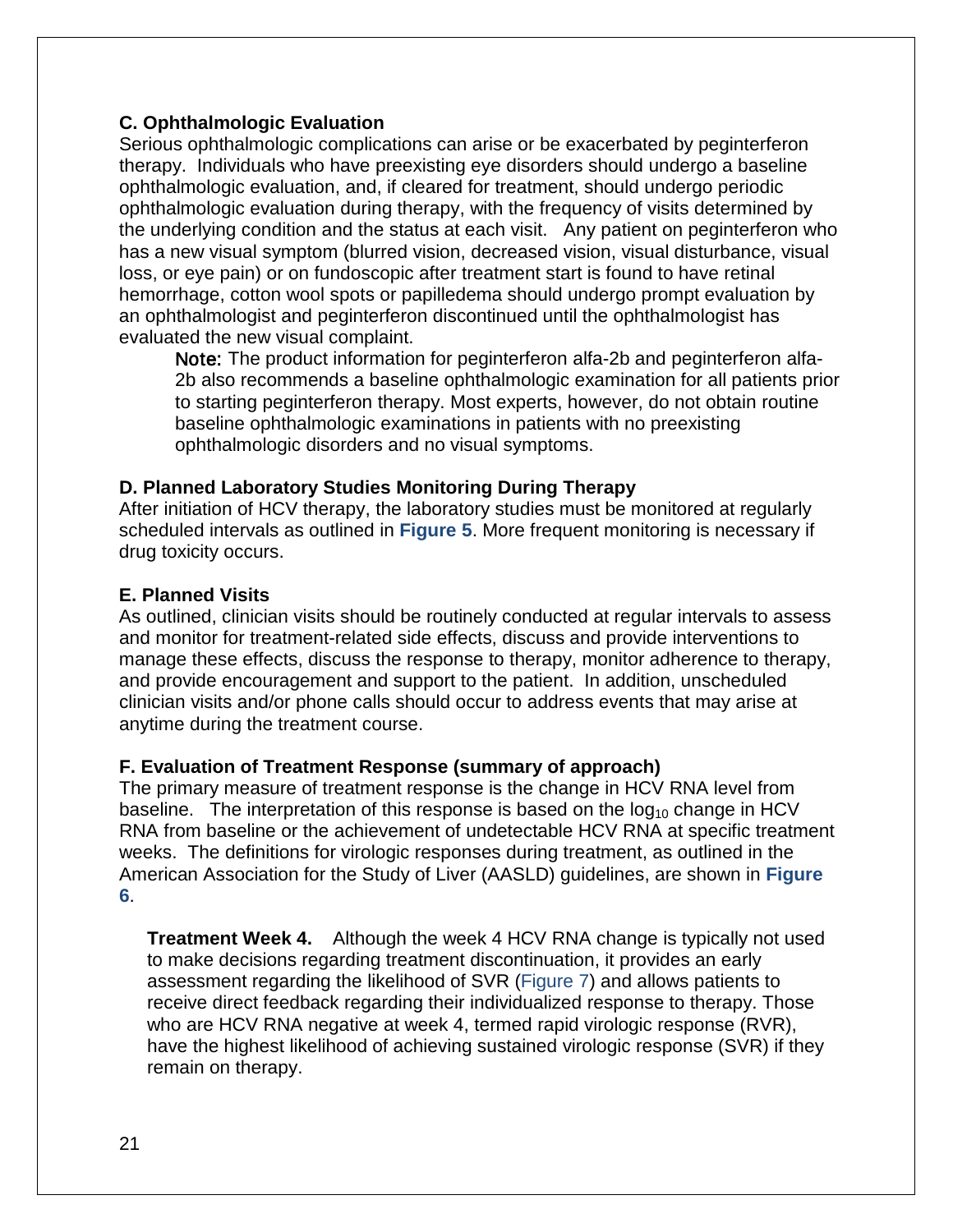### C. Ophthalmologic Evaluation

Serious ophthalmologic complications can arise or be exacerbated by peginterferon therapy. Individuals who have preexisting eye disorders should undergo a baseline ophthalmologic evaluation, and, if cleared for treatment, should undergo periodic ophthalmologic evaluation during therapy, with the frequency of visits determined by the underlying condition and the status at each visit. Any patient on peginterferon who has a new visual symptom (blurred vision, decreased vision, visual disturbance, visual loss, or eye pain) or on fundoscopic after treatment start is found to have retinal hemorrhage, cotton wool spots or papilledema should undergo prompt evaluation by an ophthalmologist and peginterferon discontinued until the ophthalmologist has evaluated the new visual complaint.

> Note: The product information for peginterferon alfa-2b and peginterferon alfa-2b also recommends a baseline ophthalmologic examination for all patients prior to starting peginterferon therapy. Most experts, however, do not obtain routine baseline ophthalmologic examinations in patients with no preexisting ophthalmologic disorders and no visual symptoms.

### D. Planned Laboratory Studies Monitoring During Therapy

After initiation of HCV therapy, the laboratory studies must be monitored at regularly scheduled intervals as outlined in **Figure 5**. More frequent monitoring is necessary if drug toxicity occurs.

### E. Planned Visits

As outlined, clinician visits should be routinely conducted at regular intervals to assess and monitor for treatment-related side effects, discuss and provide interventions to manage these effects, discuss the response to therapy, monitor adherence to therapy, and provide encouragement and support to the patient. In addition, unscheduled clinician visits and/or phone calls should occur to address events that may arise at anytime during the treatment course.

### F. Evaluation of Treatment Response (summary of approach)

The primary measure of treatment response is the change in HCV RNA level from baseline. The interpretation of this response is based on the $\log_{10}$ change in HCV RNA from baseline or the achievement of undetectable HCV RNA at specific treatment weeks. The definitions for virologic responses during treatment, as outlined in the American Association for the Study of Liver (AASLD) guidelines, are shown in **Figure 6**.

**Treatment Week 4.** Although the week 4 HCV RNA change is typically not used to make decisions regarding treatment discontinuation, it provides an early assessment regarding the likelihood of SVR (Figure 7) and allows patients to receive direct feedback regarding their individualized response to therapy. Those who are HCV RNA negative at week 4, termed rapid virologic response (RVR), have the highest likelihood of achieving sustained virologic response (SVR) if they remain on therapy.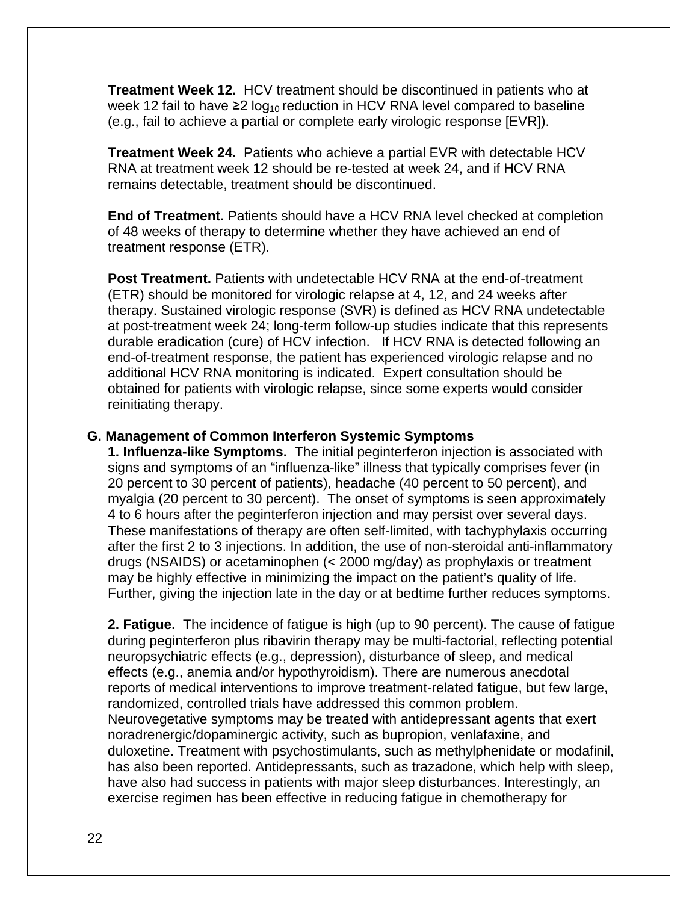**Treatment Week 12.** HCV treatment should be discontinued in patients who at week 12 fail to have ≥2 $\log_{10}$ reduction in HCV RNA level compared to baseline (e.g., fail to achieve a partial or complete early virologic response [EVR]).

**Treatment Week 24.** Patients who achieve a partial EVR with detectable HCV RNA at treatment week 12 should be re-tested at week 24, and if HCV RNA remains detectable, treatment should be discontinued.

**End of Treatment.** Patients should have a HCV RNA level checked at completion of 48 weeks of therapy to determine whether they have achieved an end of treatment response (ETR).

**Post Treatment.** Patients with undetectable HCV RNA at the end-of-treatment (ETR) should be monitored for virologic relapse at 4, 12, and 24 weeks after therapy. Sustained virologic response (SVR) is defined as HCV RNA undetectable at post-treatment week 24; long-term follow-up studies indicate that this represents durable eradication (cure) of HCV infection. If HCV RNA is detected following an end-of-treatment response, the patient has experienced virologic relapse and no additional HCV RNA monitoring is indicated. Expert consultation should be obtained for patients with virologic relapse, since some experts would consider reinitiating therapy.

### G. Management of Common Interferon Systemic Symptoms

**1. Influenza-like Symptoms.** The initial peginterferon injection is associated with signs and symptoms of an "influenza-like" illness that typically comprises fever (in 20 percent to 30 percent of patients), headache (40 percent to 50 percent), and myalgia (20 percent to 30 percent). The onset of symptoms is seen approximately 4 to 6 hours after the peginterferon injection and may persist over several days. These manifestations of therapy are often self-limited, with tachyphylaxis occurring after the first 2 to 3 injections. In addition, the use of non-steroidal anti-inflammatory drugs (NSAIDS) or acetaminophen (< 2000 mg/day) as prophylaxis or treatment may be highly effective in minimizing the impact on the patient's quality of life. Further, giving the injection late in the day or at bedtime further reduces symptoms.

**2. Fatigue.** The incidence of fatigue is high (up to 90 percent). The cause of fatigue during peginterferon plus ribavirin therapy may be multi-factorial, reflecting potential neuropsychiatric effects (e.g., depression), disturbance of sleep, and medical effects (e.g., anemia and/or hypothyroidism). There are numerous anecdotal reports of medical interventions to improve treatment-related fatigue, but few large, randomized, controlled trials have addressed this common problem. Neurovegetative symptoms may be treated with antidepressant agents that exert noradrenergic/dopaminergic activity, such as bupropion, venlafaxine, and duloxetine. Treatment with psychostimulants, such as methylphenidate or modafinil, has also been reported. Antidepressants, such as trazadone, which help with sleep, have also had success in patients with major sleep disturbances. Interestingly, an exercise regimen has been effective in reducing fatigue in chemotherapy for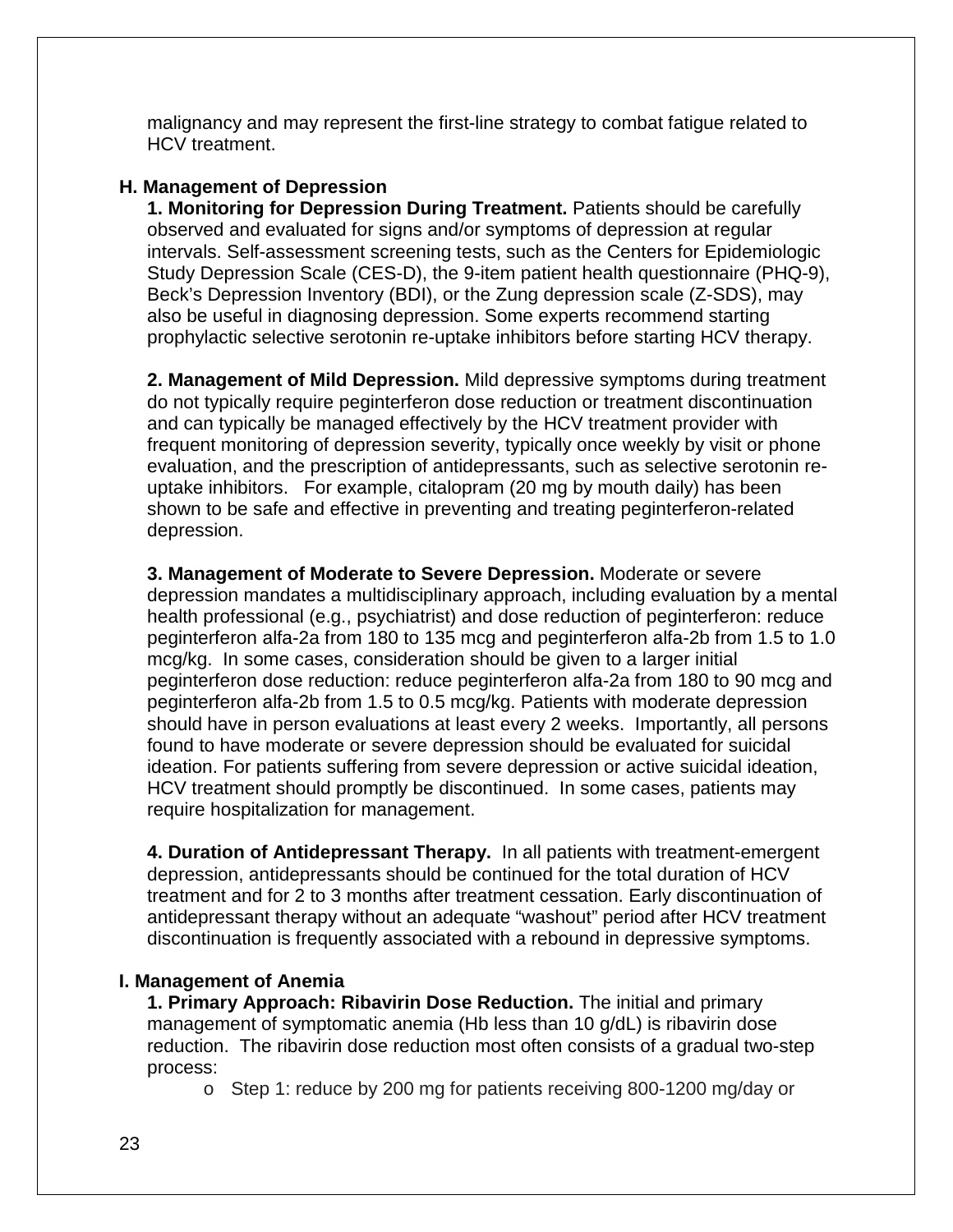malignancy and may represent the first-line strategy to combat fatigue related to HCV treatment.

### H. Management of Depression

**1. Monitoring for Depression During Treatment.** Patients should be carefully observed and evaluated for signs and/or symptoms of depression at regular intervals. Self-assessment screening tests, such as the Centers for Epidemiologic Study Depression Scale (CES-D), the 9-item patient health questionnaire (PHQ-9), Beck's Depression Inventory (BDI), or the Zung depression scale (Z-SDS), may also be useful in diagnosing depression. Some experts recommend starting prophylactic selective serotonin re-uptake inhibitors before starting HCV therapy.

**2. Management of Mild Depression.** Mild depressive symptoms during treatment do not typically require peginterferon dose reduction or treatment discontinuation and can typically be managed effectively by the HCV treatment provider with frequent monitoring of depression severity, typically once weekly by visit or phone evaluation, and the prescription of antidepressants, such as selective serotonin re-uptake inhibitors. For example, citalopram (20 mg by mouth daily) has been shown to be safe and effective in preventing and treating peginterferon-related depression.

**3. Management of Moderate to Severe Depression.** Moderate or severe depression mandates a multidisciplinary approach, including evaluation by a mental health professional (e.g., psychiatrist) and dose reduction of peginterferon: reduce peginterferon alfa-2a from 180 to 135 mcg and peginterferon alfa-2b from 1.5 to 1.0 mcg/kg. In some cases, consideration should be given to a larger initial peginterferon dose reduction: reduce peginterferon alfa-2a from 180 to 90 mcg and peginterferon alfa-2b from 1.5 to 0.5 mcg/kg. Patients with moderate depression should have in person evaluations at least every 2 weeks. Importantly, all persons found to have moderate or severe depression should be evaluated for suicidal ideation. For patients suffering from severe depression or active suicidal ideation, HCV treatment should promptly be discontinued. In some cases, patients may require hospitalization for management.

**4. Duration of Antidepressant Therapy.** In all patients with treatment-emergent depression, antidepressants should be continued for the total duration of HCV treatment and for 2 to 3 months after treatment cessation. Early discontinuation of antidepressant therapy without an adequate "washout" period after HCV treatment discontinuation is frequently associated with a rebound in depressive symptoms.

### I. Management of Anemia

**1. Primary Approach: Ribavirin Dose Reduction.** The initial and primary management of symptomatic anemia (Hb less than 10 g/dL) is ribavirin dose reduction. The ribavirin dose reduction most often consists of a gradual two-step process:

- Step 1: reduce by 200 mg for patients receiving 800-1200 mg/day or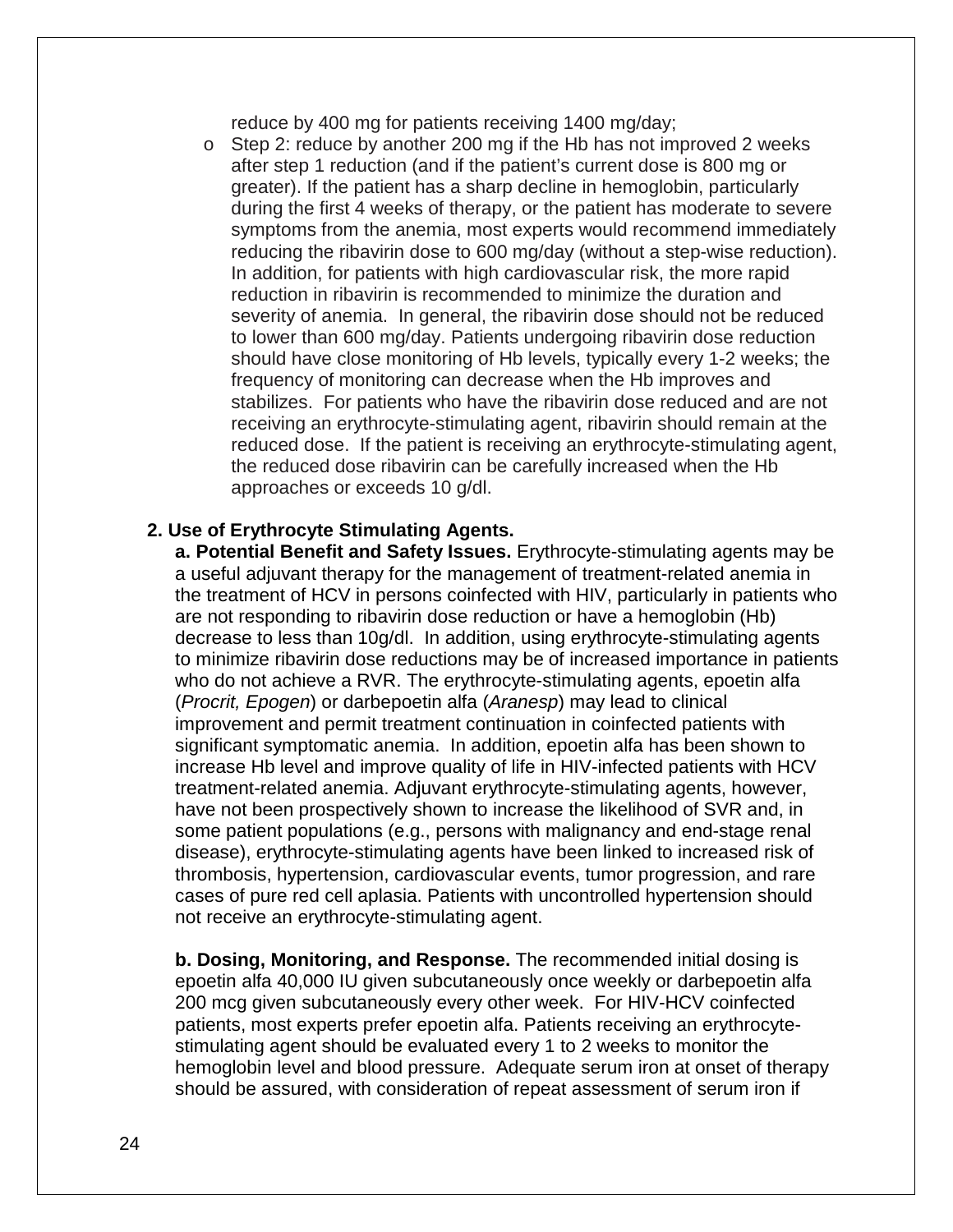reduce by 400 mg for patients receiving 1400 mg/day;

- Step 2: reduce by another 200 mg if the Hb has not improved 2 weeks after step 1 reduction (and if the patient's current dose is 800 mg or greater). If the patient has a sharp decline in hemoglobin, particularly during the first 4 weeks of therapy, or the patient has moderate to severe symptoms from the anemia, most experts would recommend immediately reducing the ribavirin dose to 600 mg/day (without a step-wise reduction). In addition, for patients with high cardiovascular risk, the more rapid reduction in ribavirin is recommended to minimize the duration and severity of anemia. In general, the ribavirin dose should not be reduced to lower than 600 mg/day. Patients undergoing ribavirin dose reduction should have close monitoring of Hb levels, typically every 1-2 weeks; the frequency of monitoring can decrease when the Hb improves and stabilizes. For patients who have the ribavirin dose reduced and are not receiving an erythrocyte-stimulating agent, ribavirin should remain at the reduced dose. If the patient is receiving an erythrocyte-stimulating agent, the reduced dose ribavirin can be carefully increased when the Hb approaches or exceeds 10 g/dl.

**2. Use of Erythrocyte Stimulating Agents.**

**a. Potential Benefit and Safety Issues.** Erythrocyte-stimulating agents may be a useful adjuvant therapy for the management of treatment-related anemia in the treatment of HCV in persons coinfected with HIV, particularly in patients who are not responding to ribavirin dose reduction or have a hemoglobin (Hb) decrease to less than 10g/dl. In addition, using erythrocyte-stimulating agents to minimize ribavirin dose reductions may be of increased importance in patients who do not achieve a RVR. The erythrocyte-stimulating agents, epoetin alfa (*Procrit, Epogen*) or darbepoetin alfa (*Aranesp*) may lead to clinical improvement and permit treatment continuation in coinfected patients with significant symptomatic anemia. In addition, epoetin alfa has been shown to increase Hb level and improve quality of life in HIV-infected patients with HCV treatment-related anemia. Adjuvant erythrocyte-stimulating agents, however, have not been prospectively shown to increase the likelihood of SVR and, in some patient populations (e.g., persons with malignancy and end-stage renal disease), erythrocyte-stimulating agents have been linked to increased risk of thrombosis, hypertension, cardiovascular events, tumor progression, and rare cases of pure red cell aplasia. Patients with uncontrolled hypertension should not receive an erythrocyte-stimulating agent.

**b. Dosing, Monitoring, and Response.** The recommended initial dosing is epoetin alfa 40,000 IU given subcutaneously once weekly or darbepoetin alfa 200 mcg given subcutaneously every other week. For HIV-HCV coinfected patients, most experts prefer epoetin alfa. Patients receiving an erythrocyte-stimulating agent should be evaluated every 1 to 2 weeks to monitor the hemoglobin level and blood pressure. Adequate serum iron at onset of therapy should be assured, with consideration of repeat assessment of serum iron if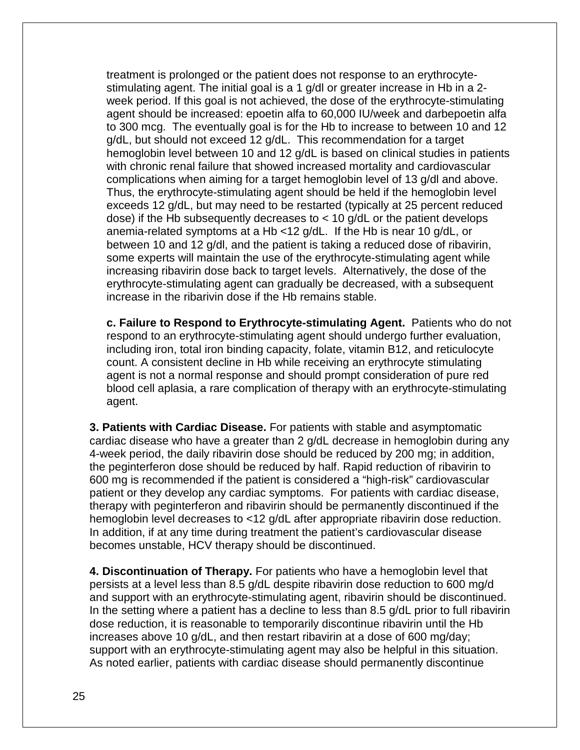treatment is prolonged or the patient does not response to an erythrocyte-stimulating agent. The initial goal is a 1 g/dl or greater increase in Hb in a 2-week period. If this goal is not achieved, the dose of the erythrocyte-stimulating agent should be increased: epoetin alfa to 60,000 IU/week and darbepoetin alfa to 300 mcg. The eventually goal is for the Hb to increase to between 10 and 12 g/dL, but should not exceed 12 g/dL. This recommendation for a target hemoglobin level between 10 and 12 g/dL is based on clinical studies in patients with chronic renal failure that showed increased mortality and cardiovascular complications when aiming for a target hemoglobin level of 13 g/dl and above. Thus, the erythrocyte-stimulating agent should be held if the hemoglobin level exceeds 12 g/dL, but may need to be restarted (typically at 25 percent reduced dose) if the Hb subsequently decreases to < 10 g/dL or the patient develops anemia-related symptoms at a Hb <12 g/dL. If the Hb is near 10 g/dL, or between 10 and 12 g/dl, and the patient is taking a reduced dose of ribavirin, some experts will maintain the use of the erythrocyte-stimulating agent while increasing ribavirin dose back to target levels. Alternatively, the dose of the erythrocyte-stimulating agent can gradually be decreased, with a subsequent increase in the ribarivin dose if the Hb remains stable.

**c. Failure to Respond to Erythrocyte-stimulating Agent.** Patients who do not respond to an erythrocyte-stimulating agent should undergo further evaluation, including iron, total iron binding capacity, folate, vitamin B12, and reticulocyte count. A consistent decline in Hb while receiving an erythrocyte stimulating agent is not a normal response and should prompt consideration of pure red blood cell aplasia, a rare complication of therapy with an erythrocyte-stimulating agent.

**3. Patients with Cardiac Disease.** For patients with stable and asymptomatic cardiac disease who have a greater than 2 g/dL decrease in hemoglobin during any 4-week period, the daily ribavirin dose should be reduced by 200 mg; in addition, the peginterferon dose should be reduced by half. Rapid reduction of ribavirin to 600 mg is recommended if the patient is considered a "high-risk" cardiovascular patient or they develop any cardiac symptoms. For patients with cardiac disease, therapy with peginterferon and ribavirin should be permanently discontinued if the hemoglobin level decreases to <12 g/dL after appropriate ribavirin dose reduction. In addition, if at any time during treatment the patient's cardiovascular disease becomes unstable, HCV therapy should be discontinued.

**4. Discontinuation of Therapy.** For patients who have a hemoglobin level that persists at a level less than 8.5 g/dL despite ribavirin dose reduction to 600 mg/d and support with an erythrocyte-stimulating agent, ribavirin should be discontinued. In the setting where a patient has a decline to less than 8.5 g/dL prior to full ribavirin dose reduction, it is reasonable to temporarily discontinue ribavirin until the Hb increases above 10 g/dL, and then restart ribavirin at a dose of 600 mg/day; support with an erythrocyte-stimulating agent may also be helpful in this situation. As noted earlier, patients with cardiac disease should permanently discontinue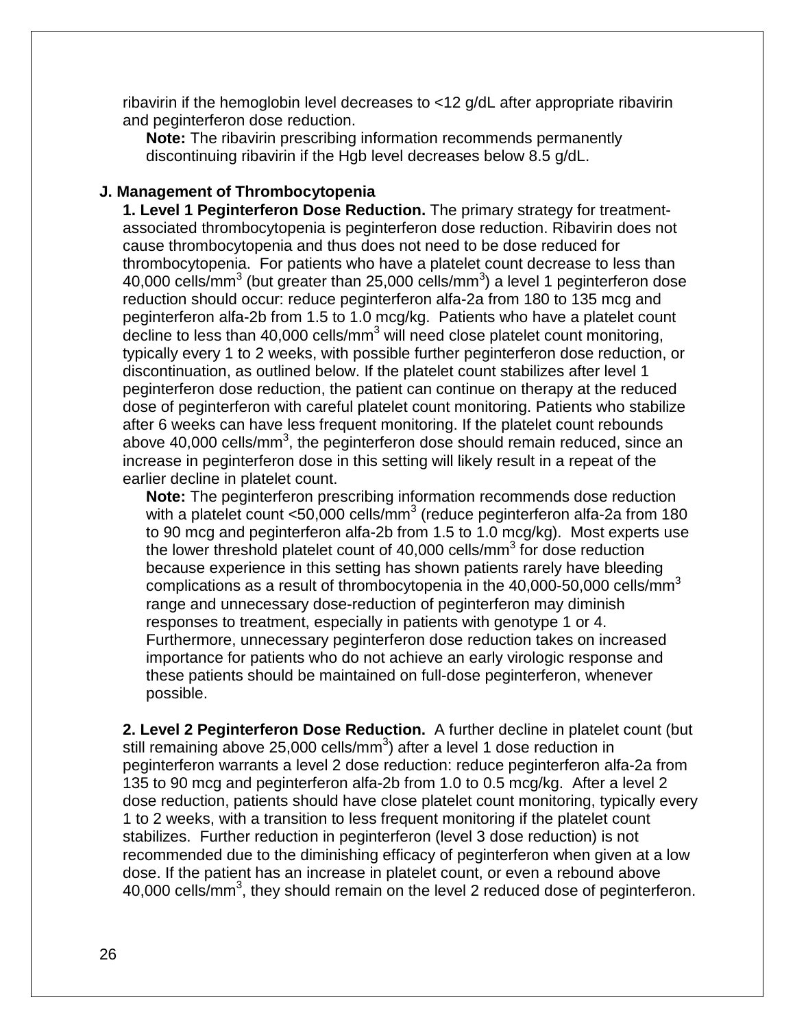ribavirin if the hemoglobin level decreases to <12 g/dL after appropriate ribavirin and peginterferon dose reduction.

**Note:** The ribavirin prescribing information recommends permanently discontinuing ribavirin if the Hgb level decreases below 8.5 g/dL.

### J. Management of Thrombocytopenia

**1. Level 1 Peginterferon Dose Reduction.** The primary strategy for treatment-associated thrombocytopenia is peginterferon dose reduction. Ribavirin does not cause thrombocytopenia and thus does not need to be dose reduced for thrombocytopenia. For patients who have a platelet count decrease to less than 40,000 cells/$mm^3$ (but greater than 25,000 cells/$mm^3$) a level 1 peginterferon dose reduction should occur: reduce peginterferon alfa-2a from 180 to 135 mcg and peginterferon alfa-2b from 1.5 to 1.0 mcg/kg. Patients who have a platelet count decline to less than 40,000 cells/$mm^3$ will need close platelet count monitoring, typically every 1 to 2 weeks, with possible further peginterferon dose reduction, or discontinuation, as outlined below. If the platelet count stabilizes after level 1 peginterferon dose reduction, the patient can continue on therapy at the reduced dose of peginterferon with careful platelet count monitoring. Patients who stabilize after 6 weeks can have less frequent monitoring. If the platelet count rebounds above 40,000 cells/$mm^3$, the peginterferon dose should remain reduced, since an increase in peginterferon dose in this setting will likely result in a repeat of the earlier decline in platelet count.

**Note:** The peginterferon prescribing information recommends dose reduction with a platelet count <50,000 cells/$mm^3$ (reduce peginterferon alfa-2a from 180 to 90 mcg and peginterferon alfa-2b from 1.5 to 1.0 mcg/kg). Most experts use the lower threshold platelet count of 40,000 cells/$mm^3$ for dose reduction because experience in this setting has shown patients rarely have bleeding complications as a result of thrombocytopenia in the 40,000-50,000 cells/$mm^3$ range and unnecessary dose-reduction of peginterferon may diminish responses to treatment, especially in patients with genotype 1 or 4. Furthermore, unnecessary peginterferon dose reduction takes on increased importance for patients who do not achieve an early virologic response and these patients should be maintained on full-dose peginterferon, whenever possible.

**2. Level 2 Peginterferon Dose Reduction.** A further decline in platelet count (but still remaining above 25,000 cells/$mm^3$) after a level 1 dose reduction in peginterferon warrants a level 2 dose reduction: reduce peginterferon alfa-2a from 135 to 90 mcg and peginterferon alfa-2b from 1.0 to 0.5 mcg/kg. After a level 2 dose reduction, patients should have close platelet count monitoring, typically every 1 to 2 weeks, with a transition to less frequent monitoring if the platelet count stabilizes. Further reduction in peginterferon (level 3 dose reduction) is not recommended due to the diminishing efficacy of peginterferon when given at a low dose. If the patient has an increase in platelet count, or even a rebound above 40,000 cells/$mm^3$, they should remain on the level 2 reduced dose of peginterferon.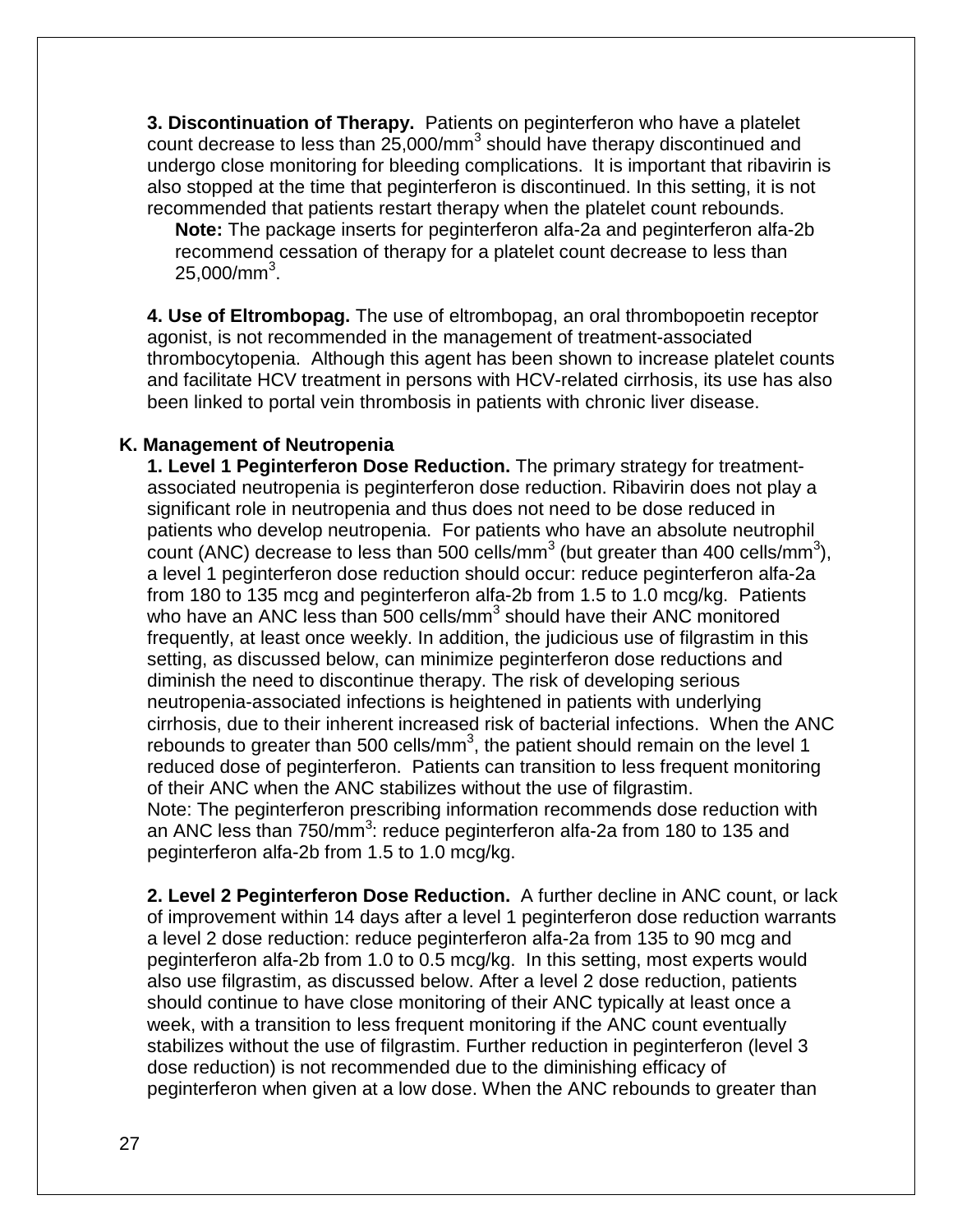**3. Discontinuation of Therapy.** Patients on peginterferon who have a platelet count decrease to less than 25,000/mm$^3$ should have therapy discontinued and undergo close monitoring for bleeding complications. It is important that ribavirin is also stopped at the time that peginterferon is discontinued. In this setting, it is not recommended that patients restart therapy when the platelet count rebounds.

**Note:** The package inserts for peginterferon alfa-2a and peginterferon alfa-2b recommend cessation of therapy for a platelet count decrease to less than 25,000/mm$^3$.

**4. Use of Eltrombopag.** The use of eltrombopag, an oral thrombopoetin receptor agonist, is not recommended in the management of treatment-associated thrombocytopenia. Although this agent has been shown to increase platelet counts and facilitate HCV treatment in persons with HCV-related cirrhosis, its use has also been linked to portal vein thrombosis in patients with chronic liver disease.

**K. Management of Neutropenia**

**1. Level 1 Peginterferon Dose Reduction.** The primary strategy for treatment-associated neutropenia is peginterferon dose reduction. Ribavirin does not play a significant role in neutropenia and thus does not need to be dose reduced in patients who develop neutropenia. For patients who have an absolute neutrophil count (ANC) decrease to less than 500 cells/mm$^3$ (but greater than 400 cells/mm$^3$), a level 1 peginterferon dose reduction should occur: reduce peginterferon alfa-2a from 180 to 135 mcg and peginterferon alfa-2b from 1.5 to 1.0 mcg/kg. Patients who have an ANC less than 500 cells/mm$^3$ should have their ANC monitored frequently, at least once weekly. In addition, the judicious use of filgrastim in this setting, as discussed below, can minimize peginterferon dose reductions and diminish the need to discontinue therapy. The risk of developing serious neutropenia-associated infections is heightened in patients with underlying cirrhosis, due to their inherent increased risk of bacterial infections. When the ANC rebounds to greater than 500 cells/mm$^3$, the patient should remain on the level 1 reduced dose of peginterferon. Patients can transition to less frequent monitoring of their ANC when the ANC stabilizes without the use of filgrastim.
Note: The peginterferon prescribing information recommends dose reduction with an ANC less than 750/mm$^3$: reduce peginterferon alfa-2a from 180 to 135 and peginterferon alfa-2b from 1.5 to 1.0 mcg/kg.

**2. Level 2 Peginterferon Dose Reduction.** A further decline in ANC count, or lack of improvement within 14 days after a level 1 peginterferon dose reduction warrants a level 2 dose reduction: reduce peginterferon alfa-2a from 135 to 90 mcg and peginterferon alfa-2b from 1.0 to 0.5 mcg/kg. In this setting, most experts would also use filgrastim, as discussed below. After a level 2 dose reduction, patients should continue to have close monitoring of their ANC typically at least once a week, with a transition to less frequent monitoring if the ANC count eventually stabilizes without the use of filgrastim. Further reduction in peginterferon (level 3 dose reduction) is not recommended due to the diminishing efficacy of peginterferon when given at a low dose. When the ANC rebounds to greater than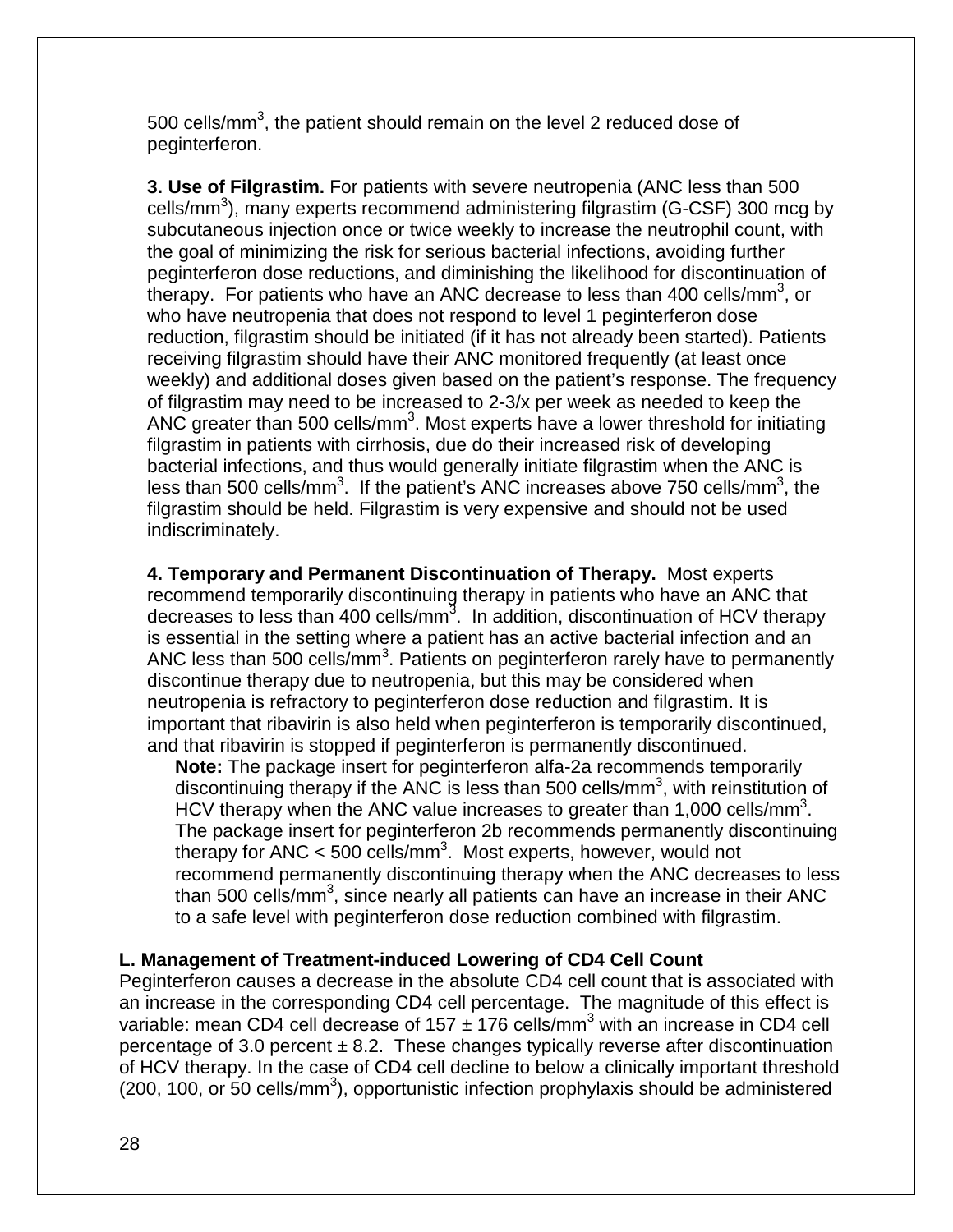500 cells/$mm^3$, the patient should remain on the level 2 reduced dose of peginterferon.

**3. Use of Filgrastim.** For patients with severe neutropenia (ANC less than 500 cells/$mm^3$), many experts recommend administering filgrastim (G-CSF) 300 mcg by subcutaneous injection once or twice weekly to increase the neutrophil count, with the goal of minimizing the risk for serious bacterial infections, avoiding further peginterferon dose reductions, and diminishing the likelihood for discontinuation of therapy. For patients who have an ANC decrease to less than 400 cells/$mm^3$, or who have neutropenia that does not respond to level 1 peginterferon dose reduction, filgrastim should be initiated (if it has not already been started). Patients receiving filgrastim should have their ANC monitored frequently (at least once weekly) and additional doses given based on the patient's response. The frequency of filgrastim may need to be increased to 2-3/x per week as needed to keep the ANC greater than 500 cells/$mm^3$. Most experts have a lower threshold for initiating filgrastim in patients with cirrhosis, due do their increased risk of developing bacterial infections, and thus would generally initiate filgrastim when the ANC is less than 500 cells/$mm^3$. If the patient's ANC increases above 750 cells/$mm^3$, the filgrastim should be held. Filgrastim is very expensive and should not be used indiscriminately.

**4. Temporary and Permanent Discontinuation of Therapy.** Most experts recommend temporarily discontinuing therapy in patients who have an ANC that decreases to less than 400 cells/$mm^3$. In addition, discontinuation of HCV therapy is essential in the setting where a patient has an active bacterial infection and an ANC less than 500 cells/$mm^3$. Patients on peginterferon rarely have to permanently discontinue therapy due to neutropenia, but this may be considered when neutropenia is refractory to peginterferon dose reduction and filgrastim. It is important that ribavirin is also held when peginterferon is temporarily discontinued, and that ribavirin is stopped if peginterferon is permanently discontinued.

> **Note:** The package insert for peginterferon alfa-2a recommends temporarily discontinuing therapy if the ANC is less than 500 cells/$mm^3$, with reinstitution of HCV therapy when the ANC value increases to greater than 1,000 cells/$mm^3$. The package insert for peginterferon 2b recommends permanently discontinuing therapy for ANC < 500 cells/$mm^3$. Most experts, however, would not recommend permanently discontinuing therapy when the ANC decreases to less than 500 cells/$mm^3$, since nearly all patients can have an increase in their ANC to a safe level with peginterferon dose reduction combined with filgrastim.

### L. Management of Treatment-induced Lowering of CD4 Cell Count

Peginterferon causes a decrease in the absolute CD4 cell count that is associated with an increase in the corresponding CD4 cell percentage. The magnitude of this effect is variable: mean CD4 cell decrease of $157 \pm 176$ cells/$mm^3$ with an increase in CD4 cell percentage of 3.0 percent $\pm$ 8.2. These changes typically reverse after discontinuation of HCV therapy. In the case of CD4 cell decline to below a clinically important threshold (200, 100, or 50 cells/$mm^3$), opportunistic infection prophylaxis should be administered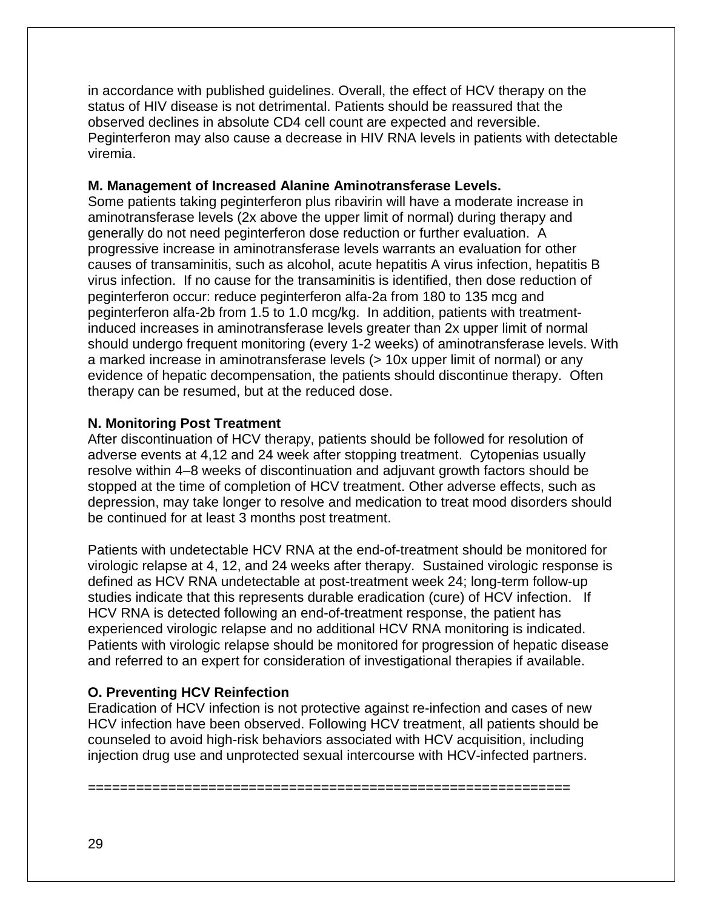in accordance with published guidelines. Overall, the effect of HCV therapy on the status of HIV disease is not detrimental. Patients should be reassured that the observed declines in absolute CD4 cell count are expected and reversible. Peginterferon may also cause a decrease in HIV RNA levels in patients with detectable viremia.

**M. Management of Increased Alanine Aminotransferase Levels.**

Some patients taking peginterferon plus ribavirin will have a moderate increase in aminotransferase levels (2x above the upper limit of normal) during therapy and generally do not need peginterferon dose reduction or further evaluation. A progressive increase in aminotransferase levels warrants an evaluation for other causes of transaminitis, such as alcohol, acute hepatitis A virus infection, hepatitis B virus infection. If no cause for the transaminitis is identified, then dose reduction of peginterferon occur: reduce peginterferon alfa-2a from 180 to 135 mcg and peginterferon alfa-2b from 1.5 to 1.0 mcg/kg. In addition, patients with treatment-induced increases in aminotransferase levels greater than 2x upper limit of normal should undergo frequent monitoring (every 1-2 weeks) of aminotransferase levels. With a marked increase in aminotransferase levels (> 10x upper limit of normal) or any evidence of hepatic decompensation, the patients should discontinue therapy. Often therapy can be resumed, but at the reduced dose.

**N. Monitoring Post Treatment**

After discontinuation of HCV therapy, patients should be followed for resolution of adverse events at 4,12 and 24 week after stopping treatment. Cytopenias usually resolve within 4–8 weeks of discontinuation and adjuvant growth factors should be stopped at the time of completion of HCV treatment. Other adverse effects, such as depression, may take longer to resolve and medication to treat mood disorders should be continued for at least 3 months post treatment.

Patients with undetectable HCV RNA at the end-of-treatment should be monitored for virologic relapse at 4, 12, and 24 weeks after therapy. Sustained virologic response is defined as HCV RNA undetectable at post-treatment week 24; long-term follow-up studies indicate that this represents durable eradication (cure) of HCV infection. If HCV RNA is detected following an end-of-treatment response, the patient has experienced virologic relapse and no additional HCV RNA monitoring is indicated. Patients with virologic relapse should be monitored for progression of hepatic disease and referred to an expert for consideration of investigational therapies if available.

**O. Preventing HCV Reinfection**

Eradication of HCV infection is not protective against re-infection and cases of new HCV infection have been observed. Following HCV treatment, all patients should be counseled to avoid high-risk behaviors associated with HCV acquisition, including injection drug use and unprotected sexual intercourse with HCV-infected partners.

============================================================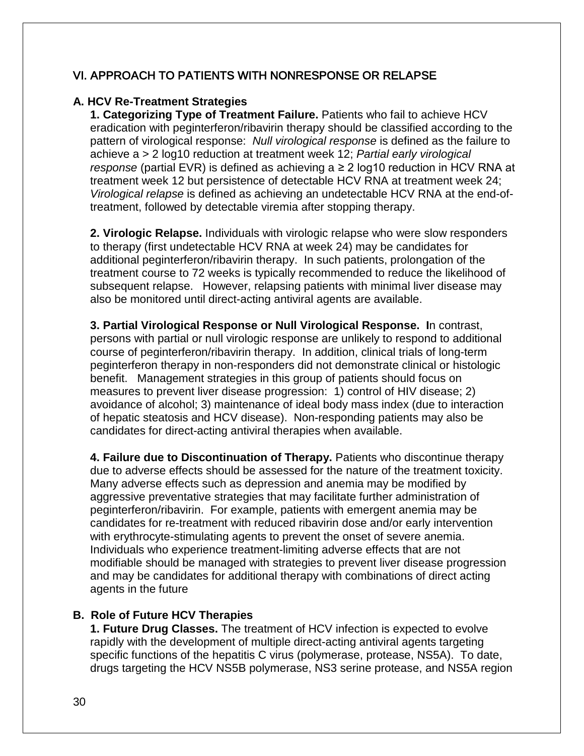## VI. APPROACH TO PATIENTS WITH NONRESPONSE OR RELAPSE

### A. HCV Re-Treatment Strategies

**1. Categorizing Type of Treatment Failure.** Patients who fail to achieve HCV eradication with peginterferon/ribavirin therapy should be classified according to the pattern of virological response: *Null virological response* is defined as the failure to achieve a > 2 log10 reduction at treatment week 12; *Partial early virological response* (partial EVR) is defined as achieving a ≥ 2 log10 reduction in HCV RNA at treatment week 12 but persistence of detectable HCV RNA at treatment week 24; *Virological relapse* is defined as achieving an undetectable HCV RNA at the end-of-treatment, followed by detectable viremia after stopping therapy.

**2. Virologic Relapse.** Individuals with virologic relapse who were slow responders to therapy (first undetectable HCV RNA at week 24) may be candidates for additional peginterferon/ribavirin therapy. In such patients, prolongation of the treatment course to 72 weeks is typically recommended to reduce the likelihood of subsequent relapse. However, relapsing patients with minimal liver disease may also be monitored until direct-acting antiviral agents are available.

**3. Partial Virological Response or Null Virological Response. I**n contrast, persons with partial or null virologic response are unlikely to respond to additional course of peginterferon/ribavirin therapy. In addition, clinical trials of long-term peginterferon therapy in non-responders did not demonstrate clinical or histologic benefit. Management strategies in this group of patients should focus on measures to prevent liver disease progression: 1) control of HIV disease; 2) avoidance of alcohol; 3) maintenance of ideal body mass index (due to interaction of hepatic steatosis and HCV disease). Non-responding patients may also be candidates for direct-acting antiviral therapies when available.

**4. Failure due to Discontinuation of Therapy.** Patients who discontinue therapy due to adverse effects should be assessed for the nature of the treatment toxicity. Many adverse effects such as depression and anemia may be modified by aggressive preventative strategies that may facilitate further administration of peginterferon/ribavirin. For example, patients with emergent anemia may be candidates for re-treatment with reduced ribavirin dose and/or early intervention with erythrocyte-stimulating agents to prevent the onset of severe anemia. Individuals who experience treatment-limiting adverse effects that are not modifiable should be managed with strategies to prevent liver disease progression and may be candidates for additional therapy with combinations of direct acting agents in the future

### B. Role of Future HCV Therapies

**1. Future Drug Classes.** The treatment of HCV infection is expected to evolve rapidly with the development of multiple direct-acting antiviral agents targeting specific functions of the hepatitis C virus (polymerase, protease, NS5A). To date, drugs targeting the HCV NS5B polymerase, NS3 serine protease, and NS5A region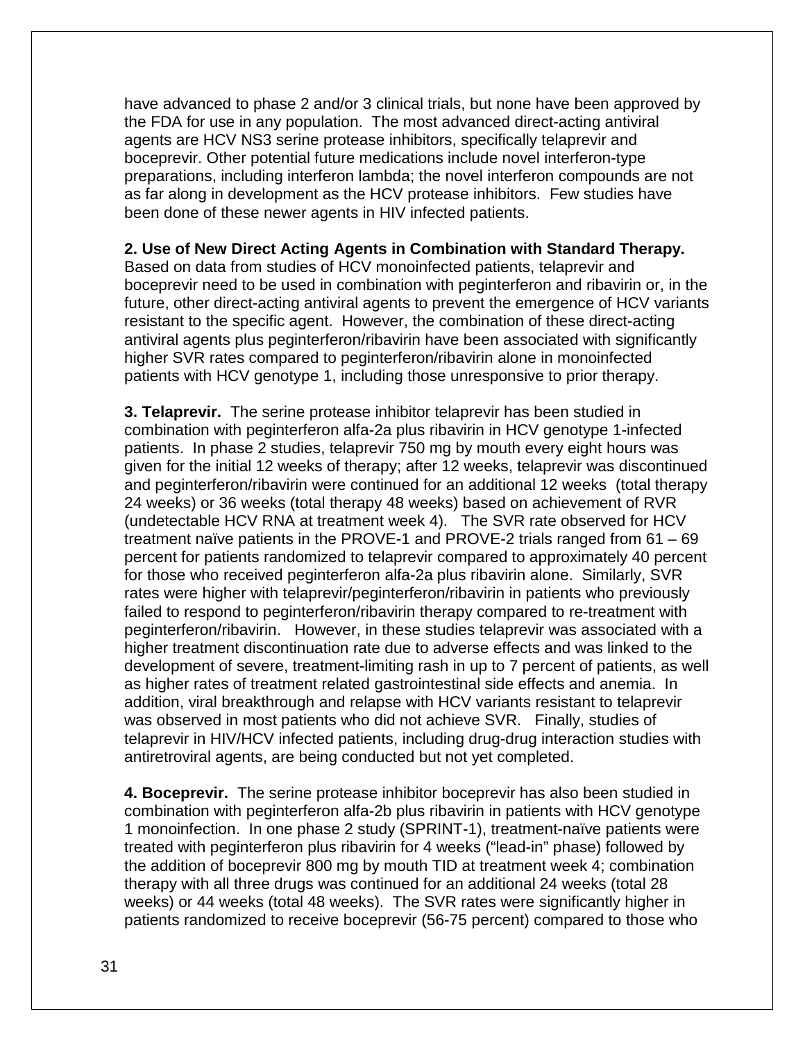have advanced to phase 2 and/or 3 clinical trials, but none have been approved by the FDA for use in any population. The most advanced direct-acting antiviral agents are HCV NS3 serine protease inhibitors, specifically telaprevir and boceprevir. Other potential future medications include novel interferon-type preparations, including interferon lambda; the novel interferon compounds are not as far along in development as the HCV protease inhibitors. Few studies have been done of these newer agents in HIV infected patients.

**2. Use of New Direct Acting Agents in Combination with Standard Therapy.** Based on data from studies of HCV monoinfected patients, telaprevir and boceprevir need to be used in combination with peginterferon and ribavirin or, in the future, other direct-acting antiviral agents to prevent the emergence of HCV variants resistant to the specific agent. However, the combination of these direct-acting antiviral agents plus peginterferon/ribavirin have been associated with significantly higher SVR rates compared to peginterferon/ribavirin alone in monoinfected patients with HCV genotype 1, including those unresponsive to prior therapy.

**3. Telaprevir.** The serine protease inhibitor telaprevir has been studied in combination with peginterferon alfa-2a plus ribavirin in HCV genotype 1-infected patients. In phase 2 studies, telaprevir 750 mg by mouth every eight hours was given for the initial 12 weeks of therapy; after 12 weeks, telaprevir was discontinued and peginterferon/ribavirin were continued for an additional 12 weeks (total therapy 24 weeks) or 36 weeks (total therapy 48 weeks) based on achievement of RVR (undetectable HCV RNA at treatment week 4). The SVR rate observed for HCV treatment naïve patients in the PROVE-1 and PROVE-2 trials ranged from 61 – 69 percent for patients randomized to telaprevir compared to approximately 40 percent for those who received peginterferon alfa-2a plus ribavirin alone. Similarly, SVR rates were higher with telaprevir/peginterferon/ribavirin in patients who previously failed to respond to peginterferon/ribavirin therapy compared to re-treatment with peginterferon/ribavirin. However, in these studies telaprevir was associated with a higher treatment discontinuation rate due to adverse effects and was linked to the development of severe, treatment-limiting rash in up to 7 percent of patients, as well as higher rates of treatment related gastrointestinal side effects and anemia. In addition, viral breakthrough and relapse with HCV variants resistant to telaprevir was observed in most patients who did not achieve SVR. Finally, studies of telaprevir in HIV/HCV infected patients, including drug-drug interaction studies with antiretroviral agents, are being conducted but not yet completed.

**4. Boceprevir.** The serine protease inhibitor boceprevir has also been studied in combination with peginterferon alfa-2b plus ribavirin in patients with HCV genotype 1 monoinfection. In one phase 2 study (SPRINT-1), treatment-naïve patients were treated with peginterferon plus ribavirin for 4 weeks ("lead-in" phase) followed by the addition of boceprevir 800 mg by mouth TID at treatment week 4; combination therapy with all three drugs was continued for an additional 24 weeks (total 28 weeks) or 44 weeks (total 48 weeks). The SVR rates were significantly higher in patients randomized to receive boceprevir (56-75 percent) compared to those who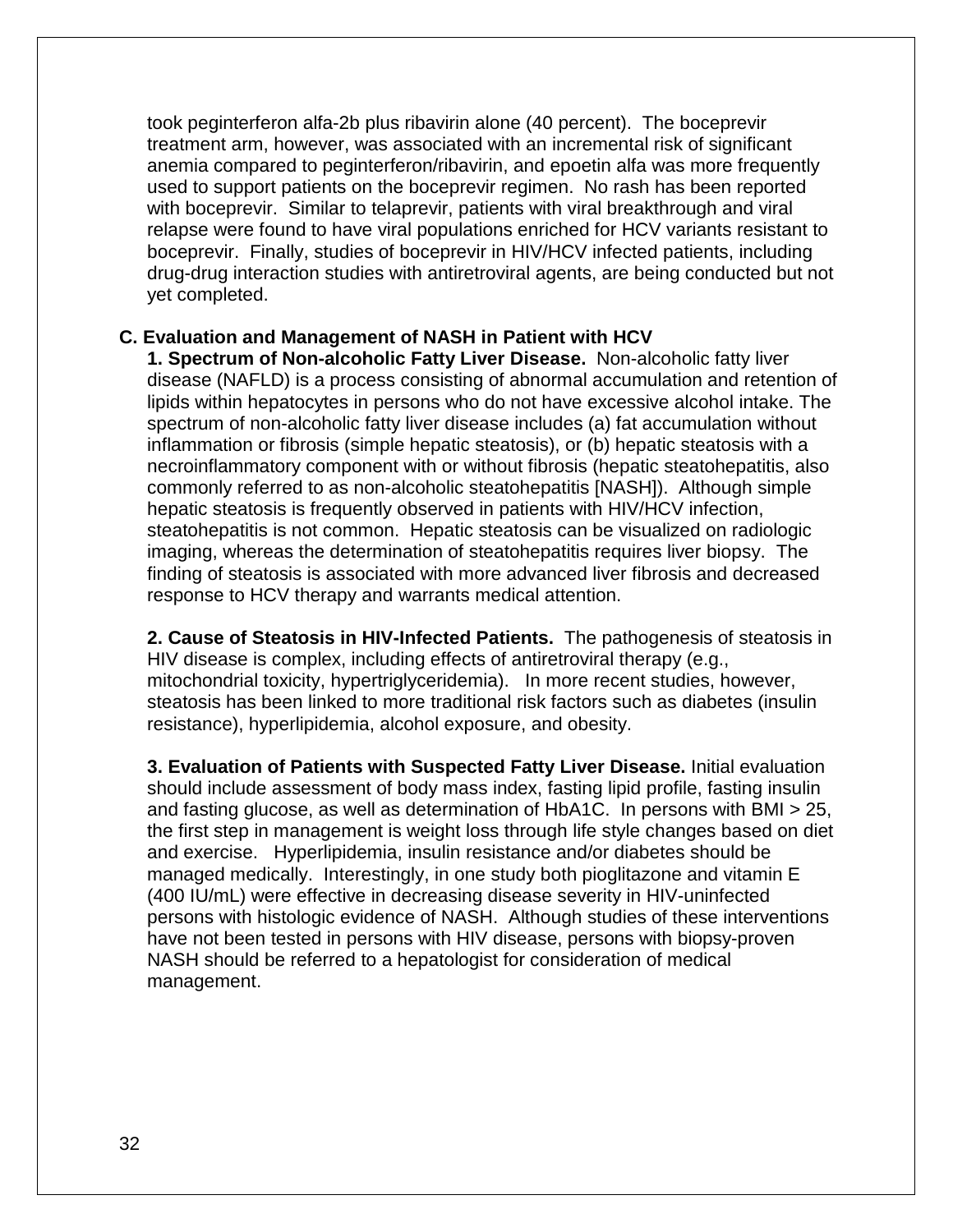took peginterferon alfa-2b plus ribavirin alone (40 percent). The boceprevir treatment arm, however, was associated with an incremental risk of significant anemia compared to peginterferon/ribavirin, and epoetin alfa was more frequently used to support patients on the boceprevir regimen. No rash has been reported with boceprevir. Similar to telaprevir, patients with viral breakthrough and viral relapse were found to have viral populations enriched for HCV variants resistant to boceprevir. Finally, studies of boceprevir in HIV/HCV infected patients, including drug-drug interaction studies with antiretroviral agents, are being conducted but not yet completed.

### C. Evaluation and Management of NASH in Patient with HCV

**1. Spectrum of Non-alcoholic Fatty Liver Disease.** Non-alcoholic fatty liver disease (NAFLD) is a process consisting of abnormal accumulation and retention of lipids within hepatocytes in persons who do not have excessive alcohol intake. The spectrum of non-alcoholic fatty liver disease includes (a) fat accumulation without inflammation or fibrosis (simple hepatic steatosis), or (b) hepatic steatosis with a necroinflammatory component with or without fibrosis (hepatic steatohepatitis, also commonly referred to as non-alcoholic steatohepatitis [NASH]). Although simple hepatic steatosis is frequently observed in patients with HIV/HCV infection, steatohepatitis is not common. Hepatic steatosis can be visualized on radiologic imaging, whereas the determination of steatohepatitis requires liver biopsy. The finding of steatosis is associated with more advanced liver fibrosis and decreased response to HCV therapy and warrants medical attention.

**2. Cause of Steatosis in HIV-Infected Patients.** The pathogenesis of steatosis in HIV disease is complex, including effects of antiretroviral therapy (e.g., mitochondrial toxicity, hypertriglyceridemia). In more recent studies, however, steatosis has been linked to more traditional risk factors such as diabetes (insulin resistance), hyperlipidemia, alcohol exposure, and obesity.

**3. Evaluation of Patients with Suspected Fatty Liver Disease.** Initial evaluation should include assessment of body mass index, fasting lipid profile, fasting insulin and fasting glucose, as well as determination of HbA1C. In persons with BMI > 25, the first step in management is weight loss through life style changes based on diet and exercise. Hyperlipidemia, insulin resistance and/or diabetes should be managed medically. Interestingly, in one study both pioglitazone and vitamin E (400 IU/mL) were effective in decreasing disease severity in HIV-uninfected persons with histologic evidence of NASH. Although studies of these interventions have not been tested in persons with HIV disease, persons with biopsy-proven NASH should be referred to a hepatologist for consideration of medical management.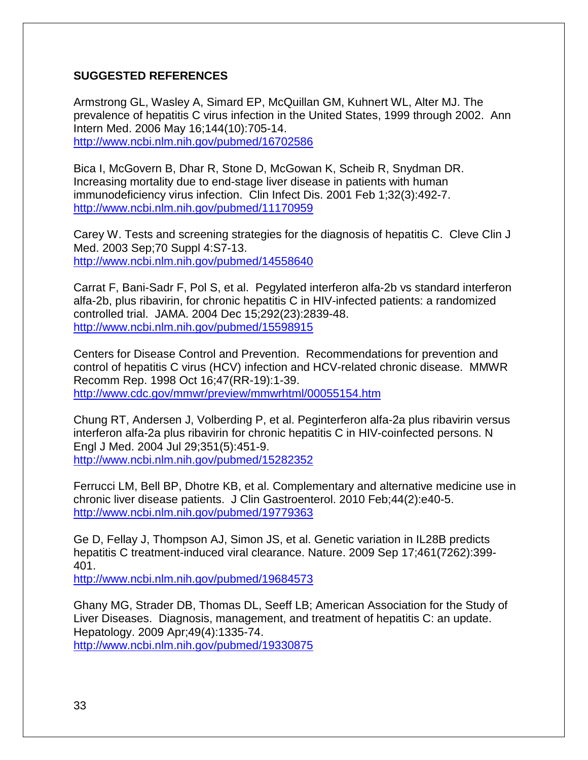## SUGGESTED REFERENCES

Armstrong GL, Wasley A, Simard EP, McQuillan GM, Kuhnert WL, Alter MJ. The prevalence of hepatitis C virus infection in the United States, 1999 through 2002. Ann Intern Med. 2006 May 16;144(10):705-14.
http://www.ncbi.nlm.nih.gov/pubmed/16702586

Bica I, McGovern B, Dhar R, Stone D, McGowan K, Scheib R, Snydman DR. Increasing mortality due to end-stage liver disease in patients with human immunodeficiency virus infection. Clin Infect Dis. 2001 Feb 1;32(3):492-7.
http://www.ncbi.nlm.nih.gov/pubmed/11170959

Carey W. Tests and screening strategies for the diagnosis of hepatitis C. Cleve Clin J Med. 2003 Sep;70 Suppl 4:S7-13.
http://www.ncbi.nlm.nih.gov/pubmed/14558640

Carrat F, Bani-Sadr F, Pol S, et al. Pegylated interferon alfa-2b vs standard interferon alfa-2b, plus ribavirin, for chronic hepatitis C in HIV-infected patients: a randomized controlled trial. JAMA. 2004 Dec 15;292(23):2839-48.
http://www.ncbi.nlm.nih.gov/pubmed/15598915

Centers for Disease Control and Prevention. Recommendations for prevention and control of hepatitis C virus (HCV) infection and HCV-related chronic disease. MMWR Recomm Rep. 1998 Oct 16;47(RR-19):1-39.
http://www.cdc.gov/mmwr/preview/mmwrhtml/00055154.htm

Chung RT, Andersen J, Volberding P, et al. Peginterferon alfa-2a plus ribavirin versus interferon alfa-2a plus ribavirin for chronic hepatitis C in HIV-coinfected persons. N Engl J Med. 2004 Jul 29;351(5):451-9.
http://www.ncbi.nlm.nih.gov/pubmed/15282352

Ferrucci LM, Bell BP, Dhotre KB, et al. Complementary and alternative medicine use in chronic liver disease patients. J Clin Gastroenterol. 2010 Feb;44(2):e40-5.
http://www.ncbi.nlm.nih.gov/pubmed/19779363

Ge D, Fellay J, Thompson AJ, Simon JS, et al. Genetic variation in IL28B predicts hepatitis C treatment-induced viral clearance. Nature. 2009 Sep 17;461(7262):399-401.
http://www.ncbi.nlm.nih.gov/pubmed/19684573

Ghany MG, Strader DB, Thomas DL, Seeff LB; American Association for the Study of Liver Diseases. Diagnosis, management, and treatment of hepatitis C: an update. Hepatology. 2009 Apr;49(4):1335-74.
http://www.ncbi.nlm.nih.gov/pubmed/19330875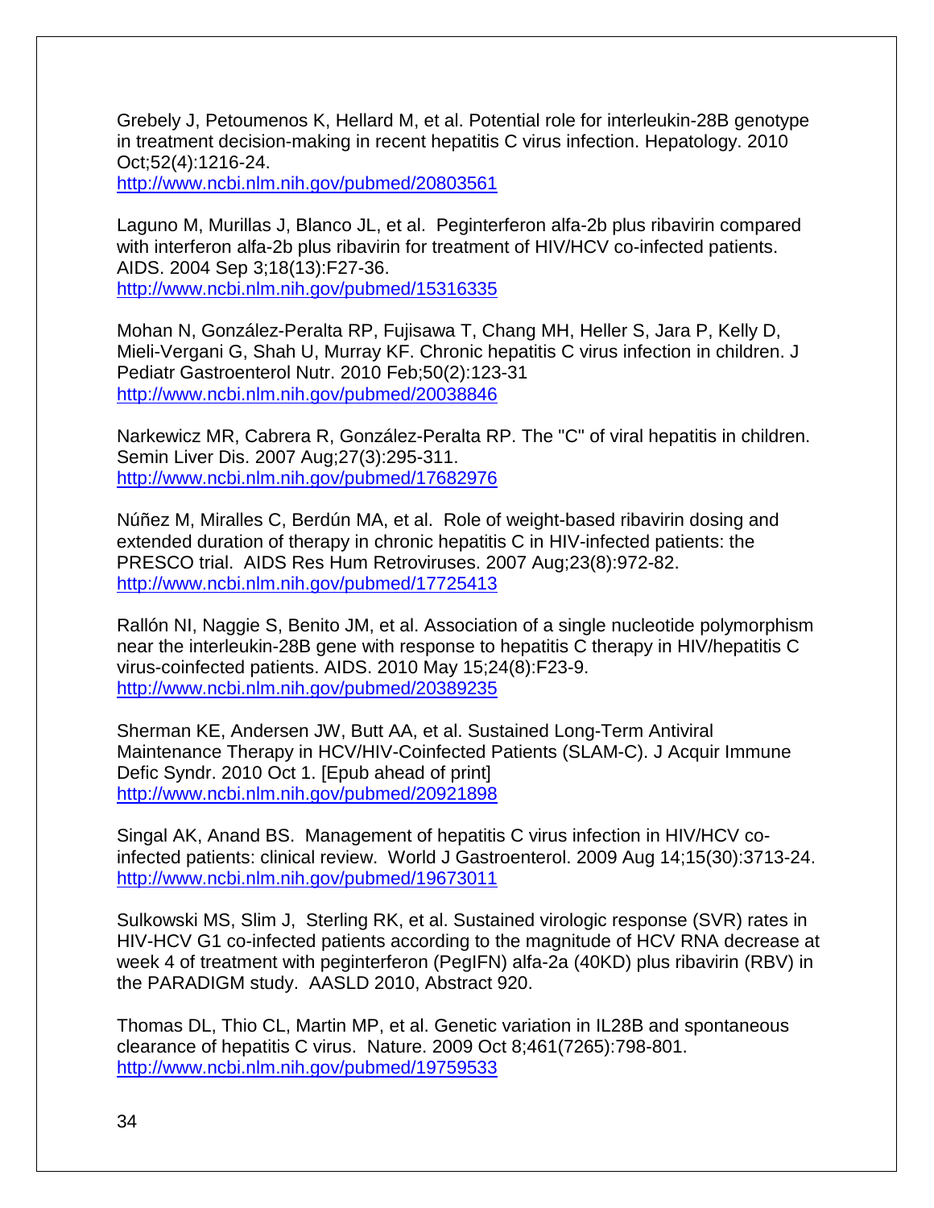Grebely J, Petoumenos K, Hellard M, et al. Potential role for interleukin-28B genotype in treatment decision-making in recent hepatitis C virus infection. Hepatology. 2010 Oct;52(4):1216-24.
http://www.ncbi.nlm.nih.gov/pubmed/20803561

Laguno M, Murillas J, Blanco JL, et al. Peginterferon alfa-2b plus ribavirin compared with interferon alfa-2b plus ribavirin for treatment of HIV/HCV co-infected patients. AIDS. 2004 Sep 3;18(13):F27-36.
http://www.ncbi.nlm.nih.gov/pubmed/15316335

Mohan N, González-Peralta RP, Fujisawa T, Chang MH, Heller S, Jara P, Kelly D, Mieli-Vergani G, Shah U, Murray KF. Chronic hepatitis C virus infection in children. J Pediatr Gastroenterol Nutr. 2010 Feb;50(2):123-31
http://www.ncbi.nlm.nih.gov/pubmed/20038846

Narkewicz MR, Cabrera R, González-Peralta RP. The "C" of viral hepatitis in children. Semin Liver Dis. 2007 Aug;27(3):295-311.
http://www.ncbi.nlm.nih.gov/pubmed/17682976

Núñez M, Miralles C, Berdún MA, et al. Role of weight-based ribavirin dosing and extended duration of therapy in chronic hepatitis C in HIV-infected patients: the PRESCO trial. AIDS Res Hum Retroviruses. 2007 Aug;23(8):972-82.
http://www.ncbi.nlm.nih.gov/pubmed/17725413

Rallón NI, Naggie S, Benito JM, et al. Association of a single nucleotide polymorphism near the interleukin-28B gene with response to hepatitis C therapy in HIV/hepatitis C virus-coinfected patients. AIDS. 2010 May 15;24(8):F23-9.
http://www.ncbi.nlm.nih.gov/pubmed/20389235

Sherman KE, Andersen JW, Butt AA, et al. Sustained Long-Term Antiviral Maintenance Therapy in HCV/HIV-Coinfected Patients (SLAM-C). J Acquir Immune Defic Syndr. 2010 Oct 1. [Epub ahead of print]
http://www.ncbi.nlm.nih.gov/pubmed/20921898

Singal AK, Anand BS. Management of hepatitis C virus infection in HIV/HCV co-infected patients: clinical review. World J Gastroenterol. 2009 Aug 14;15(30):3713-24.
http://www.ncbi.nlm.nih.gov/pubmed/19673011

Sulkowski MS, Slim J, Sterling RK, et al. Sustained virologic response (SVR) rates in HIV-HCV G1 co-infected patients according to the magnitude of HCV RNA decrease at week 4 of treatment with peginterferon (PegIFN) alfa-2a (40KD) plus ribavirin (RBV) in the PARADIGM study. AASLD 2010, Abstract 920.

Thomas DL, Thio CL, Martin MP, et al. Genetic variation in IL28B and spontaneous clearance of hepatitis C virus. Nature. 2009 Oct 8;461(7265):798-801.
http://www.ncbi.nlm.nih.gov/pubmed/19759533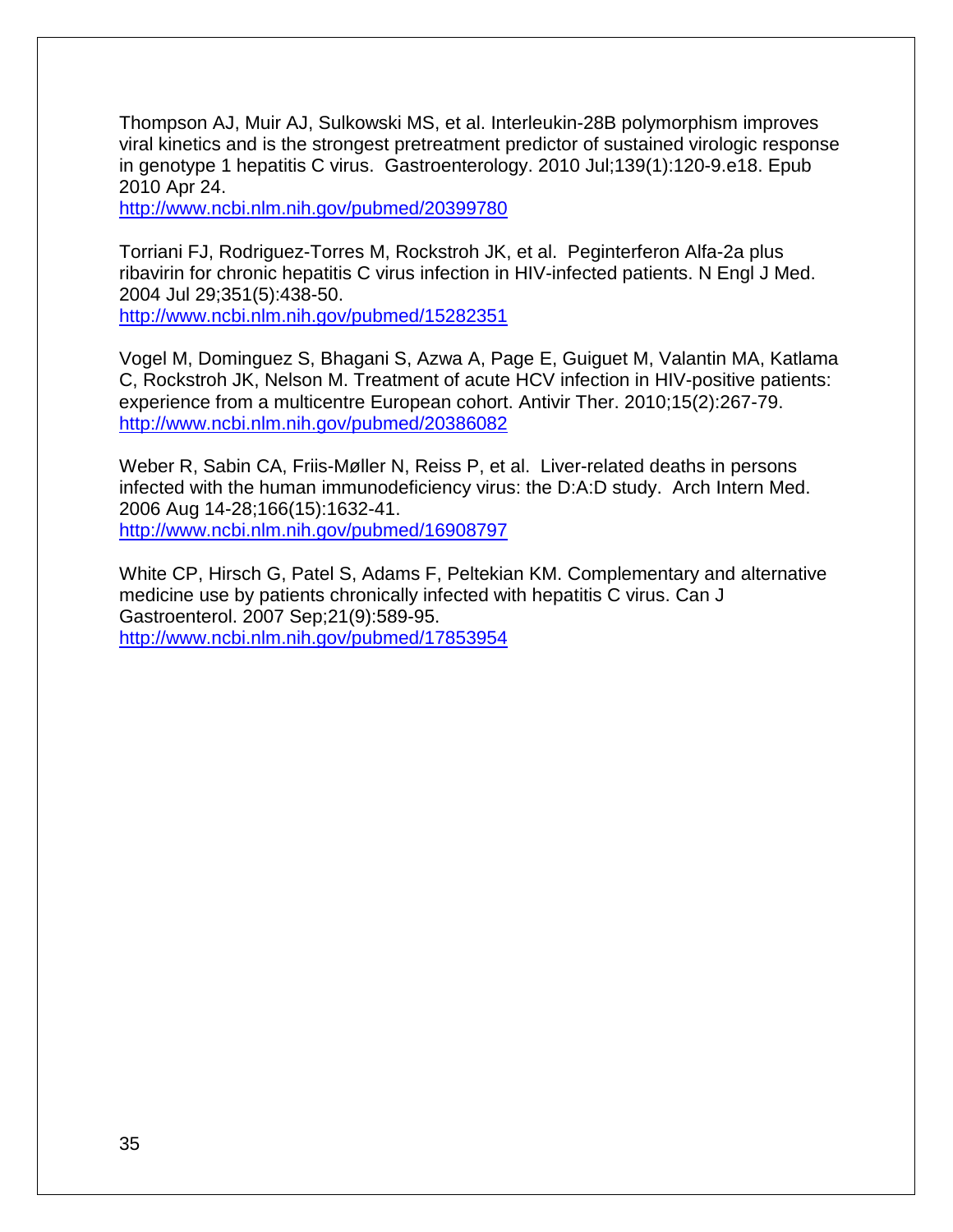Thompson AJ, Muir AJ, Sulkowski MS, et al. Interleukin-28B polymorphism improves viral kinetics and is the strongest pretreatment predictor of sustained virologic response in genotype 1 hepatitis C virus. Gastroenterology. 2010 Jul;139(1):120-9.e18. Epub 2010 Apr 24.
http://www.ncbi.nlm.nih.gov/pubmed/20399780

Torriani FJ, Rodriguez-Torres M, Rockstroh JK, et al. Peginterferon Alfa-2a plus ribavirin for chronic hepatitis C virus infection in HIV-infected patients. N Engl J Med. 2004 Jul 29;351(5):438-50.
http://www.ncbi.nlm.nih.gov/pubmed/15282351

Vogel M, Dominguez S, Bhagani S, Azwa A, Page E, Guiguet M, Valantin MA, Katlama C, Rockstroh JK, Nelson M. Treatment of acute HCV infection in HIV-positive patients: experience from a multicentre European cohort. Antivir Ther. 2010;15(2):267-79.
http://www.ncbi.nlm.nih.gov/pubmed/20386082

Weber R, Sabin CA, Friis-Møller N, Reiss P, et al. Liver-related deaths in persons infected with the human immunodeficiency virus: the D:A:D study. Arch Intern Med. 2006 Aug 14-28;166(15):1632-41.
http://www.ncbi.nlm.nih.gov/pubmed/16908797

White CP, Hirsch G, Patel S, Adams F, Peltekian KM. Complementary and alternative medicine use by patients chronically infected with hepatitis C virus. Can J Gastroenterol. 2007 Sep;21(9):589-95.
http://www.ncbi.nlm.nih.gov/pubmed/17853954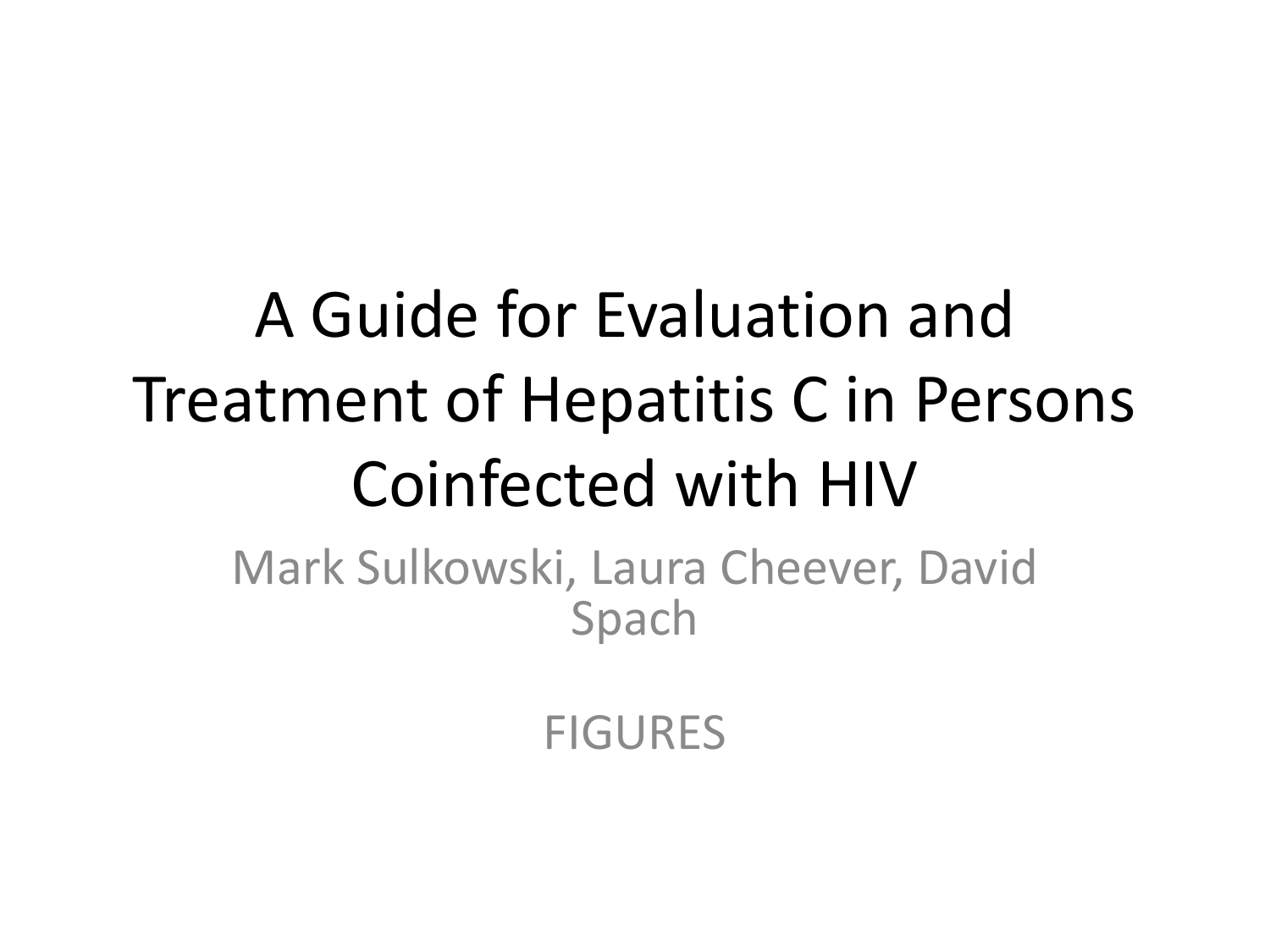# A Guide for Evaluation and Treatment of Hepatitis C in Persons Coinfected with HIV

Mark Sulkowski, Laura Cheever, David Spach

FIGURES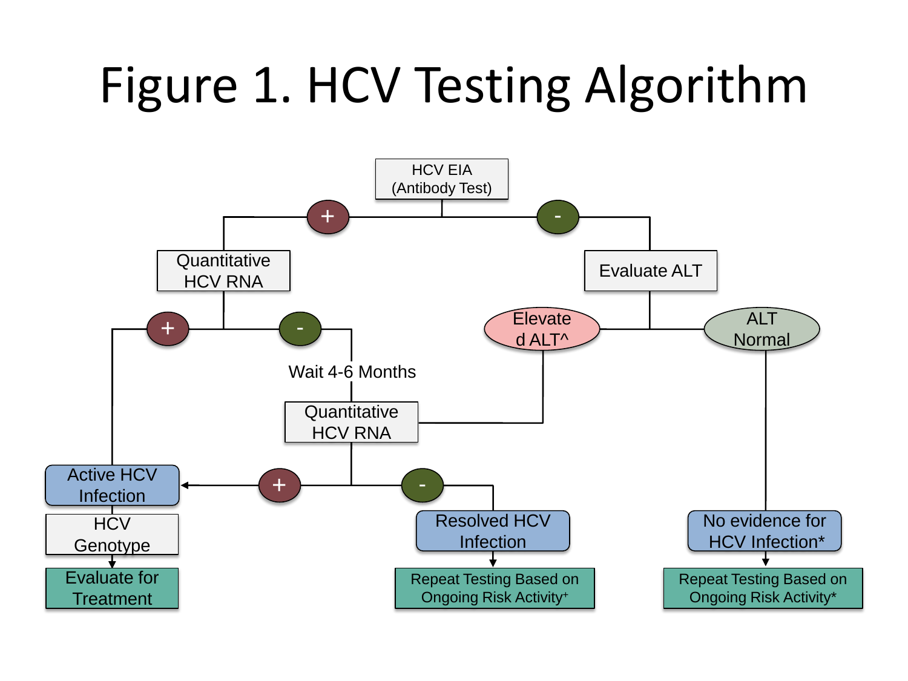# Figure 1. HCV Testing Algorithm

- **HCV EIA (Antibody Test)**
  - **+** → Quantitative HCV RNA
    - **+** → Active HCV Infection → HCV Genotype → Evaluate for Treatment
    - **-** → Wait 4-6 Months → Quantitative HCV RNA
      - **+** → Active HCV Infection → HCV Genotype → Evaluate for Treatment
      - **-** → Resolved HCV Infection → Repeat Testing Based on Ongoing Risk Activity⁺
  - **-** → Evaluate ALT
    - Elevated ALT^ → Quantitative HCV RNA
      - **+** → Active HCV Infection → HCV Genotype → Evaluate for Treatment
      - **-** → Resolved HCV Infection → Repeat Testing Based on Ongoing Risk Activity⁺
    - ALT Normal → No evidence for HCV Infection* → Repeat Testing Based on Ongoing Risk Activity*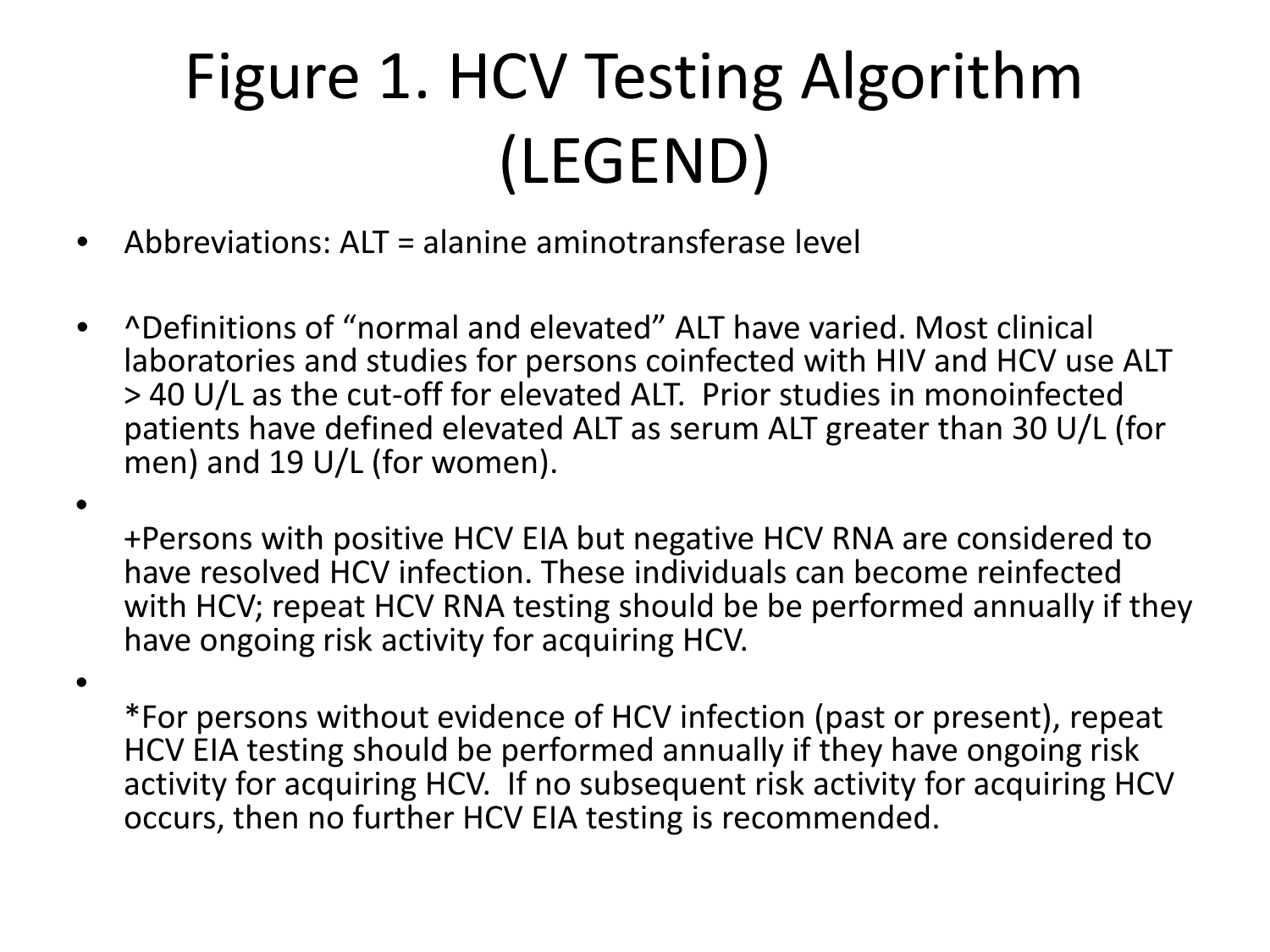# Figure 1. HCV Testing Algorithm (LEGEND)

- Abbreviations: ALT = alanine aminotransferase level
- ^Definitions of "normal and elevated" ALT have varied. Most clinical laboratories and studies for persons coinfected with HIV and HCV use ALT > 40 U/L as the cut-off for elevated ALT. Prior studies in monoinfected patients have defined elevated ALT as serum ALT greater than 30 U/L (for men) and 19 U/L (for women).
- +Persons with positive HCV EIA but negative HCV RNA are considered to have resolved HCV infection. These individuals can become reinfected with HCV; repeat HCV RNA testing should be be performed annually if they have ongoing risk activity for acquiring HCV.
- *For persons without evidence of HCV infection (past or present), repeat HCV EIA testing should be performed annually if they have ongoing risk activity for acquiring HCV. If no subsequent risk activity for acquiring HCV occurs, then no further HCV EIA testing is recommended.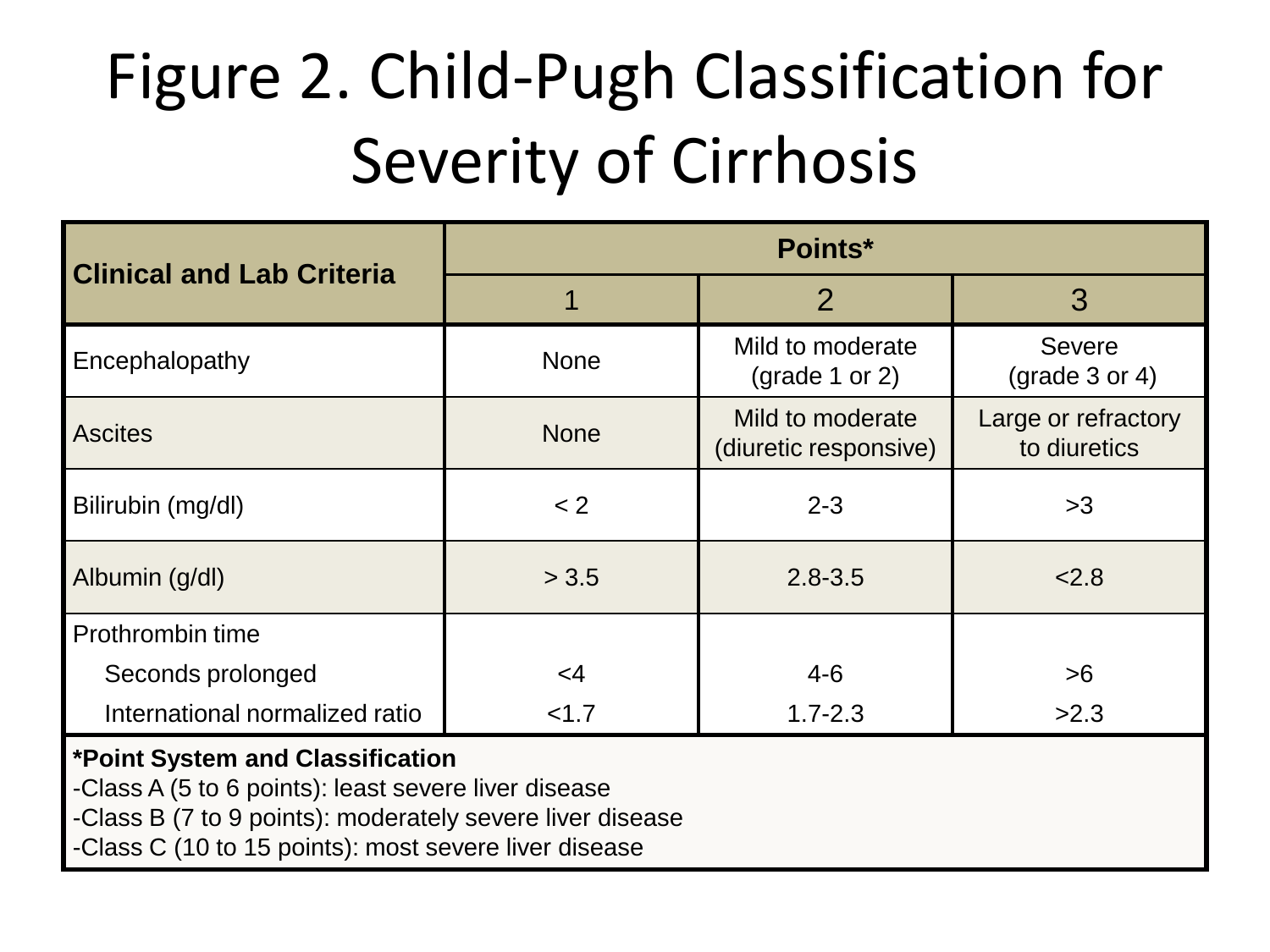# Figure 2. Child-Pugh Classification for Severity of Cirrhosis

| Clinical and Lab Criteria | Points* | | |
|---|---|---|---|
| | 1 | 2 | 3 |
| Encephalopathy | None | Mild to moderate (grade 1 or 2) | Severe (grade 3 or 4) |
| Ascites | None | Mild to moderate (diuretic responsive) | Large or refractory to diuretics |
| Bilirubin (mg/dl) | < 2 | 2-3 | >3 |
| Albumin (g/dl) | > 3.5 | 2.8-3.5 | <2.8 |
| Prothrombin time | | | |
| Seconds prolonged | <4 | 4-6 | >6 |
| International normalized ratio | <1.7 | 1.7-2.3 | >2.3 |

**\*Point System and Classification**

-Class A (5 to 6 points): least severe liver disease

-Class B (7 to 9 points): moderately severe liver disease

-Class C (10 to 15 points): most severe liver disease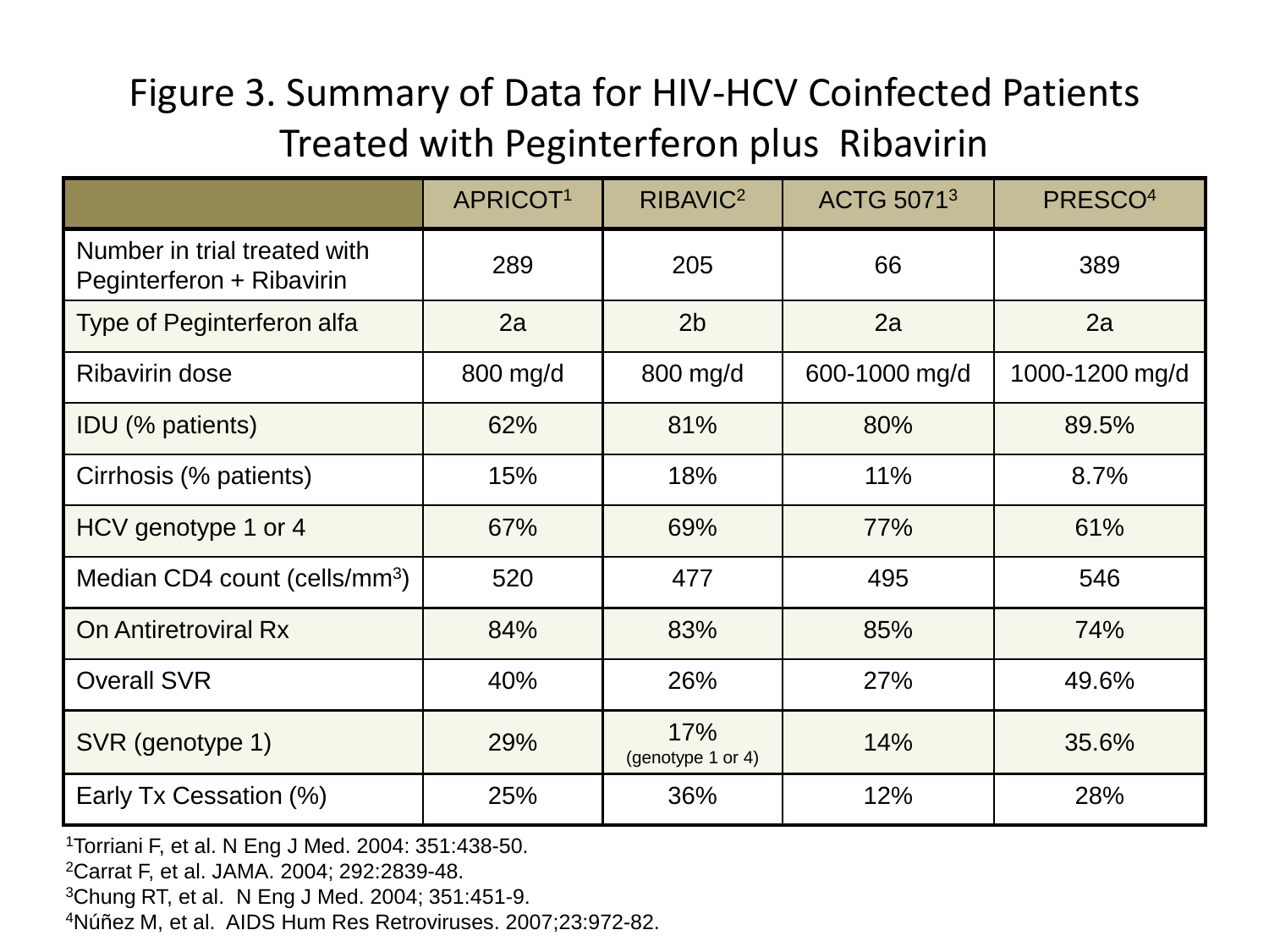# Figure 3. Summary of Data for HIV-HCV Coinfected Patients Treated with Peginterferon plus Ribavirin

| | APRICOT[1] | RIBAVIC[2] | ACTG 5071[3] | PRESCO[4] |
|---|---|---|---|---|
| Number in trial treated with Peginterferon + Ribavirin | 289 | 205 | 66 | 389 |
| Type of Peginterferon alfa | 2a | 2b | 2a | 2a |
| Ribavirin dose | 800 mg/d | 800 mg/d | 600-1000 mg/d | 1000-1200 mg/d |
| IDU (% patients) | 62% | 81% | 80% | 89.5% |
| Cirrhosis (% patients) | 15% | 18% | 11% | 8.7% |
| HCV genotype 1 or 4 | 67% | 69% | 77% | 61% |
| Median CD4 count (cells/mm$^3$) | 520 | 477 | 495 | 546 |
| On Antiretroviral Rx | 84% | 83% | 85% | 74% |
| Overall SVR | 40% | 26% | 27% | 49.6% |
| SVR (genotype 1) | 29% | 17% (genotype 1 or 4) | 14% | 35.6% |
| Early Tx Cessation (%) | 25% | 36% | 12% | 28% |

[1]Torriani F, et al. N Eng J Med. 2004: 351:438-50.
[2]Carrat F, et al. JAMA. 2004; 292:2839-48.
[3]Chung RT, et al. N Eng J Med. 2004; 351:451-9.
[4]Núñez M, et al. AIDS Hum Res Retroviruses. 2007;23:972-82.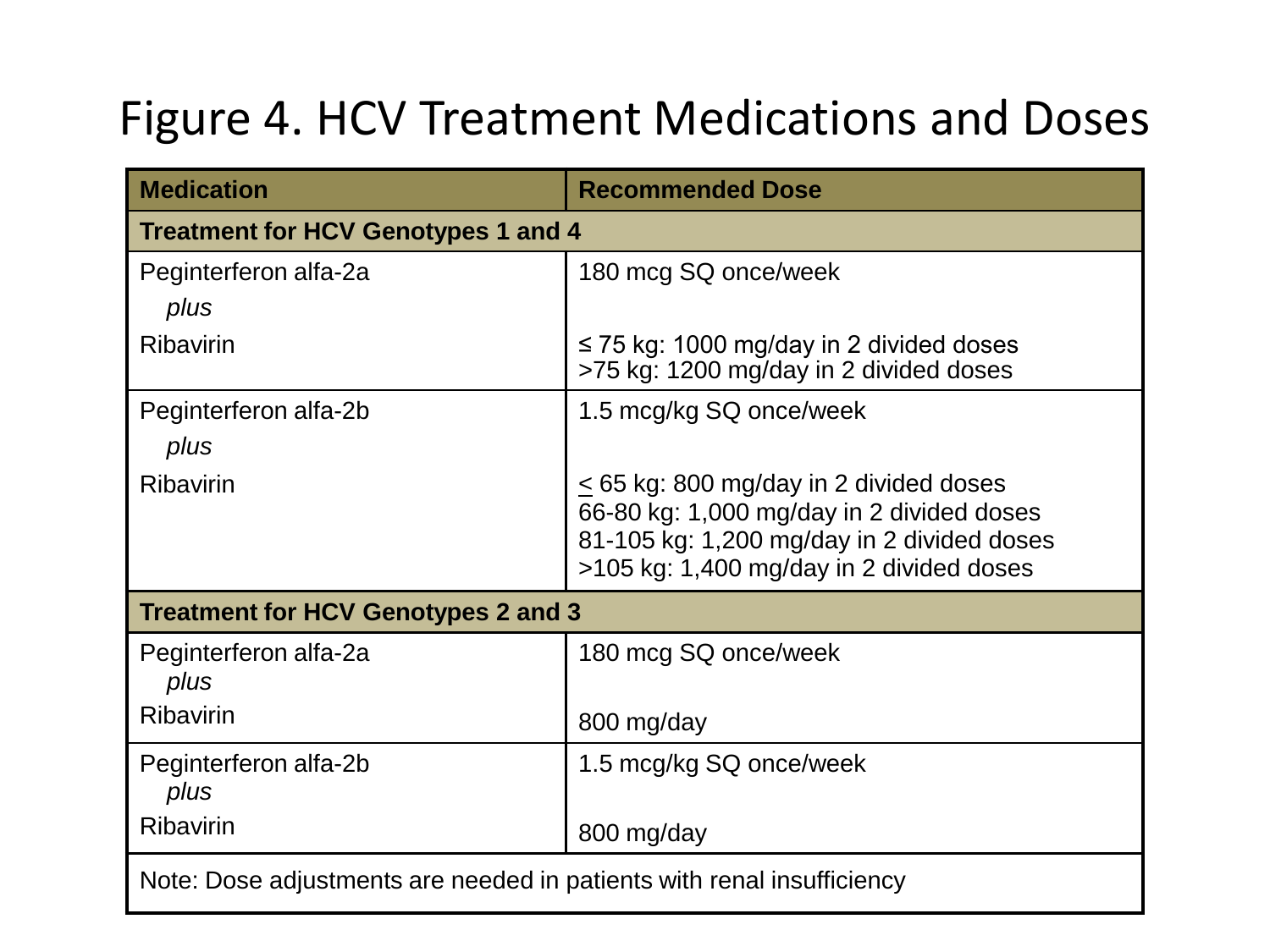# Figure 4. HCV Treatment Medications and Doses

| Medication | Recommended Dose |
|---|---|
| **Treatment for HCV Genotypes 1 and 4** | |
| Peginterferon alfa-2a *plus* Ribavirin | 180 mcg SQ once/week<br><br>≤ 75 kg: 1000 mg/day in 2 divided doses<br>>75 kg: 1200 mg/day in 2 divided doses |
| Peginterferon alfa-2b *plus* Ribavirin | 1.5 mcg/kg SQ once/week<br><br>≤ 65 kg: 800 mg/day in 2 divided doses<br>66-80 kg: 1,000 mg/day in 2 divided doses<br>81-105 kg: 1,200 mg/day in 2 divided doses<br>>105 kg: 1,400 mg/day in 2 divided doses |
| **Treatment for HCV Genotypes 2 and 3** | |
| Peginterferon alfa-2a *plus* Ribavirin | 180 mcg SQ once/week<br><br>800 mg/day |
| Peginterferon alfa-2b *plus* Ribavirin | 1.5 mcg/kg SQ once/week<br><br>800 mg/day |
| Note: Dose adjustments are needed in patients with renal insufficiency | |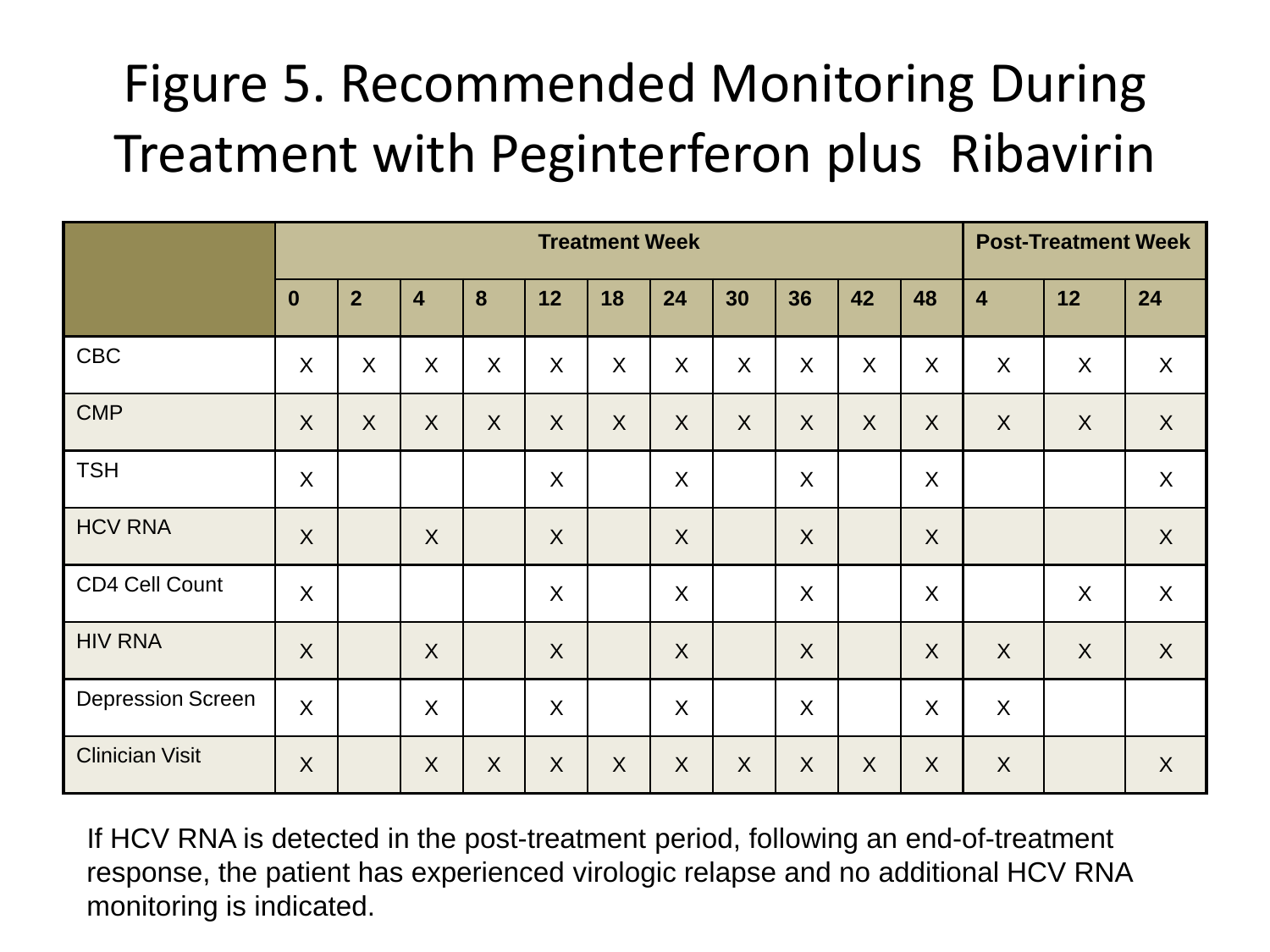# Figure 5. Recommended Monitoring During Treatment with Peginterferon plus Ribavirin

| | Treatment Week | | | | | | | | | | | Post-Treatment Week | | |
|---|---|---|---|---|---|---|---|---|---|---|---|---|---|---|
| | **0** | **2** | **4** | **8** | **12** | **18** | **24** | **30** | **36** | **42** | **48** | **4** | **12** | **24** |
| CBC | X | X | X | X | X | X | X | X | X | X | X | X | X | X |
| CMP | X | X | X | X | X | X | X | X | X | X | X | X | X | X |
| TSH | X | | | | X | | X | | X | | X | | | X |
| HCV RNA | X | | X | | X | | X | | X | | X | | | X |
| CD4 Cell Count | X | | | | X | | X | | X | | X | | X | X |
| HIV RNA | X | | X | | X | | X | | X | | X | X | X | X |
| Depression Screen | X | | X | | X | | X | | X | | X | X | | |
| Clinician Visit | X | | X | X | X | X | X | X | X | X | X | X | | X |

If HCV RNA is detected in the post-treatment period, following an end-of-treatment response, the patient has experienced virologic relapse and no additional HCV RNA monitoring is indicated.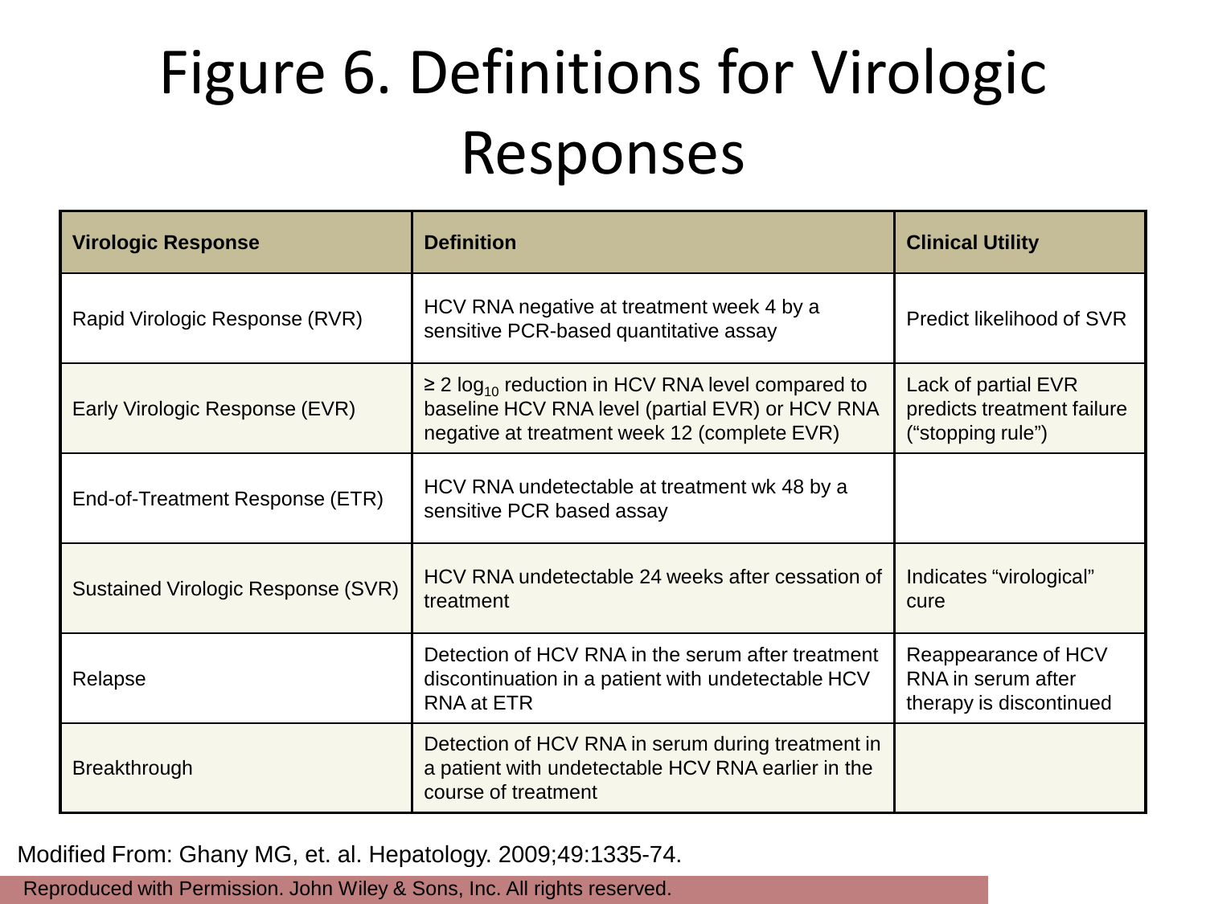# Figure 6. Definitions for Virologic Responses

| Virologic Response | Definition | Clinical Utility |
|---|---|---|
| Rapid Virologic Response (RVR) | HCV RNA negative at treatment week 4 by a sensitive PCR-based quantitative assay | Predict likelihood of SVR |
| Early Virologic Response (EVR) | ≥ 2 $\log_{10}$ reduction in HCV RNA level compared to baseline HCV RNA level (partial EVR) or HCV RNA negative at treatment week 12 (complete EVR) | Lack of partial EVR predicts treatment failure ("stopping rule") |
| End-of-Treatment Response (ETR) | HCV RNA undetectable at treatment wk 48 by a sensitive PCR based assay | |
| Sustained Virologic Response (SVR) | HCV RNA undetectable 24 weeks after cessation of treatment | Indicates "virological" cure |
| Relapse | Detection of HCV RNA in the serum after treatment discontinuation in a patient with undetectable HCV RNA at ETR | Reappearance of HCV RNA in serum after therapy is discontinued |
| Breakthrough | Detection of HCV RNA in serum during treatment in a patient with undetectable HCV RNA earlier in the course of treatment | |

Modified From: Ghany MG, et. al. Hepatology. 2009;49:1335-74.

Reproduced with Permission. John Wiley & Sons, Inc. All rights reserved.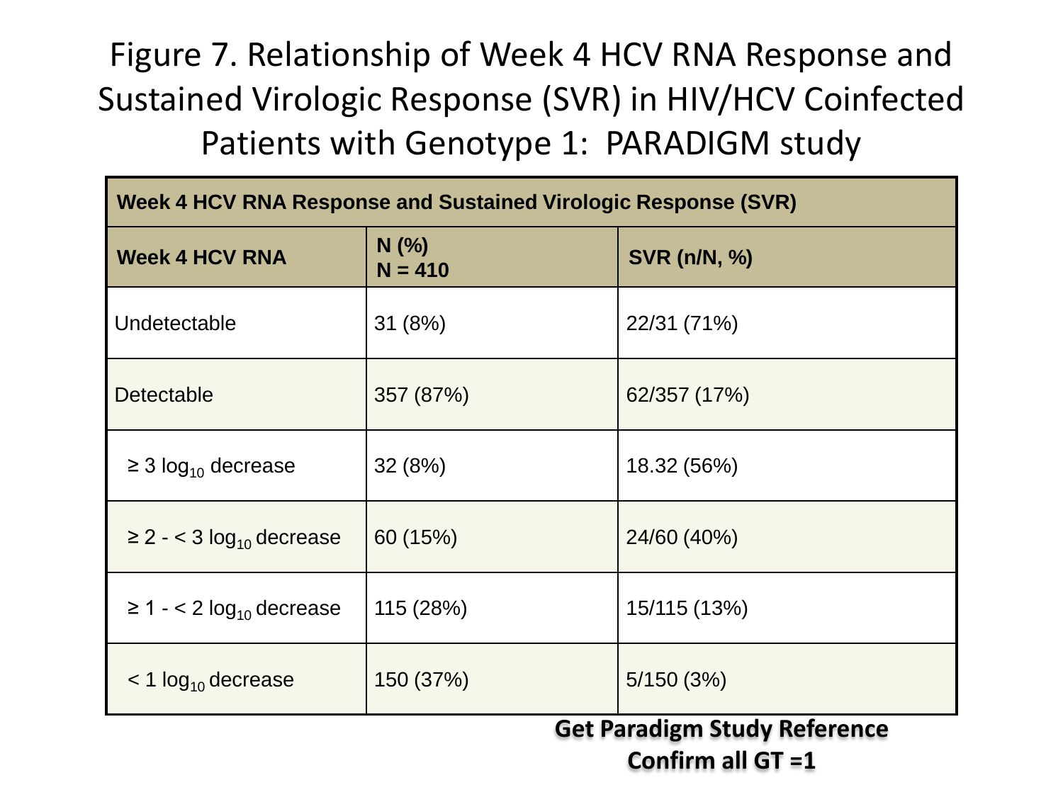# Figure 7. Relationship of Week 4 HCV RNA Response and Sustained Virologic Response (SVR) in HIV/HCV Coinfected Patients with Genotype 1: PARADIGM study

| Week 4 HCV RNA Response and Sustained Virologic Response (SVR) | | |
| --- | --- | --- |
| **Week 4 HCV RNA** | **N (%) N = 410** | **SVR (n/N, %)** |
| Undetectable | 31 (8%) | 22/31 (71%) |
| Detectable | 357 (87%) | 62/357 (17%) |
| ≥ 3 $log_{10}$ decrease | 32 (8%) | 18.32 (56%) |
| ≥ 2 - < 3 $log_{10}$ decrease | 60 (15%) | 24/60 (40%) |
| ≥ 1 - < 2 $log_{10}$ decrease | 115 (28%) | 15/115 (13%) |
| < 1 $log_{10}$ decrease | 150 (37%) | 5/150 (3%) |

**Get Paradigm Study Reference**

**Confirm all GT =1**